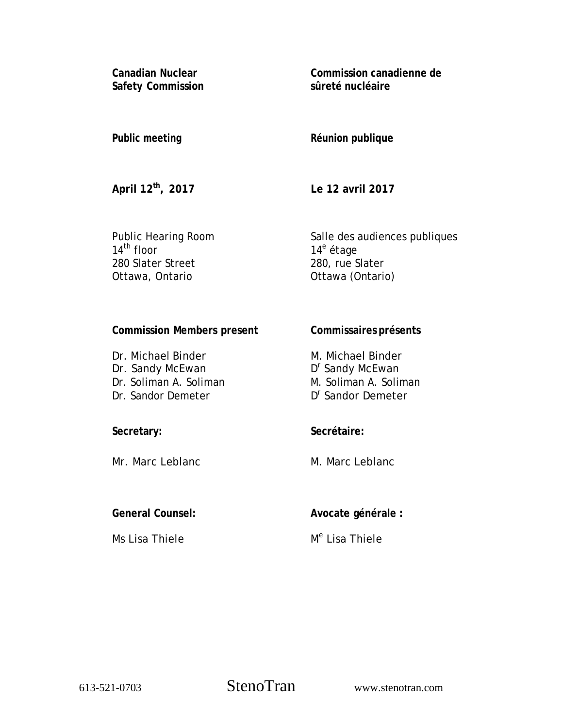**Canadian Nuclear Safety Commission**

**Commission canadienne de sûreté nucléaire**

**Public meeting**

**Réunion publique**

**April 12th, 2017**

**Le 12 avril 2017**

Public Hearing Room
14th floor
280 Slater Street
Ottawa, Ontario

Salle des audiences publiques
14e étage
280, rue Slater
Ottawa (Ontario)

**Commission Members present**

Dr. Michael Binder
Dr. Sandy McEwan
Dr. Soliman A. Soliman
Dr. Sandor Demeter

**Commissaires présents**

M. Michael Binder
Dr Sandy McEwan
M. Soliman A. Soliman
Dr Sandor Demeter

**Secretary:**

Mr. Marc Leblanc

**Secrétaire:**

M. Marc Leblanc

**General Counsel:**

Ms Lisa Thiele

**Avocate générale :**

Me Lisa Thiele

613-521-0703 StenoTran www.stenotran.com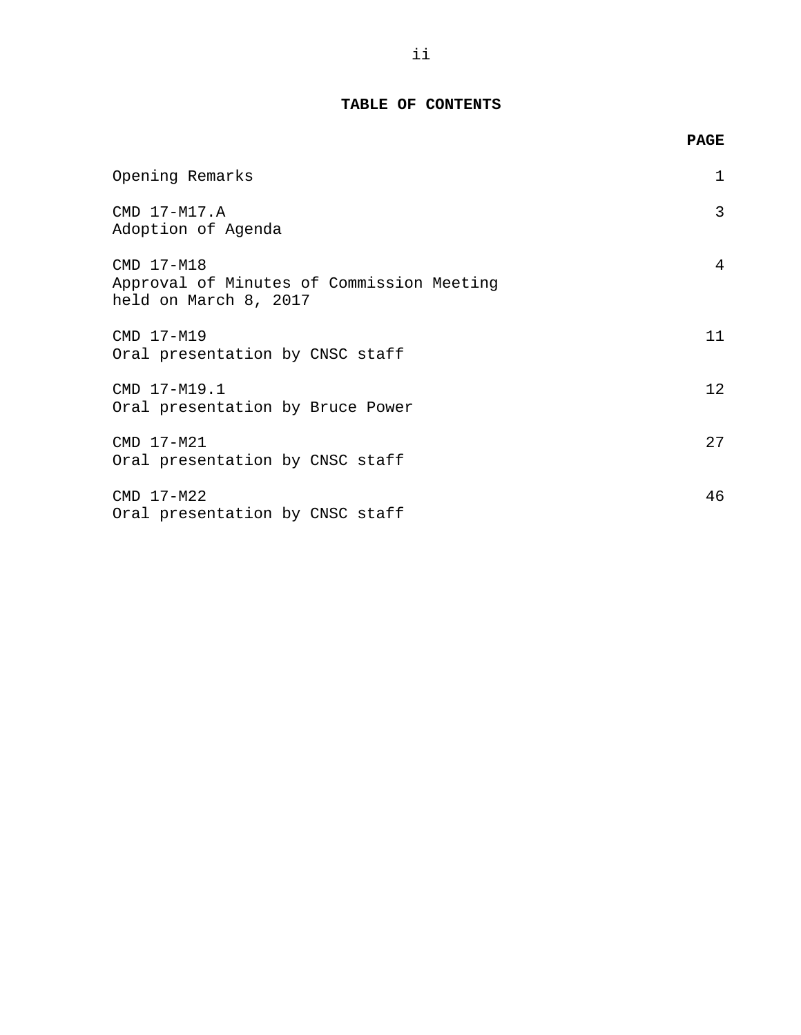# TABLE OF CONTENTS

| | PAGE |
|---|---|
| Opening Remarks | 1 |
| CMD 17-M17.A<br>Adoption of Agenda | 3 |
| CMD 17-M18<br>Approval of Minutes of Commission Meeting held on March 8, 2017 | 4 |
| CMD 17-M19<br>Oral presentation by CNSC staff | 11 |
| CMD 17-M19.1<br>Oral presentation by Bruce Power | 12 |
| CMD 17-M21<br>Oral presentation by CNSC staff | 27 |
| CMD 17-M22<br>Oral presentation by CNSC staff | 46 |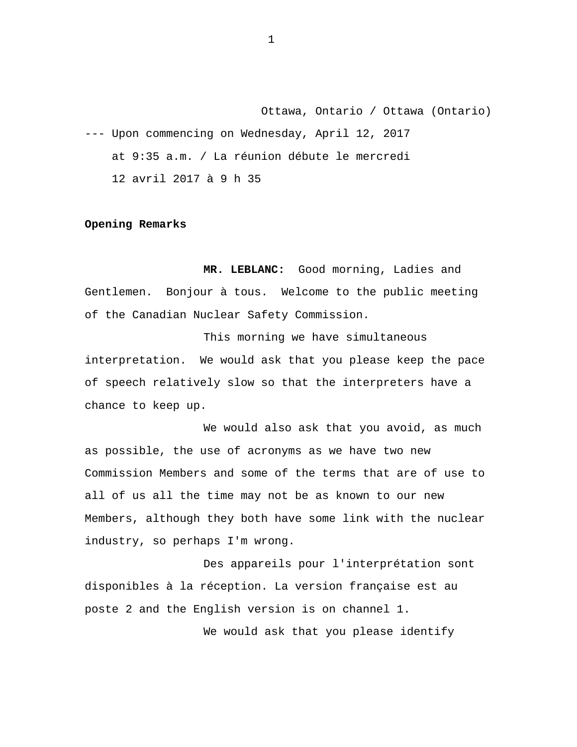Ottawa, Ontario / Ottawa (Ontario)

--- Upon commencing on Wednesday, April 12, 2017 at 9:35 a.m. / La réunion débute le mercredi 12 avril 2017 à 9 h 35

**Opening Remarks**

**MR. LEBLANC:** Good morning, Ladies and Gentlemen. Bonjour à tous. Welcome to the public meeting of the Canadian Nuclear Safety Commission.

This morning we have simultaneous interpretation. We would ask that you please keep the pace of speech relatively slow so that the interpreters have a chance to keep up.

We would also ask that you avoid, as much as possible, the use of acronyms as we have two new Commission Members and some of the terms that are of use to all of us all the time may not be as known to our new Members, although they both have some link with the nuclear industry, so perhaps I'm wrong.

Des appareils pour l'interprétation sont disponibles à la réception. La version française est au poste 2 and the English version is on channel 1.

We would ask that you please identify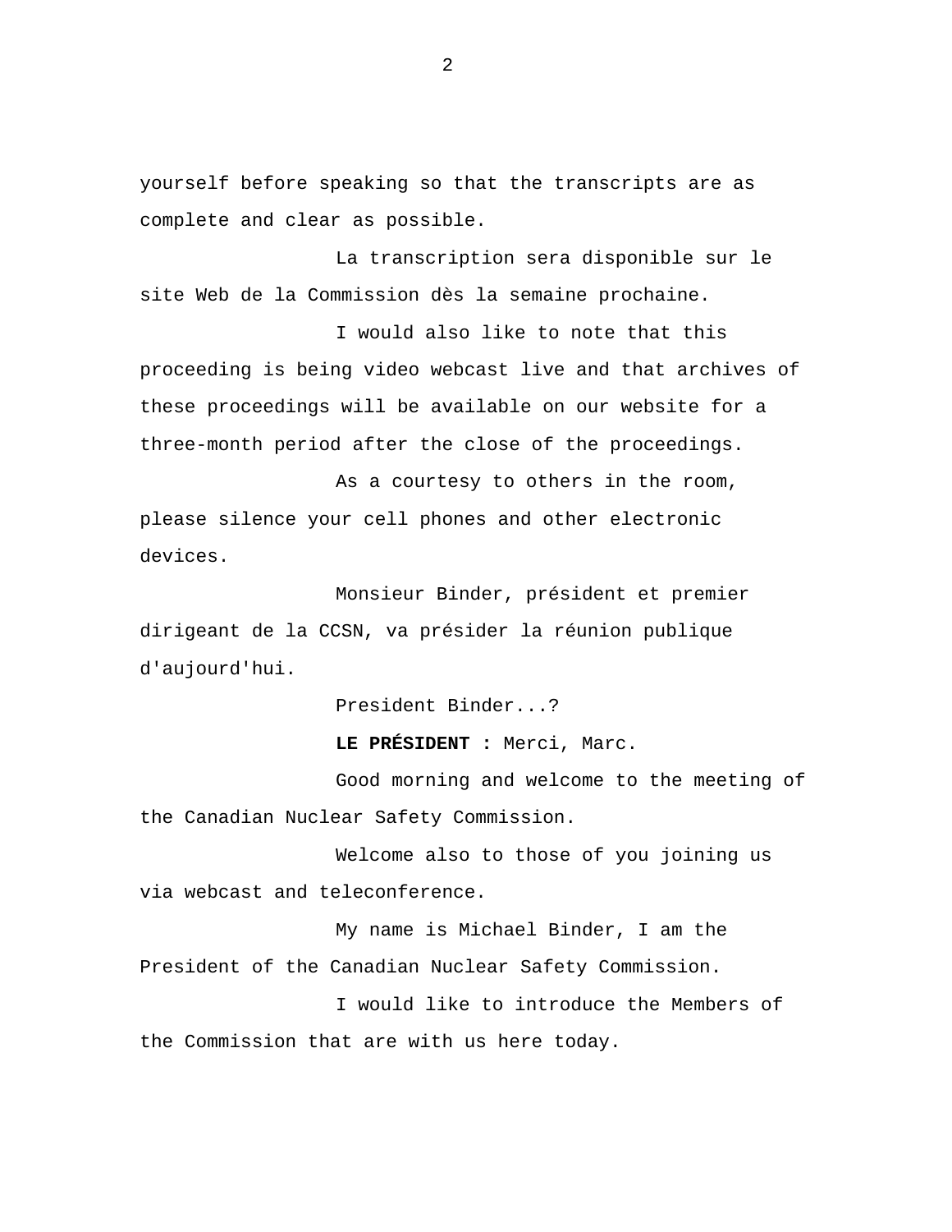yourself before speaking so that the transcripts are as complete and clear as possible.

La transcription sera disponible sur le site Web de la Commission dès la semaine prochaine.

I would also like to note that this proceeding is being video webcast live and that archives of these proceedings will be available on our website for a three-month period after the close of the proceedings.

As a courtesy to others in the room, please silence your cell phones and other electronic devices.

Monsieur Binder, président et premier dirigeant de la CCSN, va présider la réunion publique d'aujourd'hui.

President Binder...?

**LE PRÉSIDENT :** Merci, Marc.

Good morning and welcome to the meeting of the Canadian Nuclear Safety Commission.

Welcome also to those of you joining us via webcast and teleconference.

My name is Michael Binder, I am the President of the Canadian Nuclear Safety Commission.

I would like to introduce the Members of the Commission that are with us here today.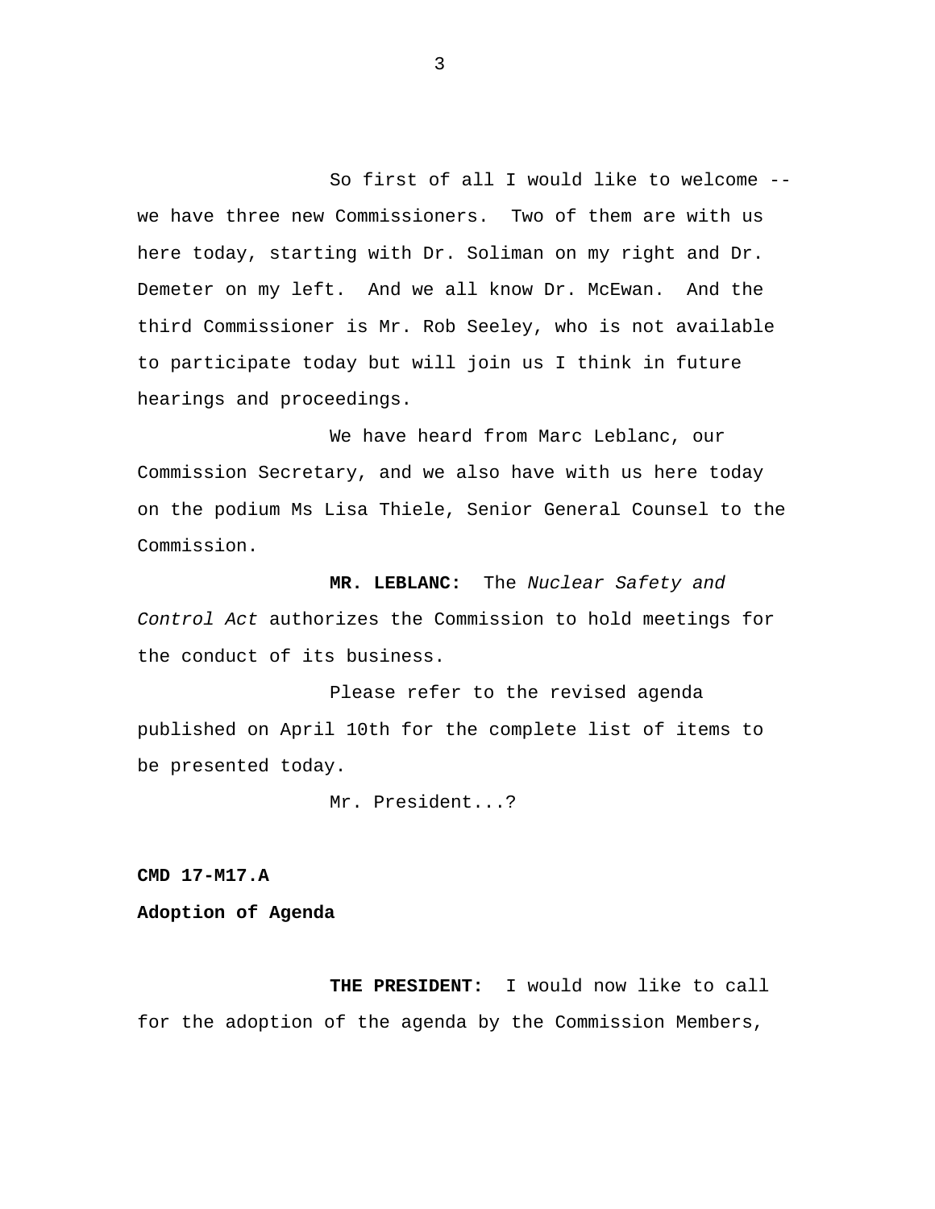So first of all I would like to welcome -- we have three new Commissioners. Two of them are with us here today, starting with Dr. Soliman on my right and Dr. Demeter on my left. And we all know Dr. McEwan. And the third Commissioner is Mr. Rob Seeley, who is not available to participate today but will join us I think in future hearings and proceedings.

We have heard from Marc Leblanc, our Commission Secretary, and we also have with us here today on the podium Ms Lisa Thiele, Senior General Counsel to the Commission.

**MR. LEBLANC:** The *Nuclear Safety and Control Act* authorizes the Commission to hold meetings for the conduct of its business.

Please refer to the revised agenda published on April 10th for the complete list of items to be presented today.

Mr. President...?

**CMD 17-M17.A**

**Adoption of Agenda**

**THE PRESIDENT:** I would now like to call for the adoption of the agenda by the Commission Members,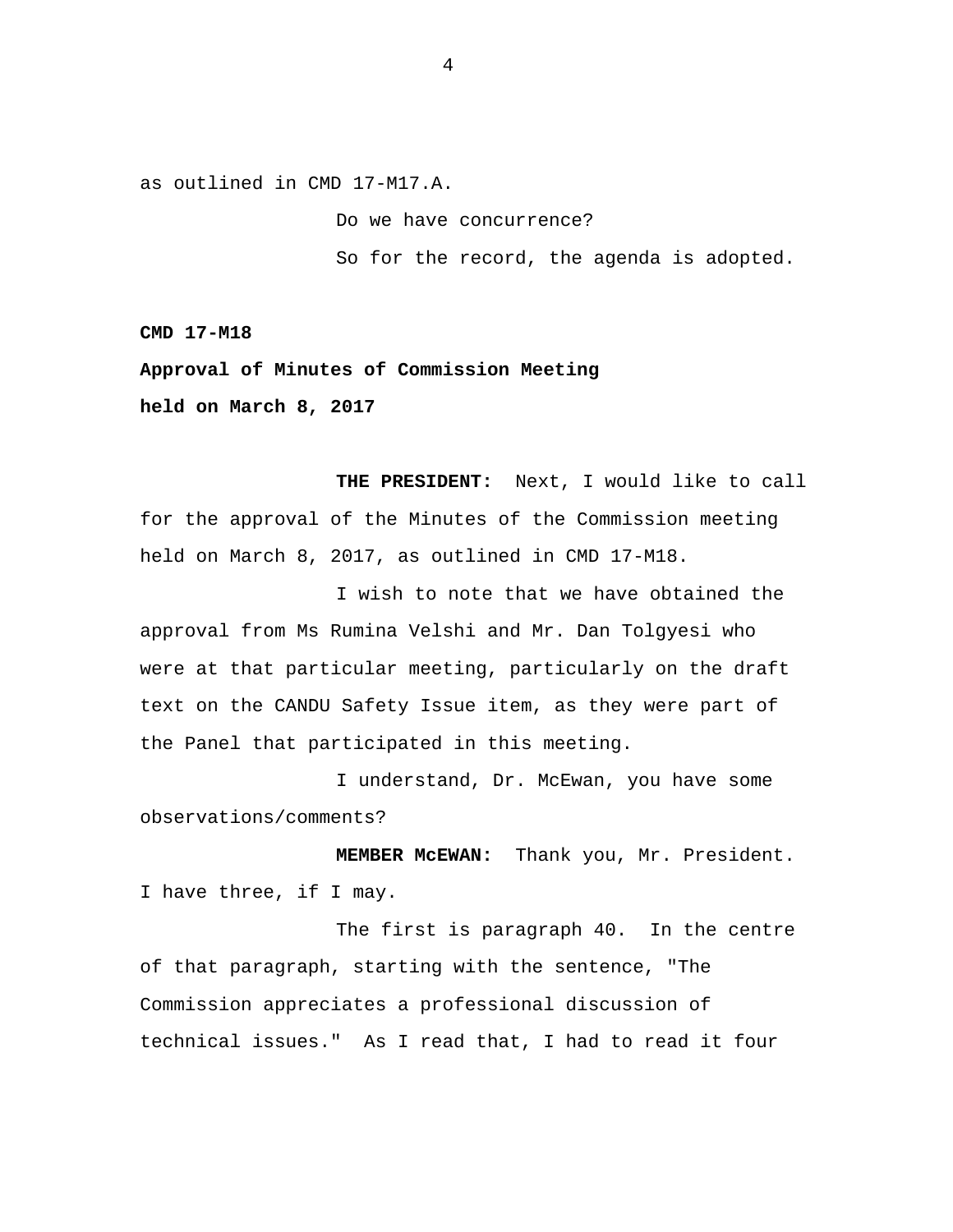as outlined in CMD 17-M17.A.

Do we have concurrence?

So for the record, the agenda is adopted.

**CMD 17-M18**

**Approval of Minutes of Commission Meeting held on March 8, 2017**

**THE PRESIDENT:** Next, I would like to call for the approval of the Minutes of the Commission meeting held on March 8, 2017, as outlined in CMD 17-M18.

I wish to note that we have obtained the approval from Ms Rumina Velshi and Mr. Dan Tolgyesi who were at that particular meeting, particularly on the draft text on the CANDU Safety Issue item, as they were part of the Panel that participated in this meeting.

I understand, Dr. McEwan, you have some observations/comments?

**MEMBER McEWAN:** Thank you, Mr. President. I have three, if I may.

The first is paragraph 40. In the centre of that paragraph, starting with the sentence, "The Commission appreciates a professional discussion of technical issues." As I read that, I had to read it four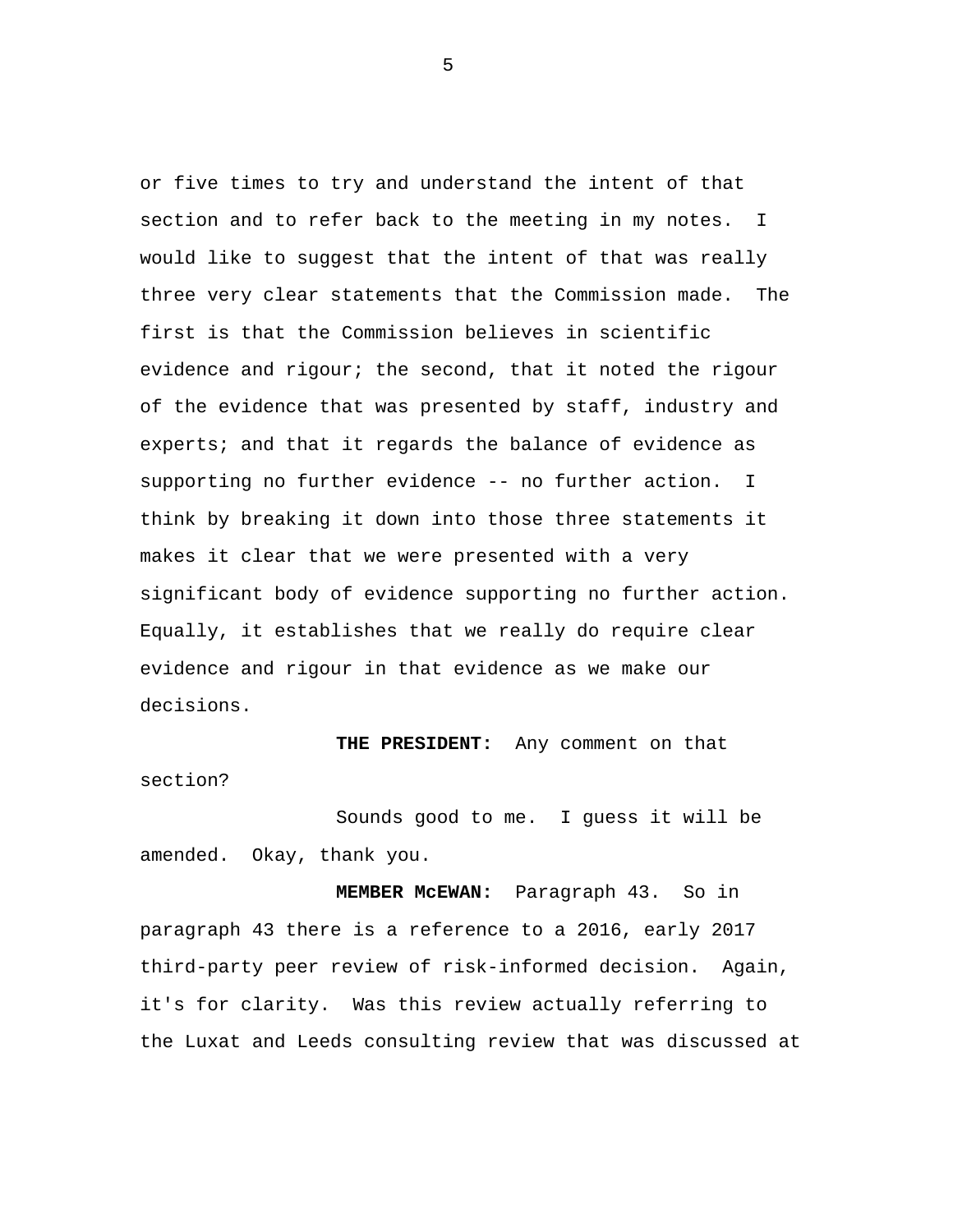or five times to try and understand the intent of that section and to refer back to the meeting in my notes. I would like to suggest that the intent of that was really three very clear statements that the Commission made. The first is that the Commission believes in scientific evidence and rigour; the second, that it noted the rigour of the evidence that was presented by staff, industry and experts; and that it regards the balance of evidence as supporting no further evidence -- no further action. I think by breaking it down into those three statements it makes it clear that we were presented with a very significant body of evidence supporting no further action. Equally, it establishes that we really do require clear evidence and rigour in that evidence as we make our decisions.

**THE PRESIDENT:** Any comment on that section?

Sounds good to me. I guess it will be amended. Okay, thank you.

**MEMBER McEWAN:** Paragraph 43. So in paragraph 43 there is a reference to a 2016, early 2017 third-party peer review of risk-informed decision. Again, it's for clarity. Was this review actually referring to the Luxat and Leeds consulting review that was discussed at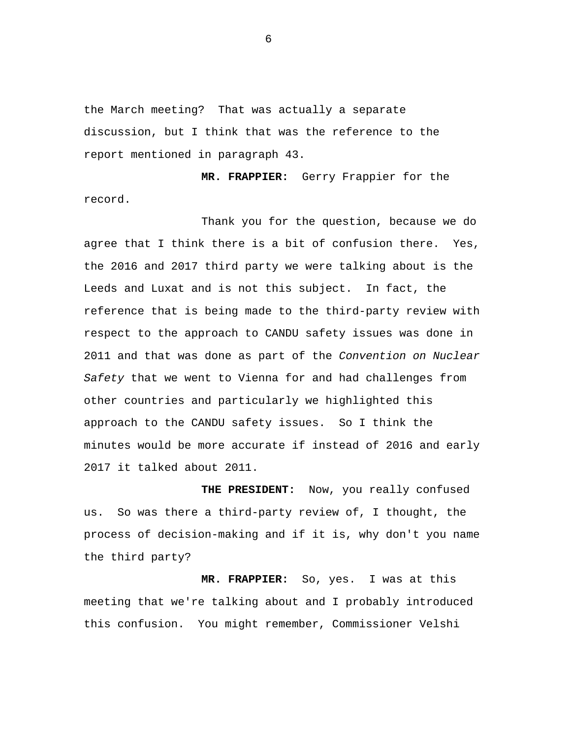the March meeting? That was actually a separate discussion, but I think that was the reference to the report mentioned in paragraph 43.

**MR. FRAPPIER:** Gerry Frappier for the record.

Thank you for the question, because we do agree that I think there is a bit of confusion there. Yes, the 2016 and 2017 third party we were talking about is the Leeds and Luxat and is not this subject. In fact, the reference that is being made to the third-party review with respect to the approach to CANDU safety issues was done in 2011 and that was done as part of the *Convention on Nuclear Safety* that we went to Vienna for and had challenges from other countries and particularly we highlighted this approach to the CANDU safety issues. So I think the minutes would be more accurate if instead of 2016 and early 2017 it talked about 2011.

**THE PRESIDENT:** Now, you really confused us. So was there a third-party review of, I thought, the process of decision-making and if it is, why don't you name the third party?

**MR. FRAPPIER:** So, yes. I was at this meeting that we're talking about and I probably introduced this confusion. You might remember, Commissioner Velshi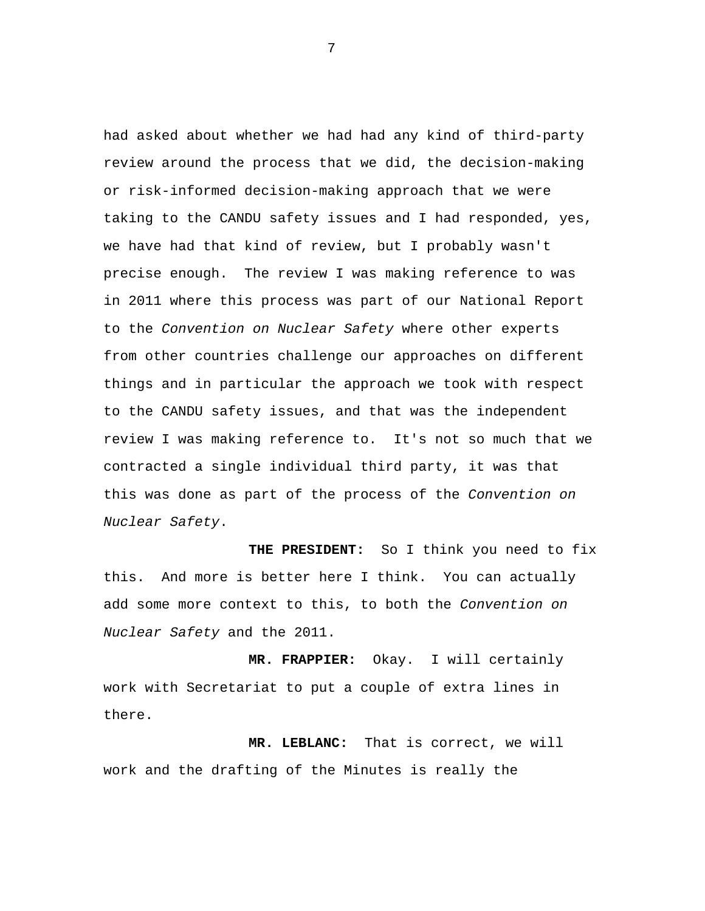had asked about whether we had had any kind of third-party review around the process that we did, the decision-making or risk-informed decision-making approach that we were taking to the CANDU safety issues and I had responded, yes, we have had that kind of review, but I probably wasn't precise enough. The review I was making reference to was in 2011 where this process was part of our National Report to the *Convention on Nuclear Safety* where other experts from other countries challenge our approaches on different things and in particular the approach we took with respect to the CANDU safety issues, and that was the independent review I was making reference to. It's not so much that we contracted a single individual third party, it was that this was done as part of the process of the *Convention on Nuclear Safety*.

**THE PRESIDENT:** So I think you need to fix this. And more is better here I think. You can actually add some more context to this, to both the *Convention on Nuclear Safety* and the 2011.

**MR. FRAPPIER:** Okay. I will certainly work with Secretariat to put a couple of extra lines in there.

**MR. LEBLANC:** That is correct, we will work and the drafting of the Minutes is really the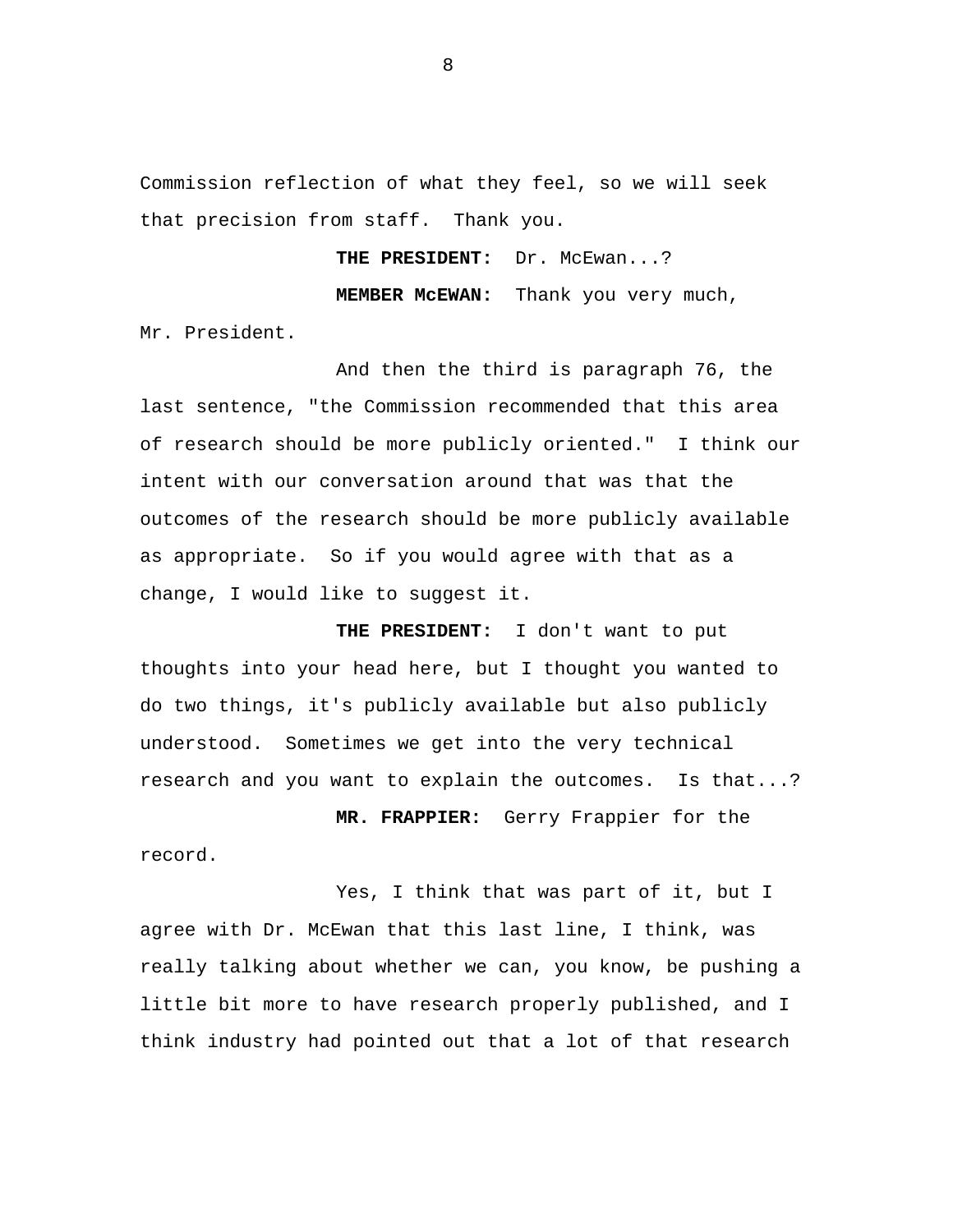Commission reflection of what they feel, so we will seek that precision from staff. Thank you.

**THE PRESIDENT:** Dr. McEwan...?

**MEMBER McEWAN:** Thank you very much, Mr. President.

And then the third is paragraph 76, the last sentence, "the Commission recommended that this area of research should be more publicly oriented." I think our intent with our conversation around that was that the outcomes of the research should be more publicly available as appropriate. So if you would agree with that as a change, I would like to suggest it.

**THE PRESIDENT:** I don't want to put thoughts into your head here, but I thought you wanted to do two things, it's publicly available but also publicly understood. Sometimes we get into the very technical research and you want to explain the outcomes. Is that...?

**MR. FRAPPIER:** Gerry Frappier for the record.

Yes, I think that was part of it, but I agree with Dr. McEwan that this last line, I think, was really talking about whether we can, you know, be pushing a little bit more to have research properly published, and I think industry had pointed out that a lot of that research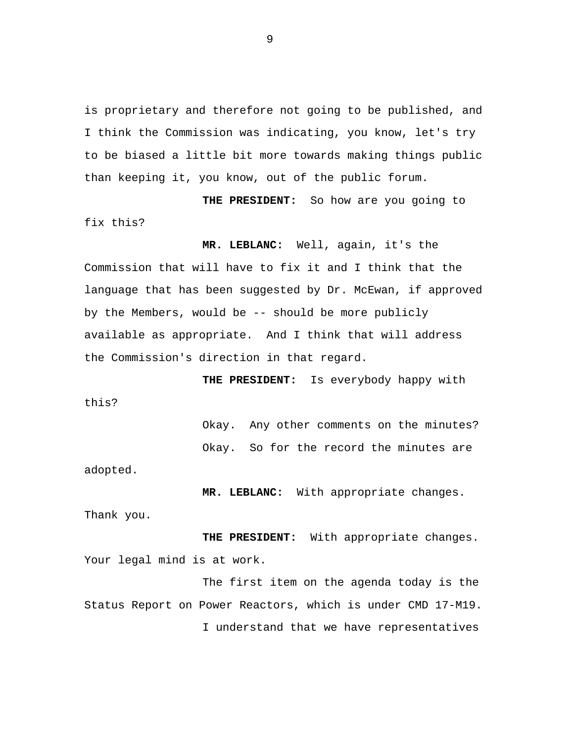is proprietary and therefore not going to be published, and I think the Commission was indicating, you know, let's try to be biased a little bit more towards making things public than keeping it, you know, out of the public forum.

**THE PRESIDENT:** So how are you going to fix this?

**MR. LEBLANC:** Well, again, it's the Commission that will have to fix it and I think that the language that has been suggested by Dr. McEwan, if approved by the Members, would be -- should be more publicly available as appropriate. And I think that will address the Commission's direction in that regard.

**THE PRESIDENT:** Is everybody happy with this?

Okay. Any other comments on the minutes?

Okay. So for the record the minutes are adopted.

**MR. LEBLANC:** With appropriate changes. Thank you.

**THE PRESIDENT:** With appropriate changes. Your legal mind is at work.

The first item on the agenda today is the Status Report on Power Reactors, which is under CMD 17-M19.

I understand that we have representatives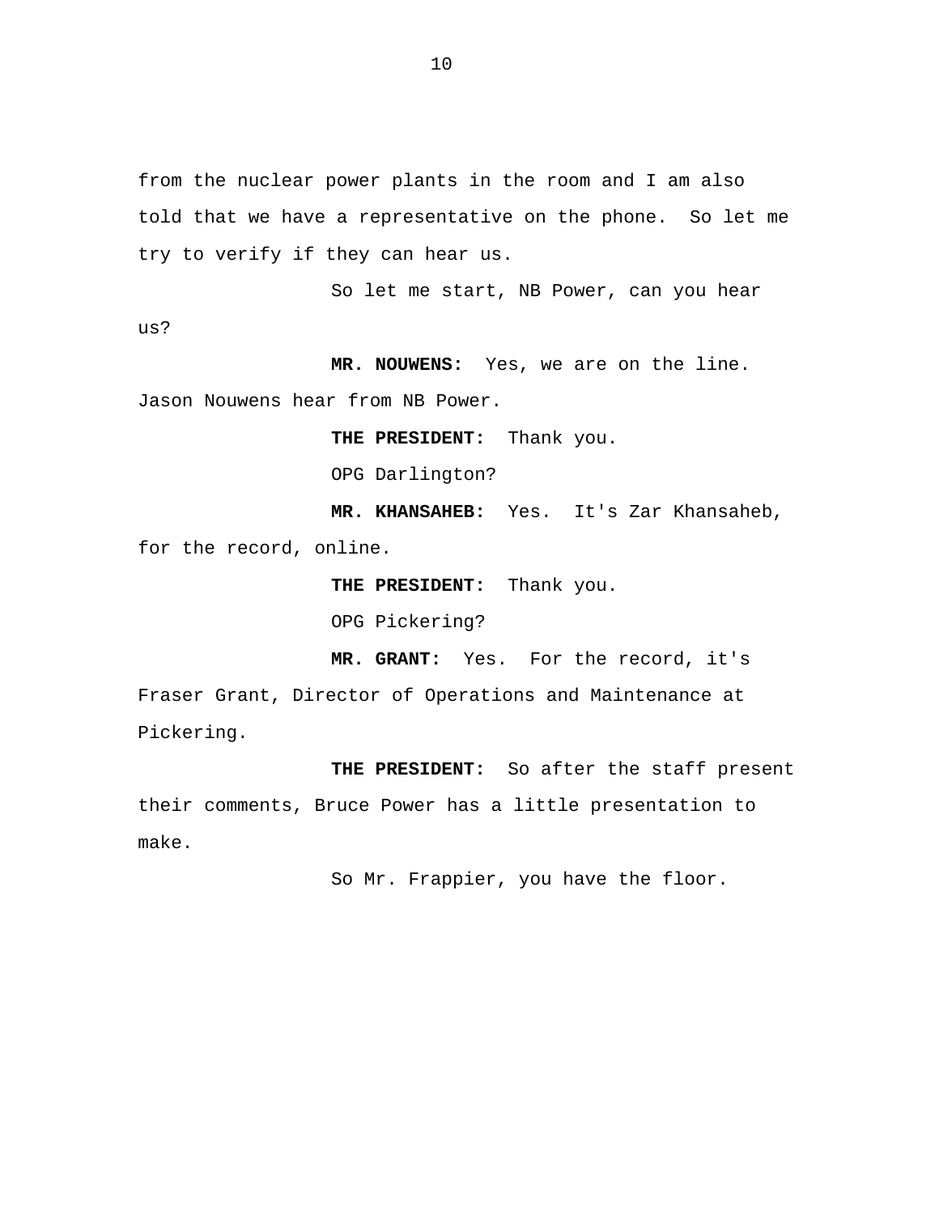from the nuclear power plants in the room and I am also told that we have a representative on the phone. So let me try to verify if they can hear us.

So let me start, NB Power, can you hear us?

**MR. NOUWENS:** Yes, we are on the line. Jason Nouwens hear from NB Power.

**THE PRESIDENT:** Thank you.

OPG Darlington?

**MR. KHANSAHEB:** Yes. It's Zar Khansaheb, for the record, online.

**THE PRESIDENT:** Thank you.

OPG Pickering?

**MR. GRANT:** Yes. For the record, it's Fraser Grant, Director of Operations and Maintenance at Pickering.

**THE PRESIDENT:** So after the staff present their comments, Bruce Power has a little presentation to make.

So Mr. Frappier, you have the floor.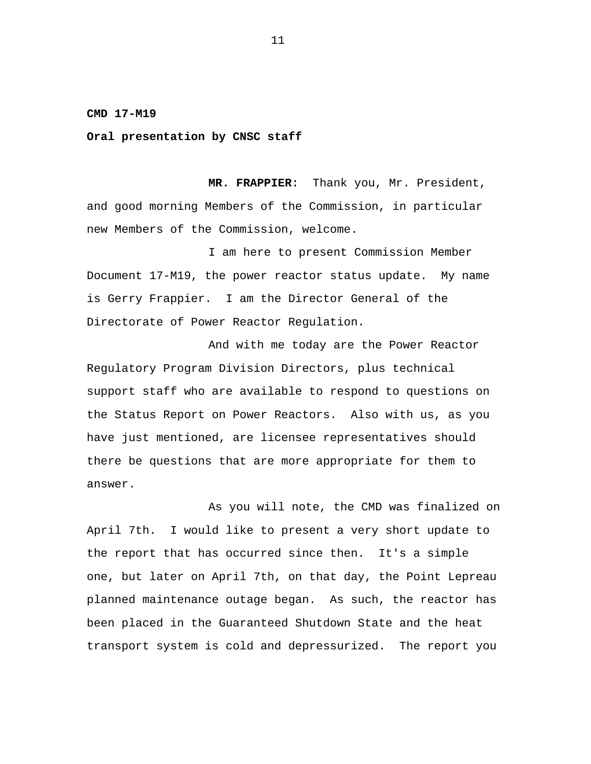**CMD 17-M19**

**Oral presentation by CNSC staff**

**MR. FRAPPIER:** Thank you, Mr. President, and good morning Members of the Commission, in particular new Members of the Commission, welcome.

I am here to present Commission Member Document 17-M19, the power reactor status update. My name is Gerry Frappier. I am the Director General of the Directorate of Power Reactor Regulation.

And with me today are the Power Reactor Regulatory Program Division Directors, plus technical support staff who are available to respond to questions on the Status Report on Power Reactors. Also with us, as you have just mentioned, are licensee representatives should there be questions that are more appropriate for them to answer.

As you will note, the CMD was finalized on April 7th. I would like to present a very short update to the report that has occurred since then. It's a simple one, but later on April 7th, on that day, the Point Lepreau planned maintenance outage began. As such, the reactor has been placed in the Guaranteed Shutdown State and the heat transport system is cold and depressurized. The report you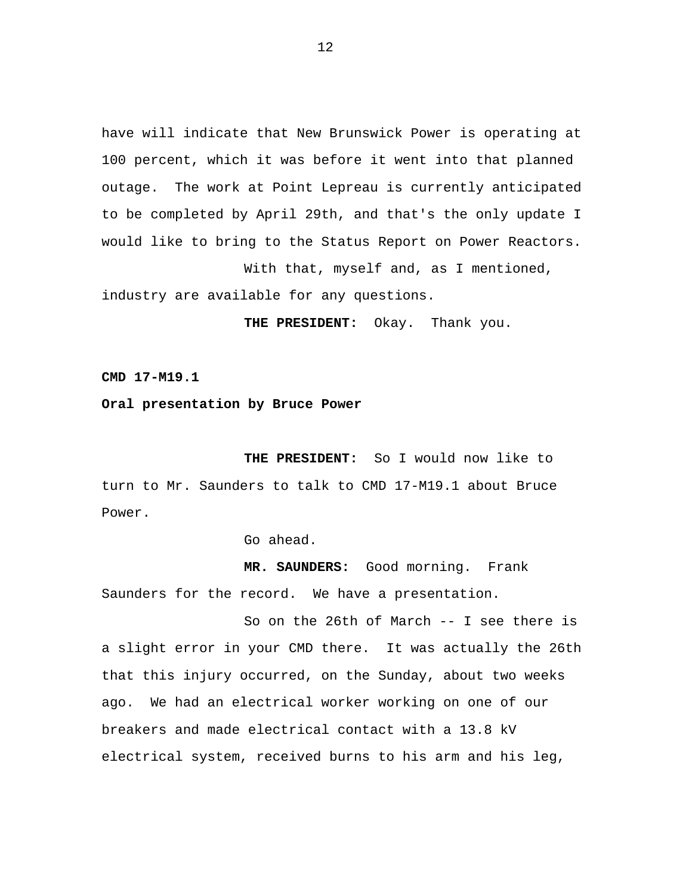have will indicate that New Brunswick Power is operating at 100 percent, which it was before it went into that planned outage. The work at Point Lepreau is currently anticipated to be completed by April 29th, and that's the only update I would like to bring to the Status Report on Power Reactors.

With that, myself and, as I mentioned, industry are available for any questions.

**THE PRESIDENT:** Okay. Thank you.

**CMD 17-M19.1**

**Oral presentation by Bruce Power**

**THE PRESIDENT:** So I would now like to turn to Mr. Saunders to talk to CMD 17-M19.1 about Bruce Power.

Go ahead.

**MR. SAUNDERS:** Good morning. Frank Saunders for the record. We have a presentation.

So on the 26th of March -- I see there is a slight error in your CMD there. It was actually the 26th that this injury occurred, on the Sunday, about two weeks ago. We had an electrical worker working on one of our breakers and made electrical contact with a 13.8 kV electrical system, received burns to his arm and his leg,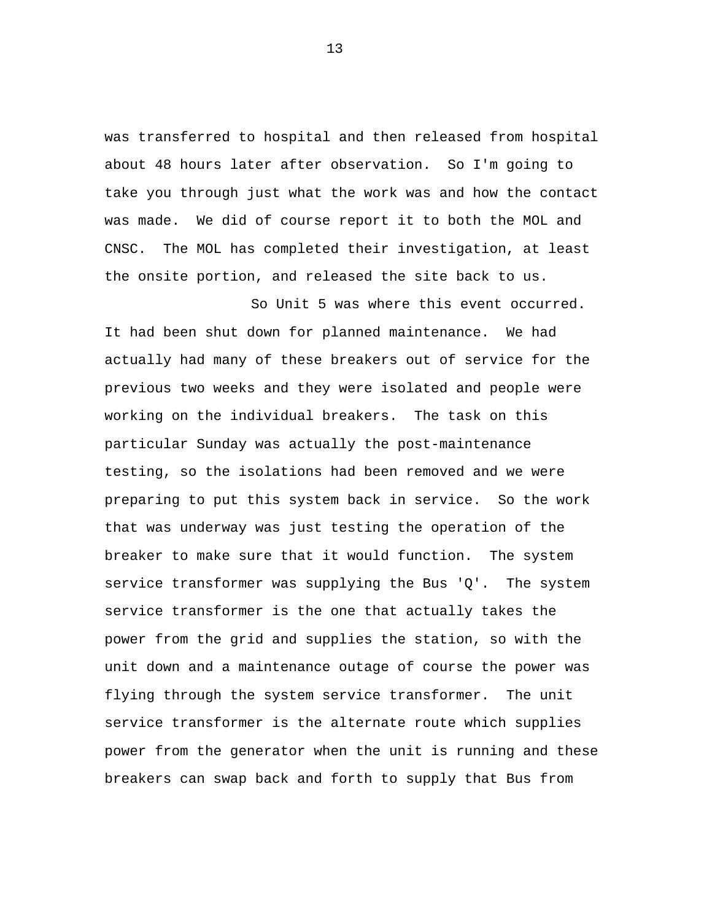was transferred to hospital and then released from hospital about 48 hours later after observation. So I'm going to take you through just what the work was and how the contact was made. We did of course report it to both the MOL and CNSC. The MOL has completed their investigation, at least the onsite portion, and released the site back to us.

So Unit 5 was where this event occurred. It had been shut down for planned maintenance. We had actually had many of these breakers out of service for the previous two weeks and they were isolated and people were working on the individual breakers. The task on this particular Sunday was actually the post-maintenance testing, so the isolations had been removed and we were preparing to put this system back in service. So the work that was underway was just testing the operation of the breaker to make sure that it would function. The system service transformer was supplying the Bus 'Q'. The system service transformer is the one that actually takes the power from the grid and supplies the station, so with the unit down and a maintenance outage of course the power was flying through the system service transformer. The unit service transformer is the alternate route which supplies power from the generator when the unit is running and these breakers can swap back and forth to supply that Bus from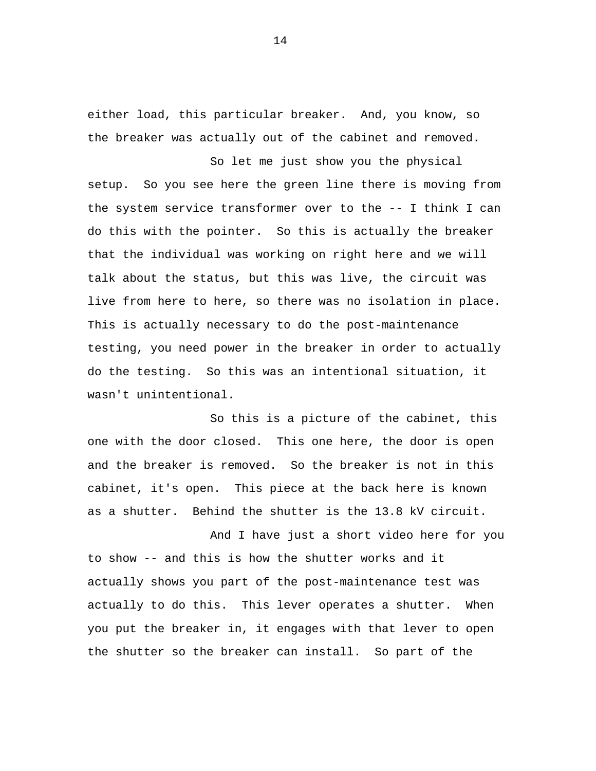either load, this particular breaker. And, you know, so the breaker was actually out of the cabinet and removed.

So let me just show you the physical setup. So you see here the green line there is moving from the system service transformer over to the -- I think I can do this with the pointer. So this is actually the breaker that the individual was working on right here and we will talk about the status, but this was live, the circuit was live from here to here, so there was no isolation in place. This is actually necessary to do the post-maintenance testing, you need power in the breaker in order to actually do the testing. So this was an intentional situation, it wasn't unintentional.

So this is a picture of the cabinet, this one with the door closed. This one here, the door is open and the breaker is removed. So the breaker is not in this cabinet, it's open. This piece at the back here is known as a shutter. Behind the shutter is the 13.8 kV circuit.

And I have just a short video here for you to show -- and this is how the shutter works and it actually shows you part of the post-maintenance test was actually to do this. This lever operates a shutter. When you put the breaker in, it engages with that lever to open the shutter so the breaker can install. So part of the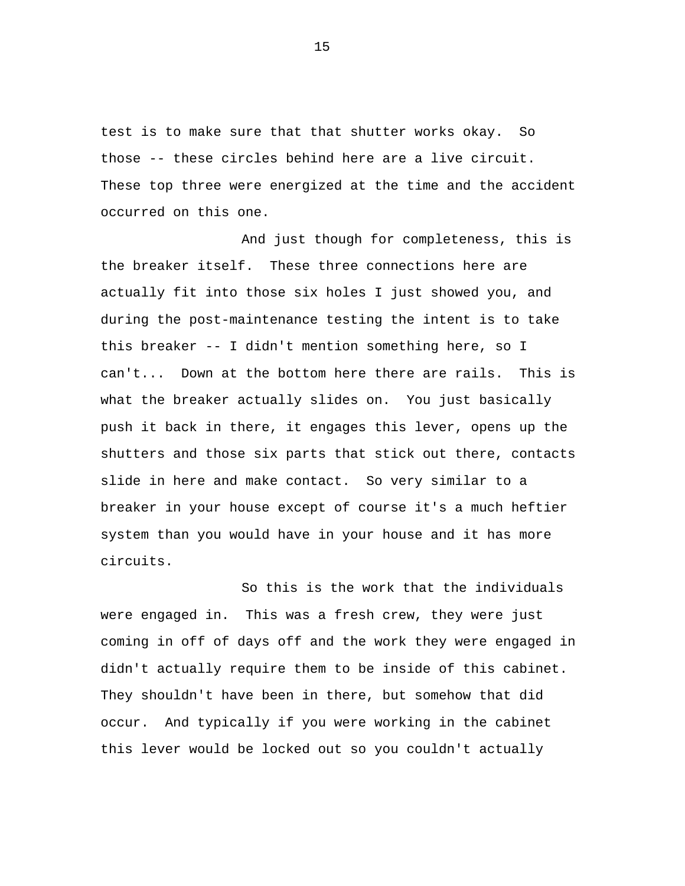test is to make sure that that shutter works okay. So those -- these circles behind here are a live circuit. These top three were energized at the time and the accident occurred on this one.

And just though for completeness, this is the breaker itself. These three connections here are actually fit into those six holes I just showed you, and during the post-maintenance testing the intent is to take this breaker -- I didn't mention something here, so I can't... Down at the bottom here there are rails. This is what the breaker actually slides on. You just basically push it back in there, it engages this lever, opens up the shutters and those six parts that stick out there, contacts slide in here and make contact. So very similar to a breaker in your house except of course it's a much heftier system than you would have in your house and it has more circuits.

So this is the work that the individuals were engaged in. This was a fresh crew, they were just coming in off of days off and the work they were engaged in didn't actually require them to be inside of this cabinet. They shouldn't have been in there, but somehow that did occur. And typically if you were working in the cabinet this lever would be locked out so you couldn't actually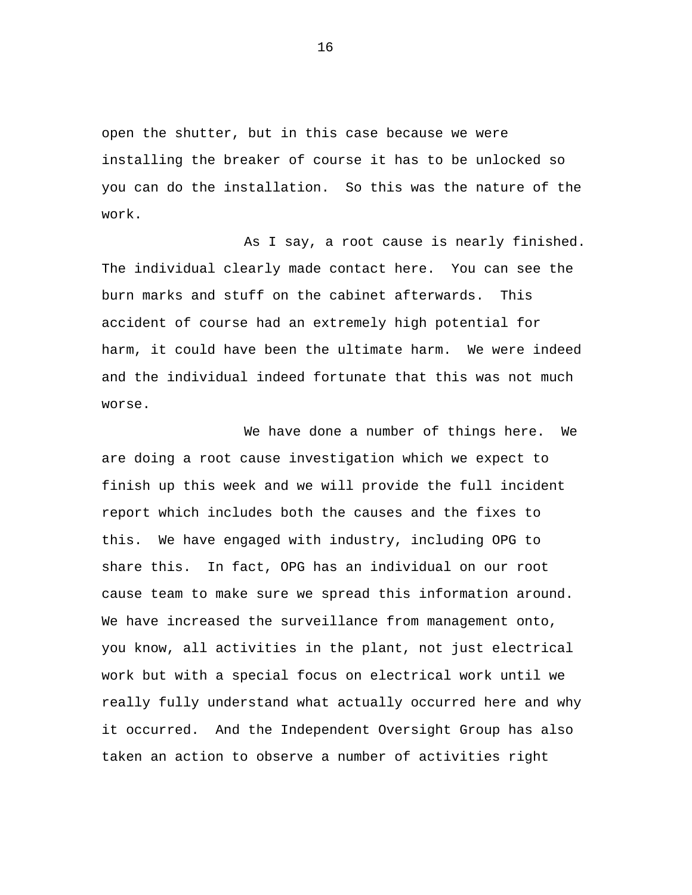open the shutter, but in this case because we were installing the breaker of course it has to be unlocked so you can do the installation. So this was the nature of the work.

As I say, a root cause is nearly finished. The individual clearly made contact here. You can see the burn marks and stuff on the cabinet afterwards. This accident of course had an extremely high potential for harm, it could have been the ultimate harm. We were indeed and the individual indeed fortunate that this was not much worse.

We have done a number of things here. We are doing a root cause investigation which we expect to finish up this week and we will provide the full incident report which includes both the causes and the fixes to this. We have engaged with industry, including OPG to share this. In fact, OPG has an individual on our root cause team to make sure we spread this information around. We have increased the surveillance from management onto, you know, all activities in the plant, not just electrical work but with a special focus on electrical work until we really fully understand what actually occurred here and why it occurred. And the Independent Oversight Group has also taken an action to observe a number of activities right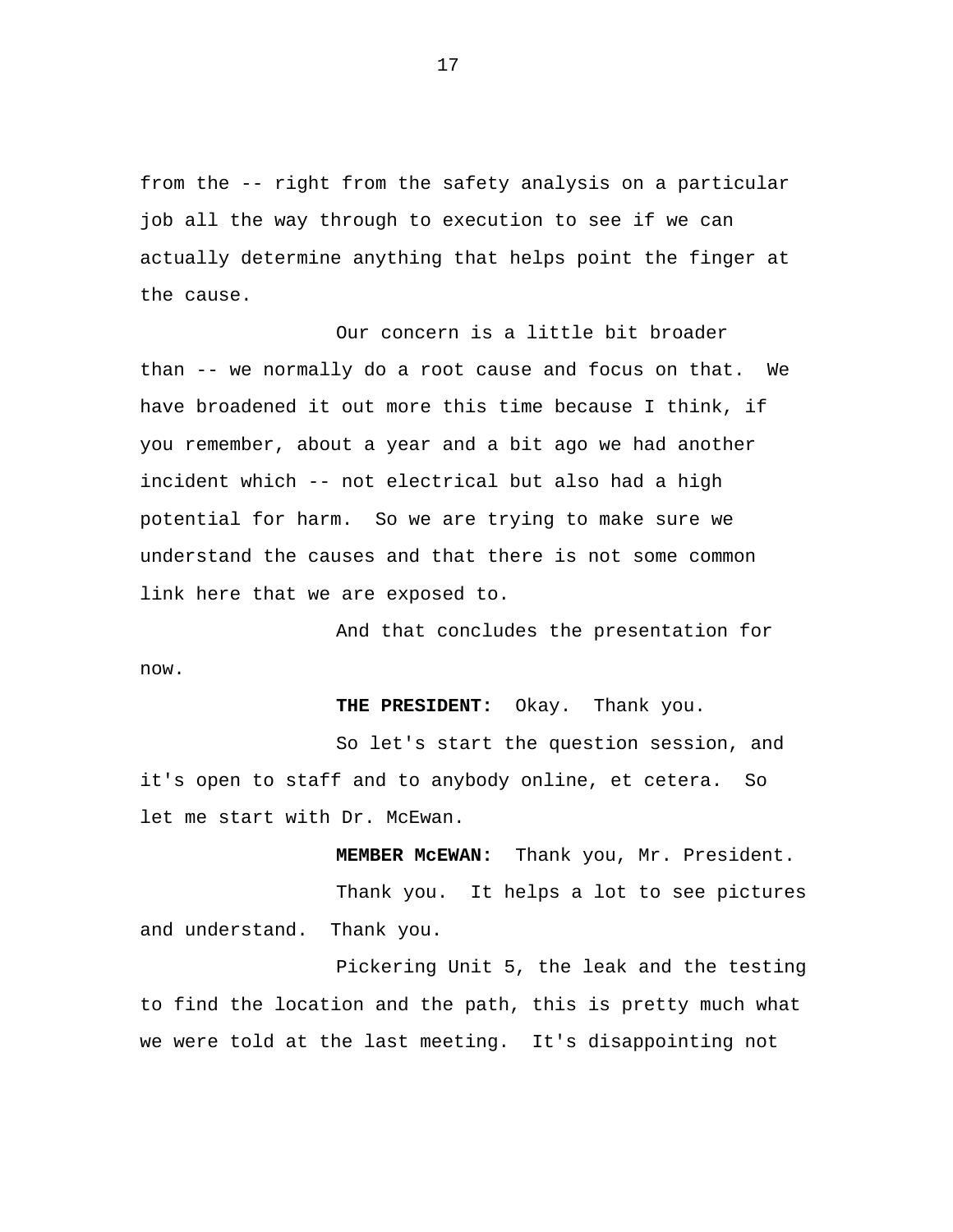from the -- right from the safety analysis on a particular job all the way through to execution to see if we can actually determine anything that helps point the finger at the cause.

Our concern is a little bit broader than -- we normally do a root cause and focus on that. We have broadened it out more this time because I think, if you remember, about a year and a bit ago we had another incident which -- not electrical but also had a high potential for harm. So we are trying to make sure we understand the causes and that there is not some common link here that we are exposed to.

And that concludes the presentation for now.

**THE PRESIDENT:** Okay. Thank you.

So let's start the question session, and it's open to staff and to anybody online, et cetera. So let me start with Dr. McEwan.

**MEMBER McEWAN:** Thank you, Mr. President.

Thank you. It helps a lot to see pictures and understand. Thank you.

Pickering Unit 5, the leak and the testing to find the location and the path, this is pretty much what we were told at the last meeting. It's disappointing not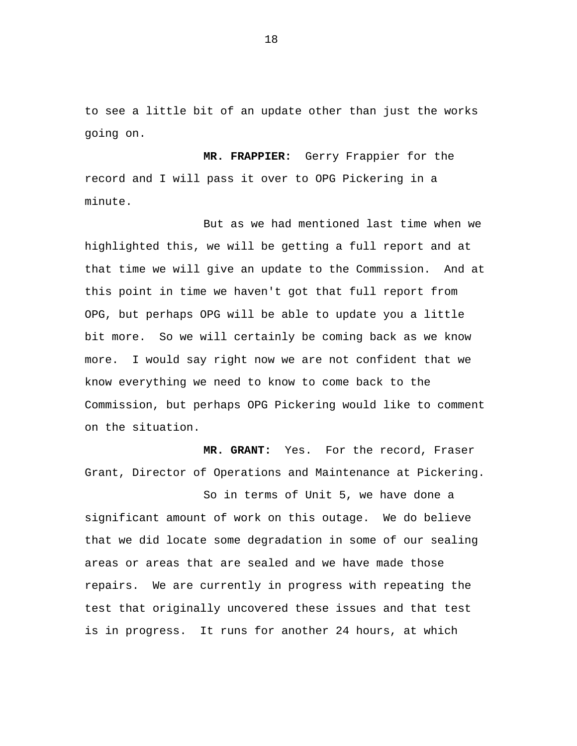to see a little bit of an update other than just the works going on.

**MR. FRAPPIER:** Gerry Frappier for the record and I will pass it over to OPG Pickering in a minute.

But as we had mentioned last time when we highlighted this, we will be getting a full report and at that time we will give an update to the Commission. And at this point in time we haven't got that full report from OPG, but perhaps OPG will be able to update you a little bit more. So we will certainly be coming back as we know more. I would say right now we are not confident that we know everything we need to know to come back to the Commission, but perhaps OPG Pickering would like to comment on the situation.

**MR. GRANT:** Yes. For the record, Fraser Grant, Director of Operations and Maintenance at Pickering.

So in terms of Unit 5, we have done a significant amount of work on this outage. We do believe that we did locate some degradation in some of our sealing areas or areas that are sealed and we have made those repairs. We are currently in progress with repeating the test that originally uncovered these issues and that test is in progress. It runs for another 24 hours, at which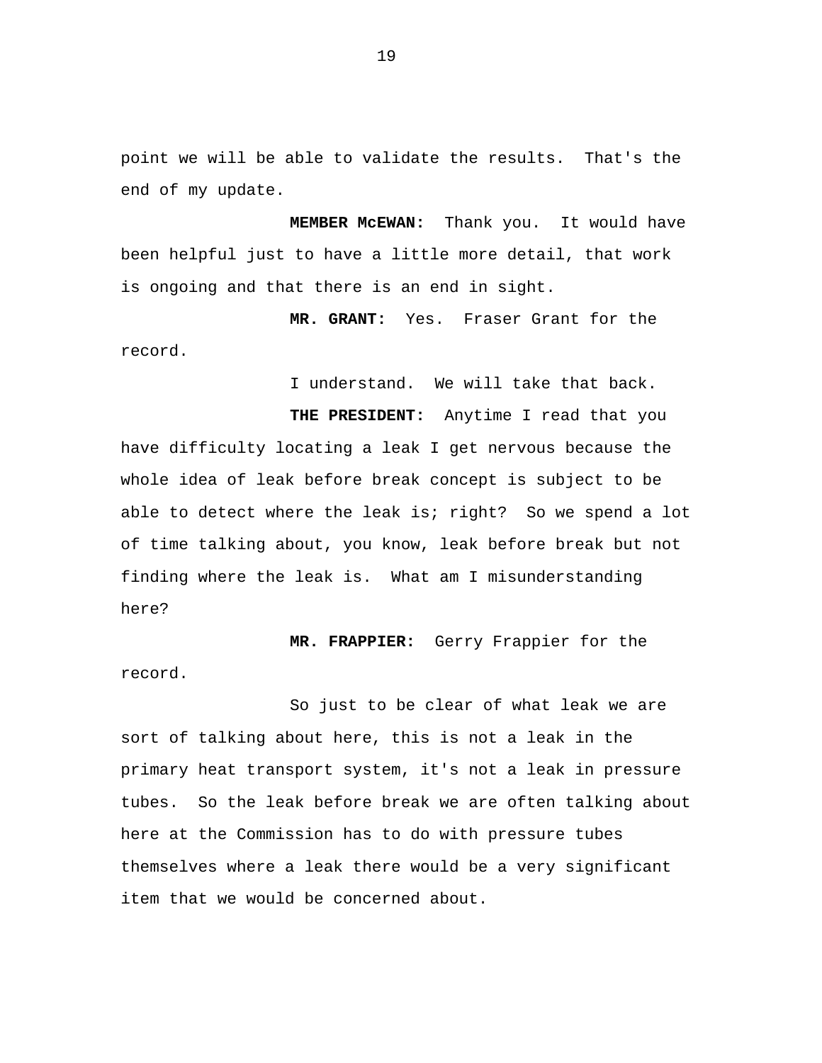point we will be able to validate the results. That's the end of my update.

**MEMBER McEWAN:** Thank you. It would have been helpful just to have a little more detail, that work is ongoing and that there is an end in sight.

**MR. GRANT:** Yes. Fraser Grant for the record.

I understand. We will take that back.

**THE PRESIDENT:** Anytime I read that you have difficulty locating a leak I get nervous because the whole idea of leak before break concept is subject to be able to detect where the leak is; right? So we spend a lot of time talking about, you know, leak before break but not finding where the leak is. What am I misunderstanding here?

**MR. FRAPPIER:** Gerry Frappier for the record.

So just to be clear of what leak we are sort of talking about here, this is not a leak in the primary heat transport system, it's not a leak in pressure tubes. So the leak before break we are often talking about here at the Commission has to do with pressure tubes themselves where a leak there would be a very significant item that we would be concerned about.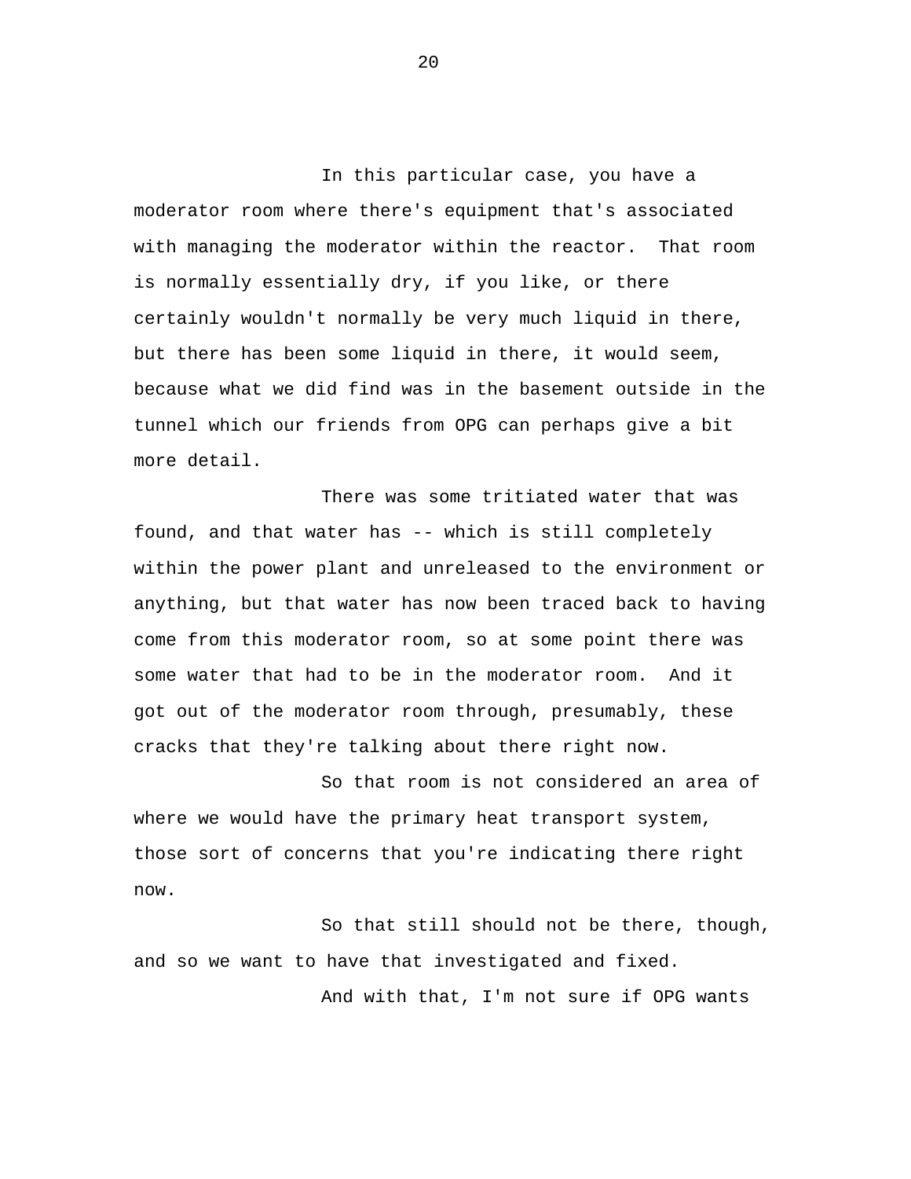In this particular case, you have a moderator room where there's equipment that's associated with managing the moderator within the reactor. That room is normally essentially dry, if you like, or there certainly wouldn't normally be very much liquid in there, but there has been some liquid in there, it would seem, because what we did find was in the basement outside in the tunnel which our friends from OPG can perhaps give a bit more detail.

There was some tritiated water that was found, and that water has -- which is still completely within the power plant and unreleased to the environment or anything, but that water has now been traced back to having come from this moderator room, so at some point there was some water that had to be in the moderator room. And it got out of the moderator room through, presumably, these cracks that they're talking about there right now.

So that room is not considered an area of where we would have the primary heat transport system, those sort of concerns that you're indicating there right now.

So that still should not be there, though, and so we want to have that investigated and fixed.

And with that, I'm not sure if OPG wants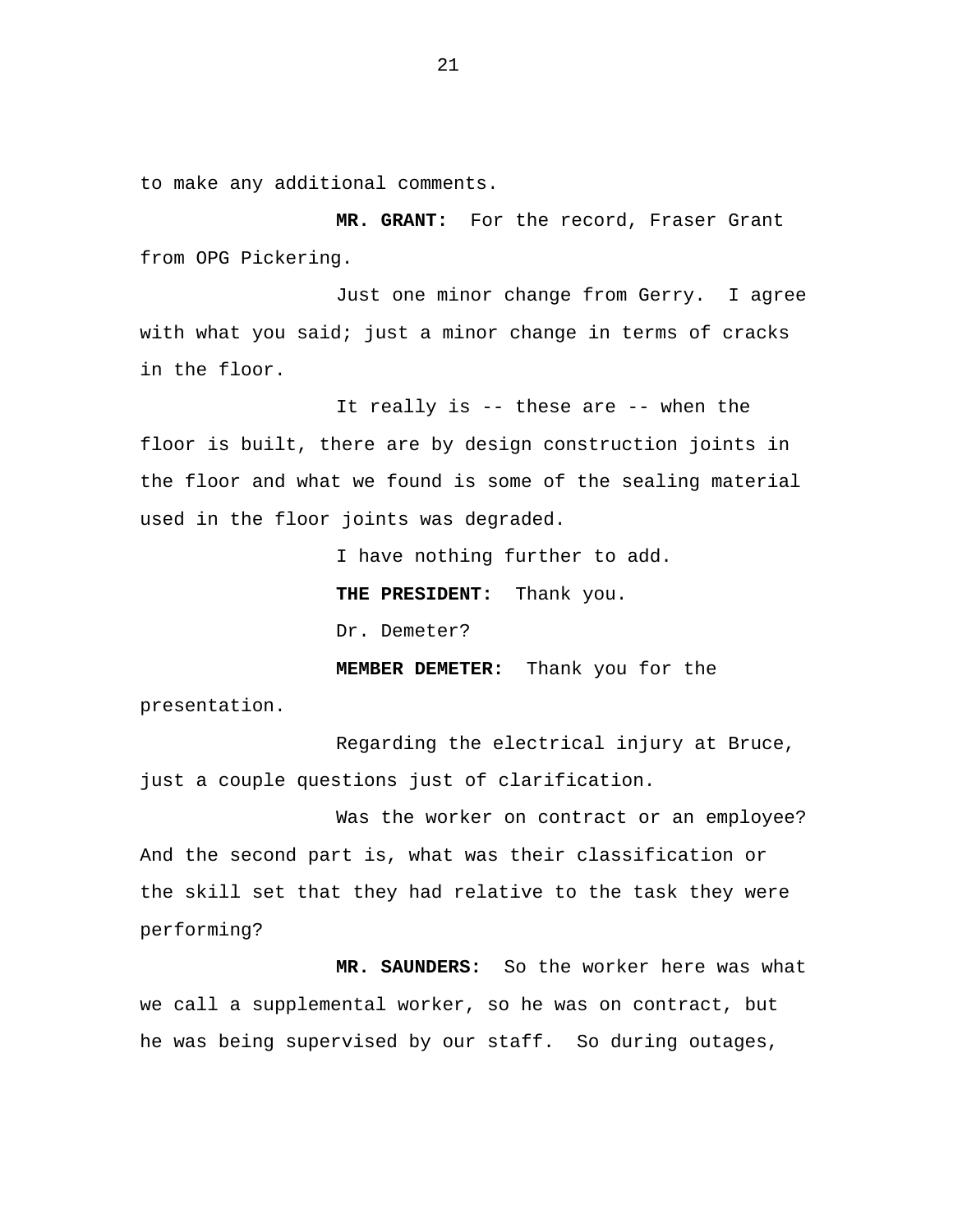to make any additional comments.

**MR. GRANT:** For the record, Fraser Grant from OPG Pickering.

Just one minor change from Gerry. I agree with what you said; just a minor change in terms of cracks in the floor.

It really is -- these are -- when the floor is built, there are by design construction joints in the floor and what we found is some of the sealing material used in the floor joints was degraded.

I have nothing further to add.

**THE PRESIDENT:** Thank you.

Dr. Demeter?

**MEMBER DEMETER:** Thank you for the presentation.

Regarding the electrical injury at Bruce, just a couple questions just of clarification.

Was the worker on contract or an employee? And the second part is, what was their classification or the skill set that they had relative to the task they were performing?

**MR. SAUNDERS:** So the worker here was what we call a supplemental worker, so he was on contract, but he was being supervised by our staff. So during outages,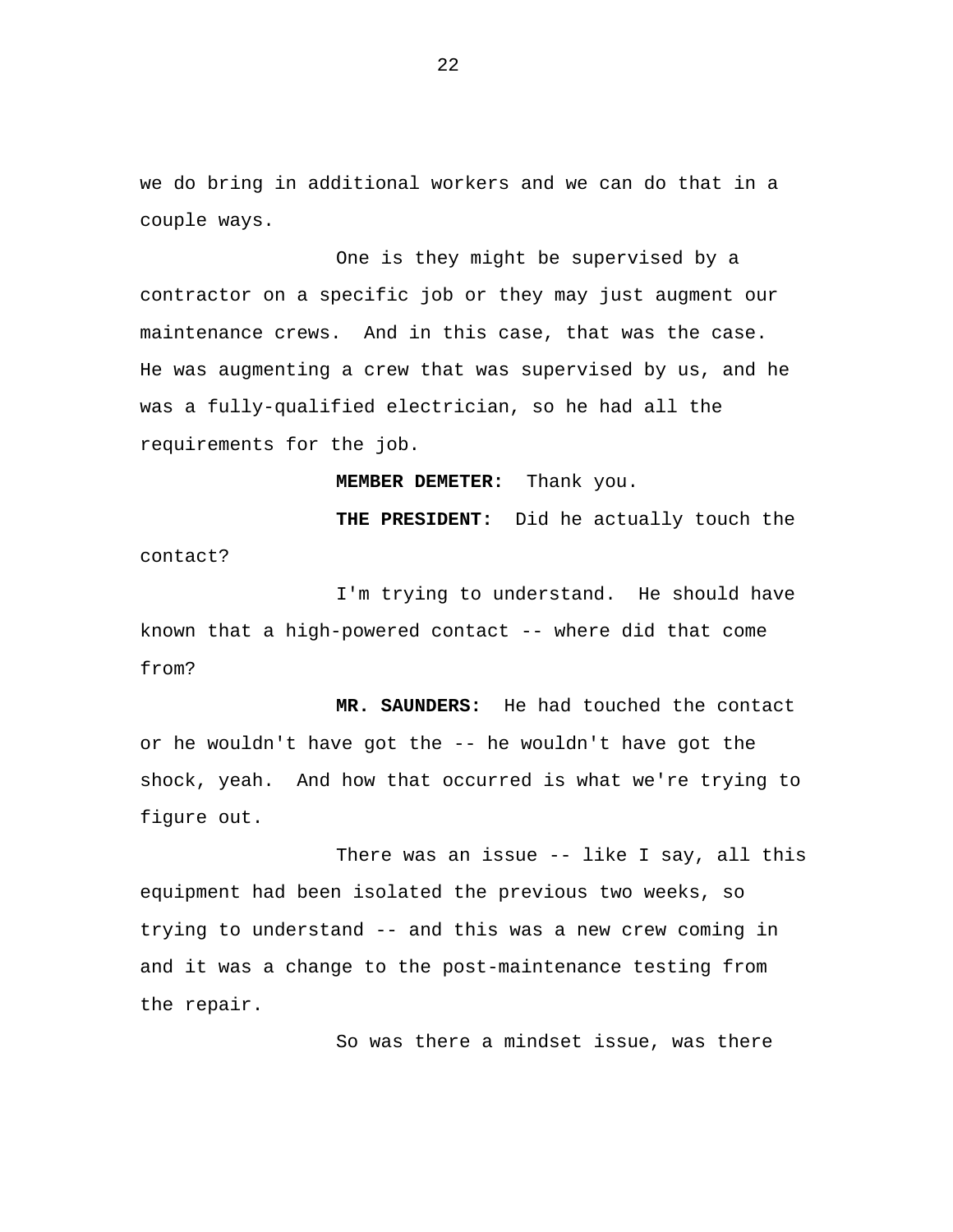we do bring in additional workers and we can do that in a couple ways.

One is they might be supervised by a contractor on a specific job or they may just augment our maintenance crews. And in this case, that was the case. He was augmenting a crew that was supervised by us, and he was a fully-qualified electrician, so he had all the requirements for the job.

**MEMBER DEMETER:** Thank you.

**THE PRESIDENT:** Did he actually touch the contact?

I'm trying to understand. He should have known that a high-powered contact -- where did that come from?

**MR. SAUNDERS:** He had touched the contact or he wouldn't have got the -- he wouldn't have got the shock, yeah. And how that occurred is what we're trying to figure out.

There was an issue -- like I say, all this equipment had been isolated the previous two weeks, so trying to understand -- and this was a new crew coming in and it was a change to the post-maintenance testing from the repair.

So was there a mindset issue, was there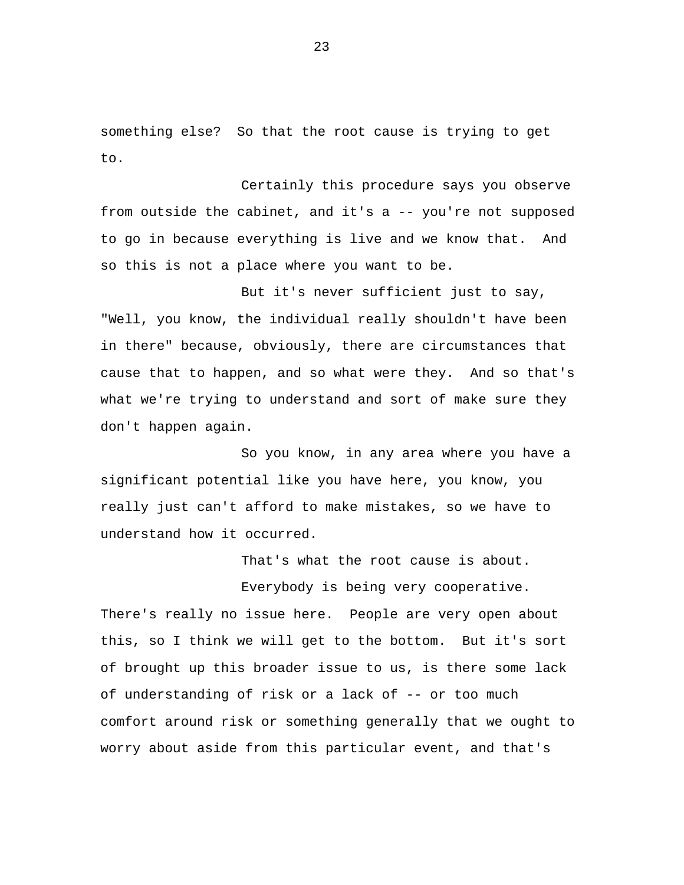something else? So that the root cause is trying to get to.

Certainly this procedure says you observe from outside the cabinet, and it's a -- you're not supposed to go in because everything is live and we know that. And so this is not a place where you want to be.

But it's never sufficient just to say, "Well, you know, the individual really shouldn't have been in there" because, obviously, there are circumstances that cause that to happen, and so what were they. And so that's what we're trying to understand and sort of make sure they don't happen again.

So you know, in any area where you have a significant potential like you have here, you know, you really just can't afford to make mistakes, so we have to understand how it occurred.

That's what the root cause is about.

Everybody is being very cooperative. There's really no issue here. People are very open about this, so I think we will get to the bottom. But it's sort of brought up this broader issue to us, is there some lack of understanding of risk or a lack of -- or too much comfort around risk or something generally that we ought to worry about aside from this particular event, and that's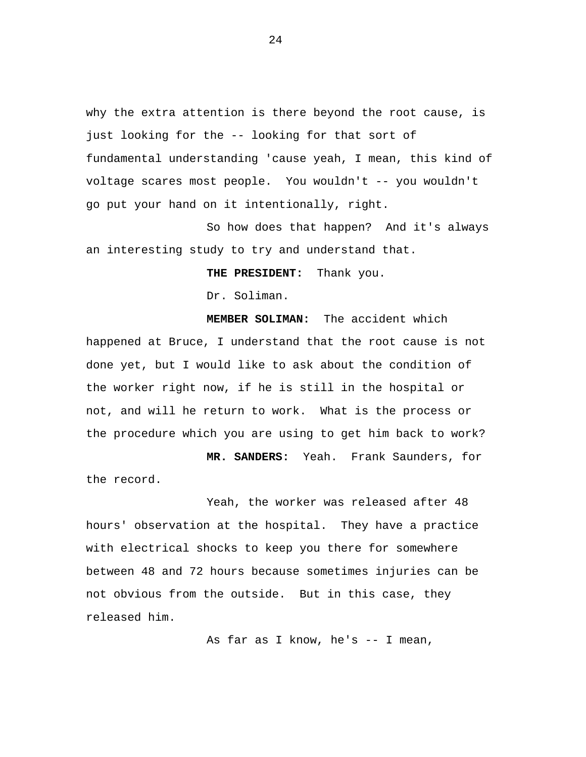why the extra attention is there beyond the root cause, is just looking for the -- looking for that sort of fundamental understanding 'cause yeah, I mean, this kind of voltage scares most people. You wouldn't -- you wouldn't go put your hand on it intentionally, right.

So how does that happen? And it's always an interesting study to try and understand that.

**THE PRESIDENT:** Thank you.

Dr. Soliman.

**MEMBER SOLIMAN:** The accident which happened at Bruce, I understand that the root cause is not done yet, but I would like to ask about the condition of the worker right now, if he is still in the hospital or not, and will he return to work. What is the process or the procedure which you are using to get him back to work?

**MR. SANDERS:** Yeah. Frank Saunders, for the record.

Yeah, the worker was released after 48 hours' observation at the hospital. They have a practice with electrical shocks to keep you there for somewhere between 48 and 72 hours because sometimes injuries can be not obvious from the outside. But in this case, they released him.

As far as I know, he's -- I mean,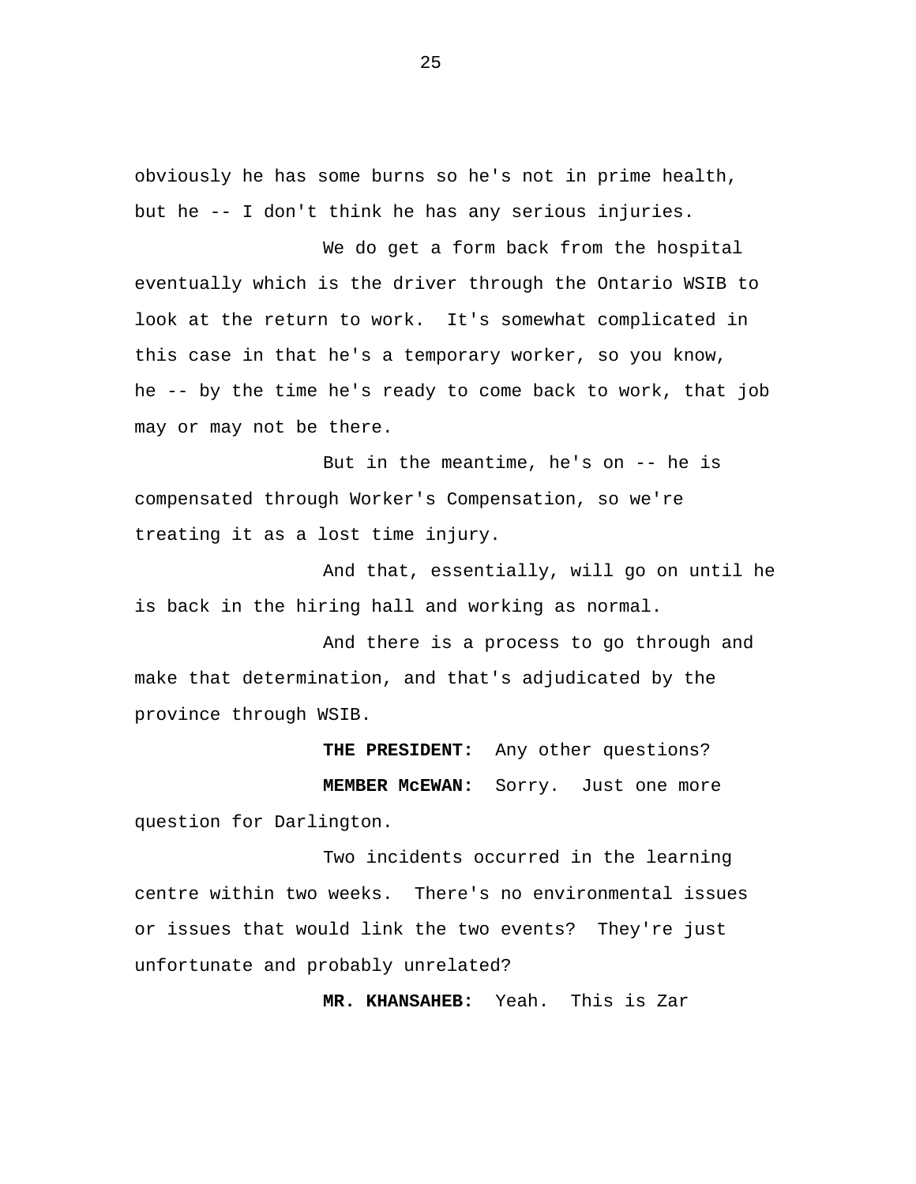obviously he has some burns so he's not in prime health, but he -- I don't think he has any serious injuries.

We do get a form back from the hospital eventually which is the driver through the Ontario WSIB to look at the return to work. It's somewhat complicated in this case in that he's a temporary worker, so you know, he -- by the time he's ready to come back to work, that job may or may not be there.

But in the meantime, he's on -- he is compensated through Worker's Compensation, so we're treating it as a lost time injury.

And that, essentially, will go on until he is back in the hiring hall and working as normal.

And there is a process to go through and make that determination, and that's adjudicated by the province through WSIB.

**THE PRESIDENT:** Any other questions?

**MEMBER McEWAN:** Sorry. Just one more question for Darlington.

Two incidents occurred in the learning centre within two weeks. There's no environmental issues or issues that would link the two events? They're just unfortunate and probably unrelated?

**MR. KHANSAHEB:** Yeah. This is Zar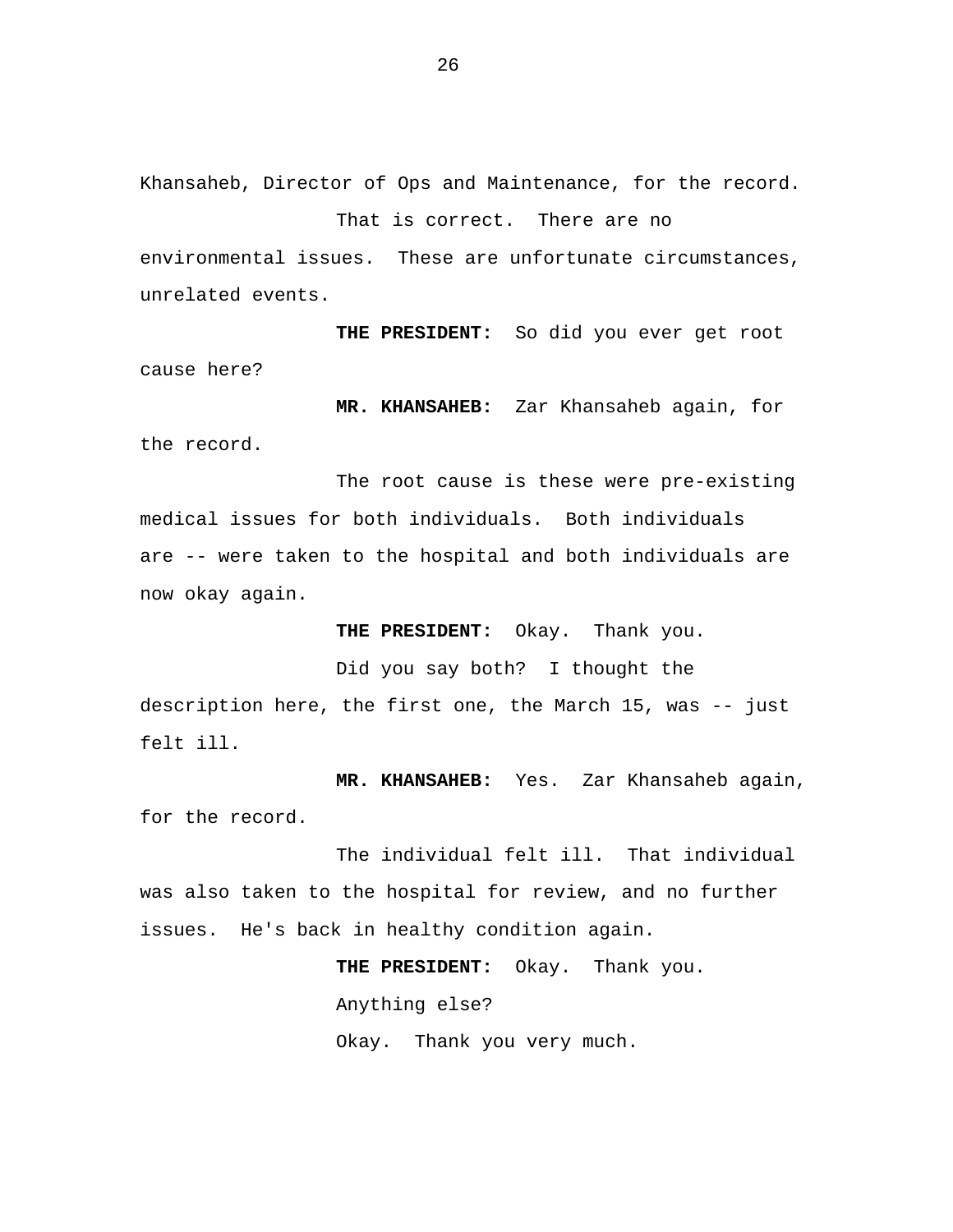Khansaheb, Director of Ops and Maintenance, for the record.

That is correct. There are no environmental issues. These are unfortunate circumstances, unrelated events.

**THE PRESIDENT:** So did you ever get root cause here?

**MR. KHANSAHEB:** Zar Khansaheb again, for the record.

The root cause is these were pre-existing medical issues for both individuals. Both individuals are -- were taken to the hospital and both individuals are now okay again.

**THE PRESIDENT:** Okay. Thank you.

Did you say both? I thought the description here, the first one, the March 15, was -- just felt ill.

**MR. KHANSAHEB:** Yes. Zar Khansaheb again, for the record.

The individual felt ill. That individual was also taken to the hospital for review, and no further issues. He's back in healthy condition again.

**THE PRESIDENT:** Okay. Thank you.

Anything else?

Okay. Thank you very much.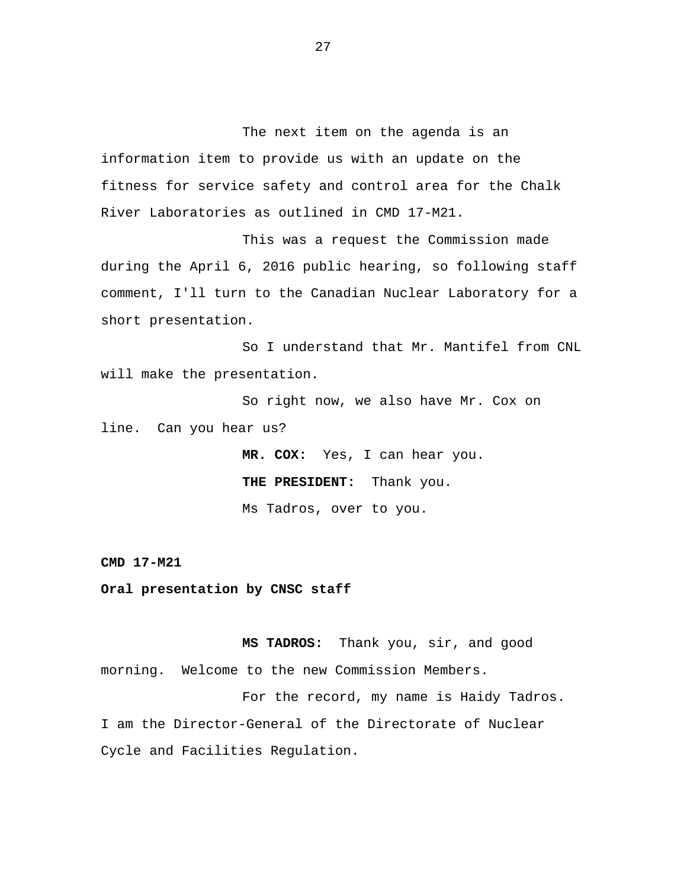The next item on the agenda is an information item to provide us with an update on the fitness for service safety and control area for the Chalk River Laboratories as outlined in CMD 17-M21.

This was a request the Commission made during the April 6, 2016 public hearing, so following staff comment, I'll turn to the Canadian Nuclear Laboratory for a short presentation.

So I understand that Mr. Mantifel from CNL will make the presentation.

So right now, we also have Mr. Cox on line. Can you hear us?

**MR. COX:** Yes, I can hear you.

**THE PRESIDENT:** Thank you.

Ms Tadros, over to you.

**CMD 17-M21**

**Oral presentation by CNSC staff**

**MS TADROS:** Thank you, sir, and good morning. Welcome to the new Commission Members.

For the record, my name is Haidy Tadros. I am the Director-General of the Directorate of Nuclear Cycle and Facilities Regulation.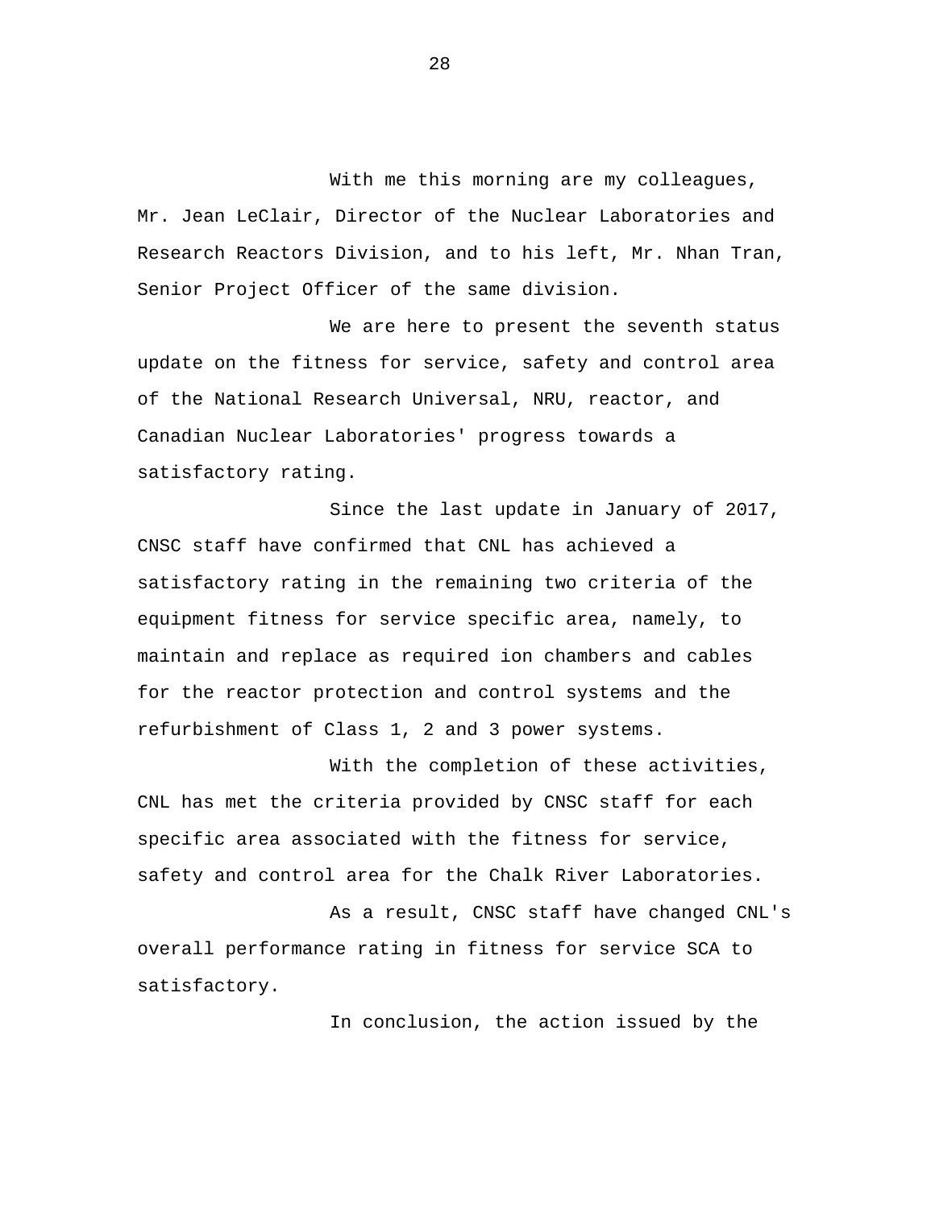With me this morning are my colleagues, Mr. Jean LeClair, Director of the Nuclear Laboratories and Research Reactors Division, and to his left, Mr. Nhan Tran, Senior Project Officer of the same division.

We are here to present the seventh status update on the fitness for service, safety and control area of the National Research Universal, NRU, reactor, and Canadian Nuclear Laboratories' progress towards a satisfactory rating.

Since the last update in January of 2017, CNSC staff have confirmed that CNL has achieved a satisfactory rating in the remaining two criteria of the equipment fitness for service specific area, namely, to maintain and replace as required ion chambers and cables for the reactor protection and control systems and the refurbishment of Class 1, 2 and 3 power systems.

With the completion of these activities, CNL has met the criteria provided by CNSC staff for each specific area associated with the fitness for service, safety and control area for the Chalk River Laboratories.

As a result, CNSC staff have changed CNL's overall performance rating in fitness for service SCA to satisfactory.

In conclusion, the action issued by the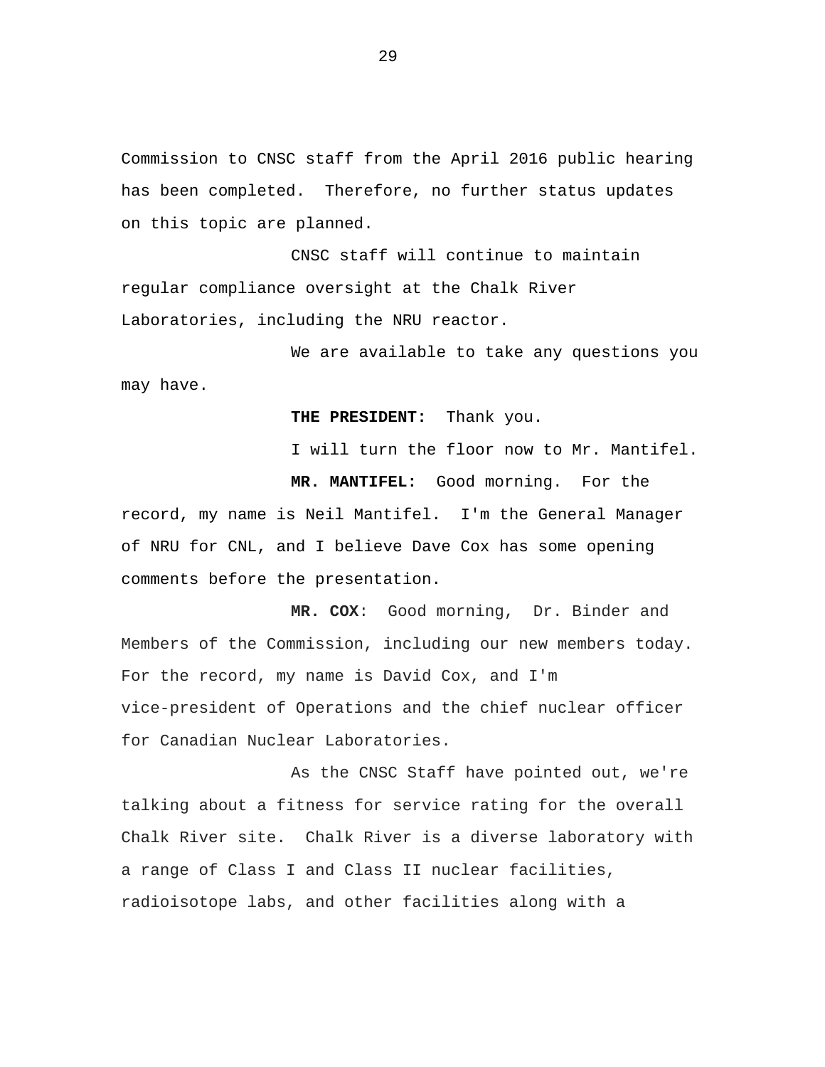Commission to CNSC staff from the April 2016 public hearing has been completed. Therefore, no further status updates on this topic are planned.

CNSC staff will continue to maintain regular compliance oversight at the Chalk River Laboratories, including the NRU reactor.

We are available to take any questions you may have.

**THE PRESIDENT:** Thank you.

I will turn the floor now to Mr. Mantifel.

**MR. MANTIFEL:** Good morning. For the record, my name is Neil Mantifel. I'm the General Manager of NRU for CNL, and I believe Dave Cox has some opening comments before the presentation.

**MR. COX**: Good morning, Dr. Binder and Members of the Commission, including our new members today. For the record, my name is David Cox, and I'm vice-president of Operations and the chief nuclear officer for Canadian Nuclear Laboratories.

As the CNSC Staff have pointed out, we're talking about a fitness for service rating for the overall Chalk River site. Chalk River is a diverse laboratory with a range of Class I and Class II nuclear facilities, radioisotope labs, and other facilities along with a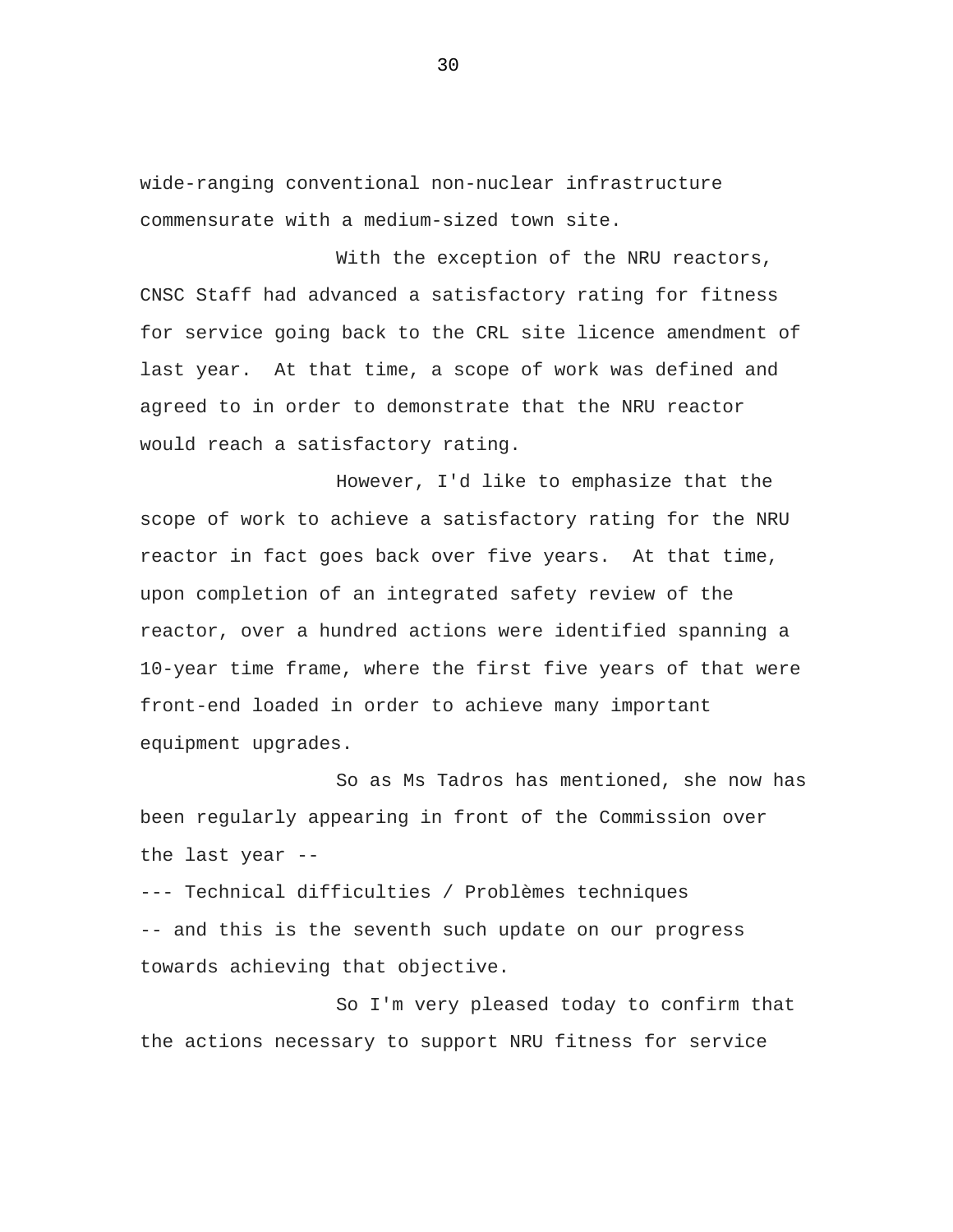wide-ranging conventional non-nuclear infrastructure commensurate with a medium-sized town site.

With the exception of the NRU reactors, CNSC Staff had advanced a satisfactory rating for fitness for service going back to the CRL site licence amendment of last year. At that time, a scope of work was defined and agreed to in order to demonstrate that the NRU reactor would reach a satisfactory rating.

However, I'd like to emphasize that the scope of work to achieve a satisfactory rating for the NRU reactor in fact goes back over five years. At that time, upon completion of an integrated safety review of the reactor, over a hundred actions were identified spanning a 10-year time frame, where the first five years of that were front-end loaded in order to achieve many important equipment upgrades.

So as Ms Tadros has mentioned, she now has been regularly appearing in front of the Commission over the last year --

--- Technical difficulties / Problèmes techniques

-- and this is the seventh such update on our progress towards achieving that objective.

So I'm very pleased today to confirm that the actions necessary to support NRU fitness for service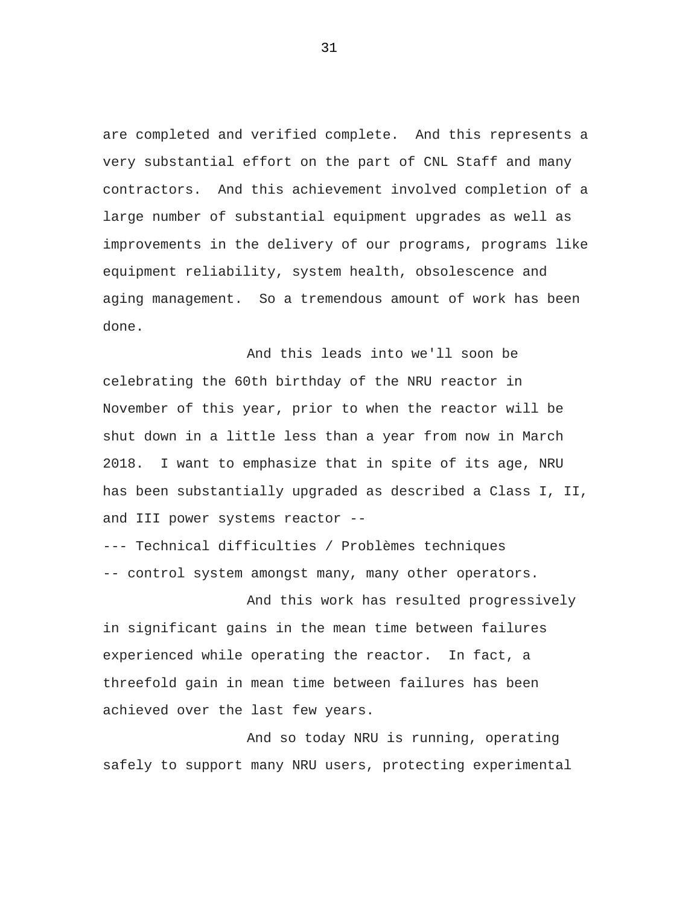are completed and verified complete. And this represents a very substantial effort on the part of CNL Staff and many contractors. And this achievement involved completion of a large number of substantial equipment upgrades as well as improvements in the delivery of our programs, programs like equipment reliability, system health, obsolescence and aging management. So a tremendous amount of work has been done.

And this leads into we'll soon be celebrating the 60th birthday of the NRU reactor in November of this year, prior to when the reactor will be shut down in a little less than a year from now in March 2018. I want to emphasize that in spite of its age, NRU has been substantially upgraded as described a Class I, II, and III power systems reactor --

--- Technical difficulties / Problèmes techniques

-- control system amongst many, many other operators.

And this work has resulted progressively in significant gains in the mean time between failures experienced while operating the reactor. In fact, a threefold gain in mean time between failures has been achieved over the last few years.

And so today NRU is running, operating safely to support many NRU users, protecting experimental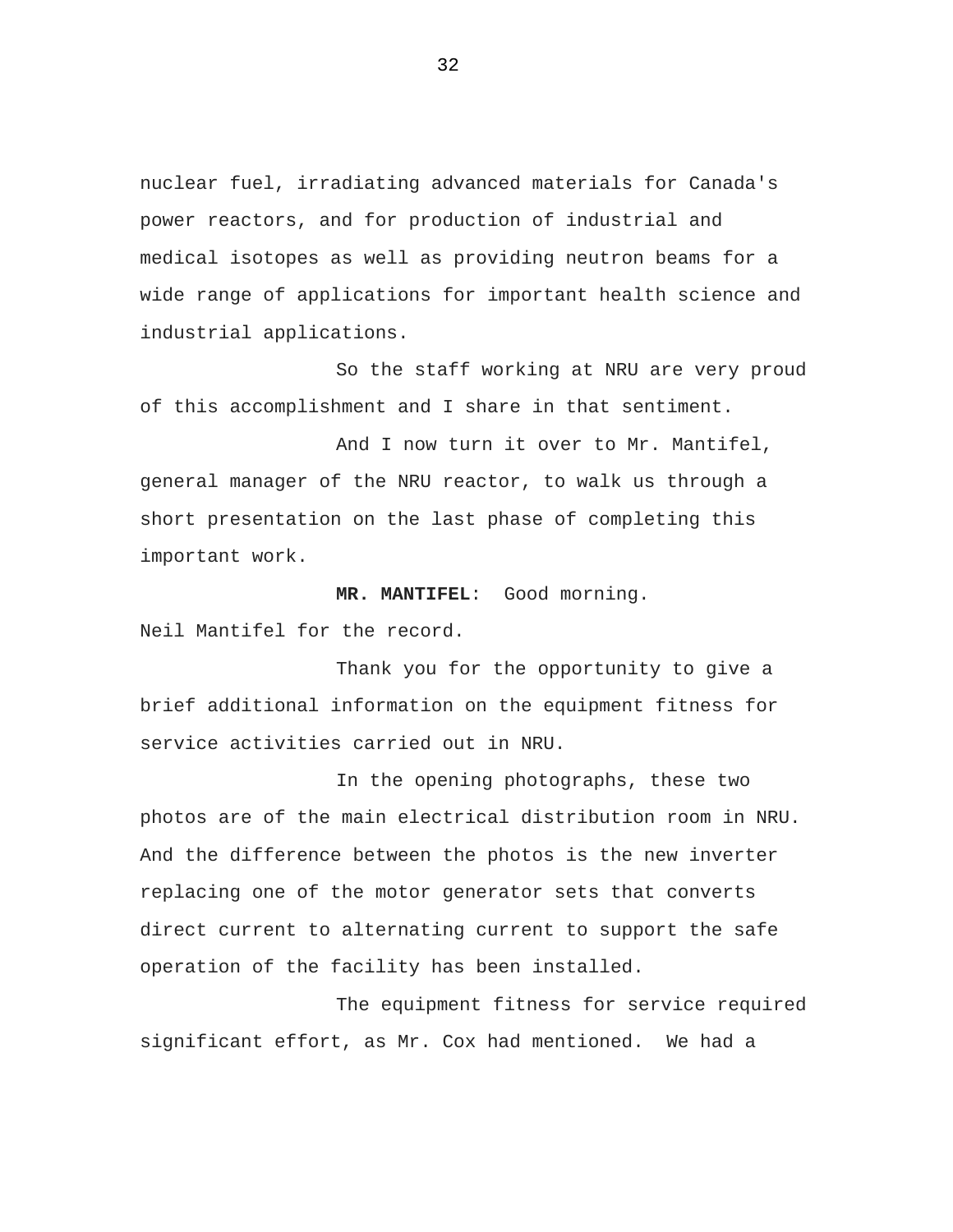nuclear fuel, irradiating advanced materials for Canada's power reactors, and for production of industrial and medical isotopes as well as providing neutron beams for a wide range of applications for important health science and industrial applications.

So the staff working at NRU are very proud of this accomplishment and I share in that sentiment.

And I now turn it over to Mr. Mantifel, general manager of the NRU reactor, to walk us through a short presentation on the last phase of completing this important work.

**MR. MANTIFEL**: Good morning. Neil Mantifel for the record.

Thank you for the opportunity to give a brief additional information on the equipment fitness for service activities carried out in NRU.

In the opening photographs, these two photos are of the main electrical distribution room in NRU. And the difference between the photos is the new inverter replacing one of the motor generator sets that converts direct current to alternating current to support the safe operation of the facility has been installed.

The equipment fitness for service required significant effort, as Mr. Cox had mentioned. We had a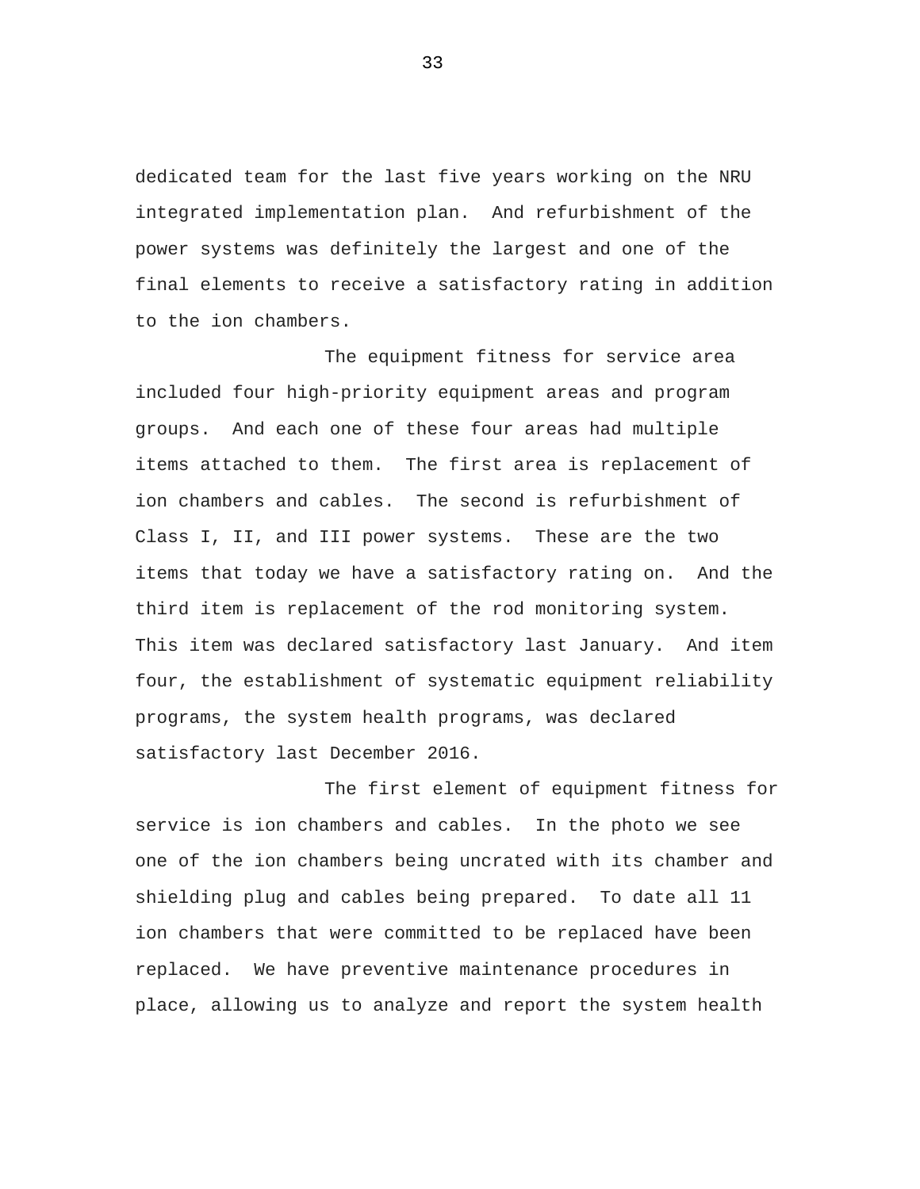dedicated team for the last five years working on the NRU integrated implementation plan. And refurbishment of the power systems was definitely the largest and one of the final elements to receive a satisfactory rating in addition to the ion chambers.

The equipment fitness for service area included four high-priority equipment areas and program groups. And each one of these four areas had multiple items attached to them. The first area is replacement of ion chambers and cables. The second is refurbishment of Class I, II, and III power systems. These are the two items that today we have a satisfactory rating on. And the third item is replacement of the rod monitoring system. This item was declared satisfactory last January. And item four, the establishment of systematic equipment reliability programs, the system health programs, was declared satisfactory last December 2016.

The first element of equipment fitness for service is ion chambers and cables. In the photo we see one of the ion chambers being uncrated with its chamber and shielding plug and cables being prepared. To date all 11 ion chambers that were committed to be replaced have been replaced. We have preventive maintenance procedures in place, allowing us to analyze and report the system health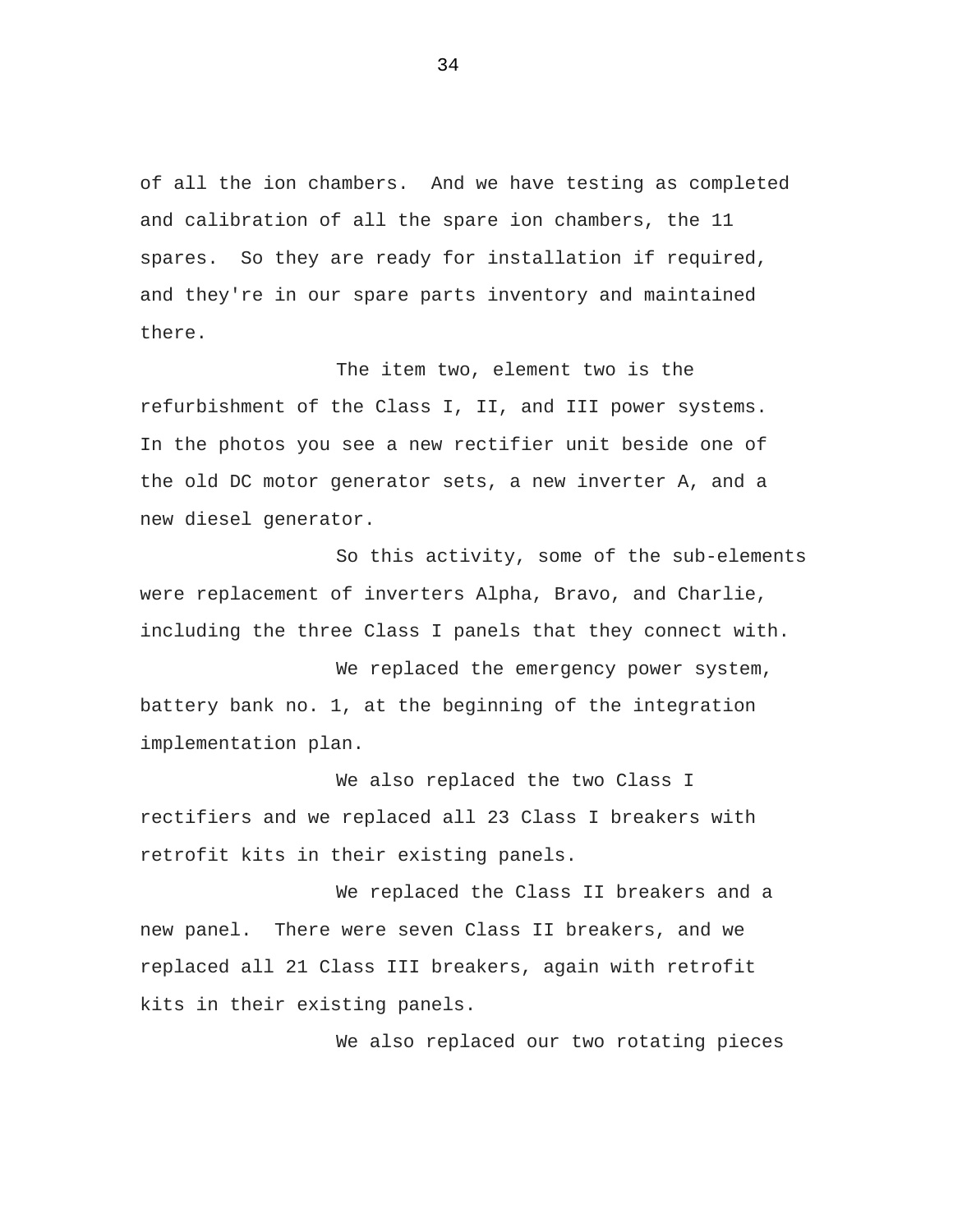of all the ion chambers. And we have testing as completed and calibration of all the spare ion chambers, the 11 spares. So they are ready for installation if required, and they're in our spare parts inventory and maintained there.

The item two, element two is the refurbishment of the Class I, II, and III power systems. In the photos you see a new rectifier unit beside one of the old DC motor generator sets, a new inverter A, and a new diesel generator.

So this activity, some of the sub-elements were replacement of inverters Alpha, Bravo, and Charlie, including the three Class I panels that they connect with.

We replaced the emergency power system, battery bank no. 1, at the beginning of the integration implementation plan.

We also replaced the two Class I rectifiers and we replaced all 23 Class I breakers with retrofit kits in their existing panels.

We replaced the Class II breakers and a new panel. There were seven Class II breakers, and we replaced all 21 Class III breakers, again with retrofit kits in their existing panels.

We also replaced our two rotating pieces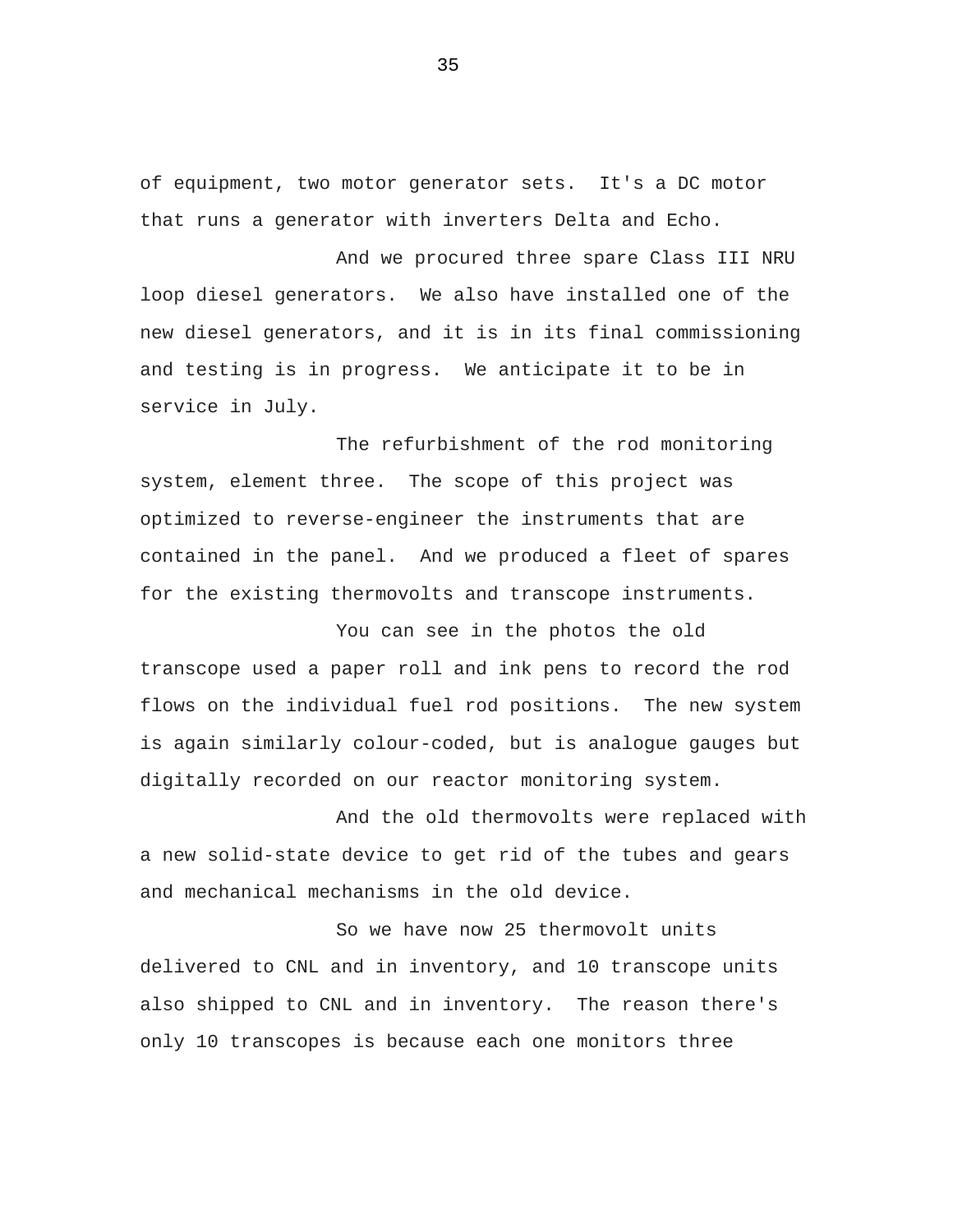of equipment, two motor generator sets. It's a DC motor that runs a generator with inverters Delta and Echo.

And we procured three spare Class III NRU loop diesel generators. We also have installed one of the new diesel generators, and it is in its final commissioning and testing is in progress. We anticipate it to be in service in July.

The refurbishment of the rod monitoring system, element three. The scope of this project was optimized to reverse-engineer the instruments that are contained in the panel. And we produced a fleet of spares for the existing thermovolts and transcope instruments.

You can see in the photos the old transcope used a paper roll and ink pens to record the rod flows on the individual fuel rod positions. The new system is again similarly colour-coded, but is analogue gauges but digitally recorded on our reactor monitoring system.

And the old thermovolts were replaced with a new solid-state device to get rid of the tubes and gears and mechanical mechanisms in the old device.

So we have now 25 thermovolt units delivered to CNL and in inventory, and 10 transcope units also shipped to CNL and in inventory. The reason there's only 10 transcopes is because each one monitors three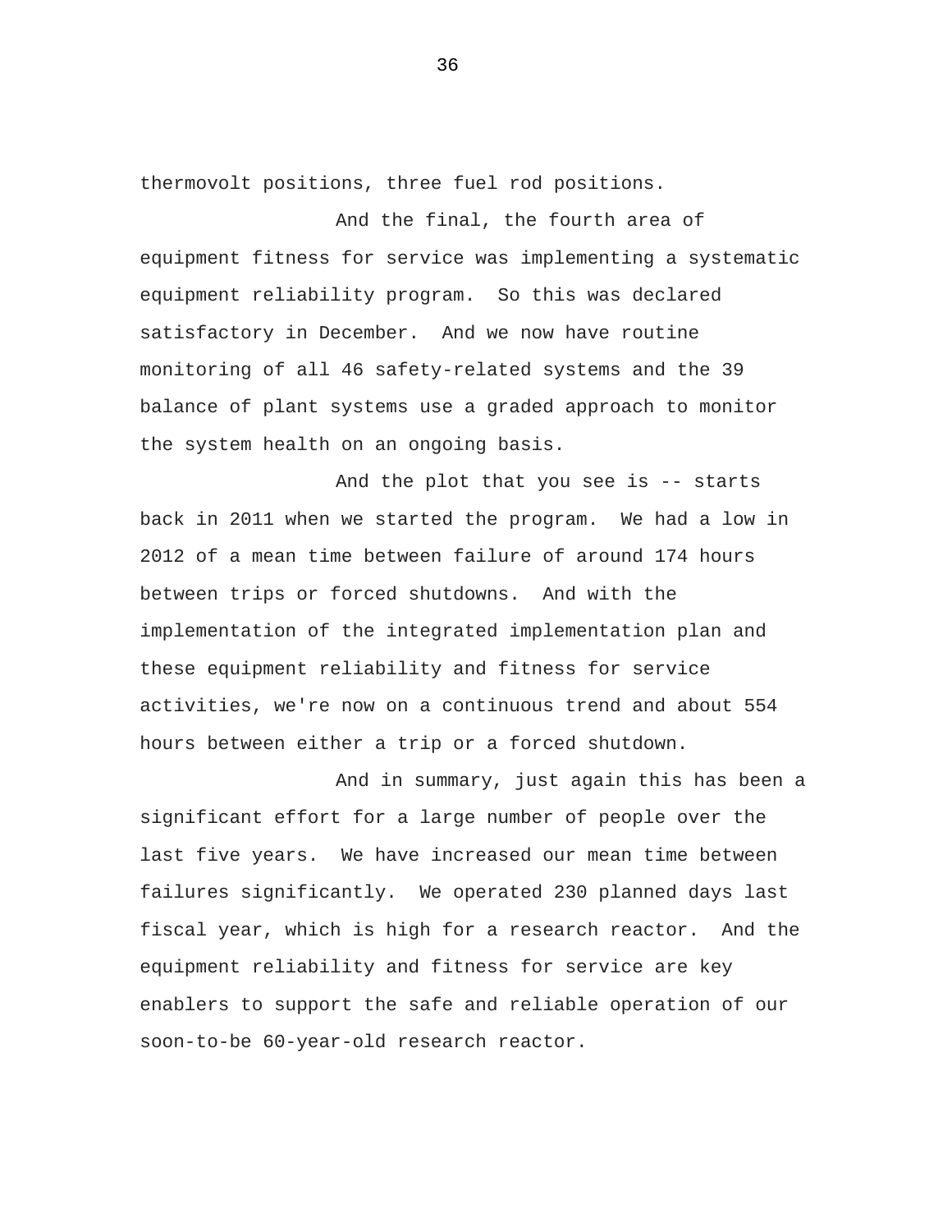thermovolt positions, three fuel rod positions.

And the final, the fourth area of equipment fitness for service was implementing a systematic equipment reliability program. So this was declared satisfactory in December. And we now have routine monitoring of all 46 safety-related systems and the 39 balance of plant systems use a graded approach to monitor the system health on an ongoing basis.

And the plot that you see is -- starts back in 2011 when we started the program. We had a low in 2012 of a mean time between failure of around 174 hours between trips or forced shutdowns. And with the implementation of the integrated implementation plan and these equipment reliability and fitness for service activities, we're now on a continuous trend and about 554 hours between either a trip or a forced shutdown.

And in summary, just again this has been a significant effort for a large number of people over the last five years. We have increased our mean time between failures significantly. We operated 230 planned days last fiscal year, which is high for a research reactor. And the equipment reliability and fitness for service are key enablers to support the safe and reliable operation of our soon-to-be 60-year-old research reactor.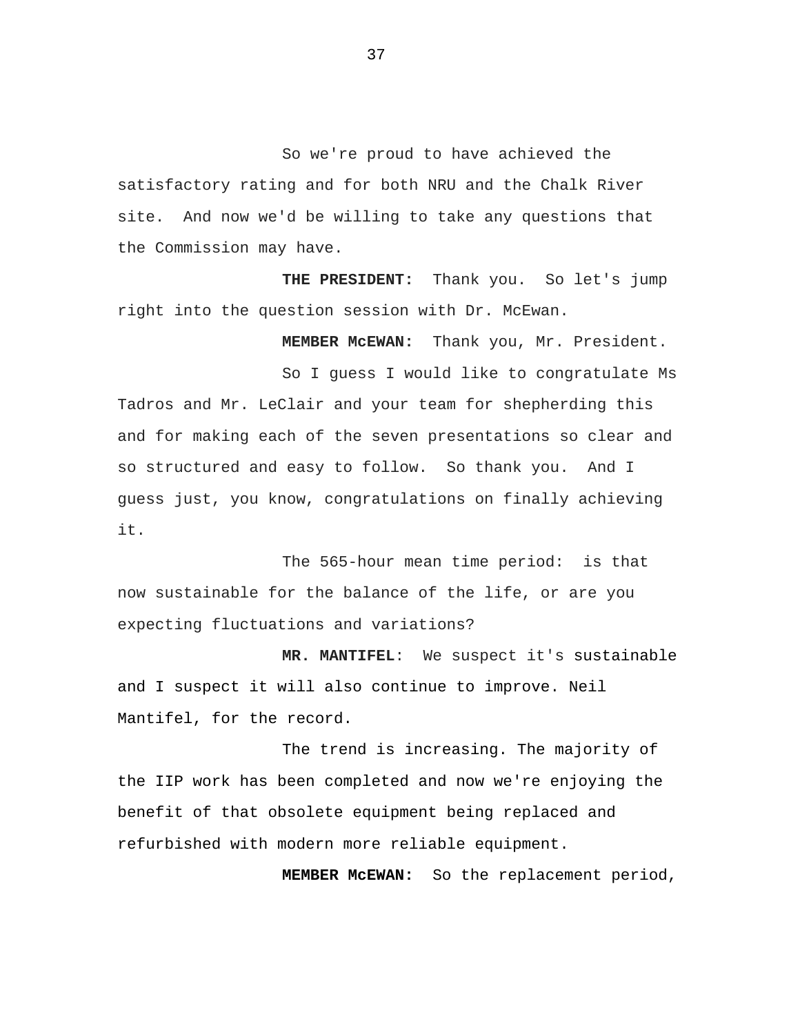So we're proud to have achieved the satisfactory rating and for both NRU and the Chalk River site. And now we'd be willing to take any questions that the Commission may have.

**THE PRESIDENT:** Thank you. So let's jump right into the question session with Dr. McEwan.

**MEMBER McEWAN:** Thank you, Mr. President.

So I guess I would like to congratulate Ms Tadros and Mr. LeClair and your team for shepherding this and for making each of the seven presentations so clear and so structured and easy to follow. So thank you. And I guess just, you know, congratulations on finally achieving it.

The 565-hour mean time period: is that now sustainable for the balance of the life, or are you expecting fluctuations and variations?

**MR. MANTIFEL**: We suspect it's sustainable and I suspect it will also continue to improve. Neil Mantifel, for the record.

The trend is increasing. The majority of the IIP work has been completed and now we're enjoying the benefit of that obsolete equipment being replaced and refurbished with modern more reliable equipment.

**MEMBER McEWAN:** So the replacement period,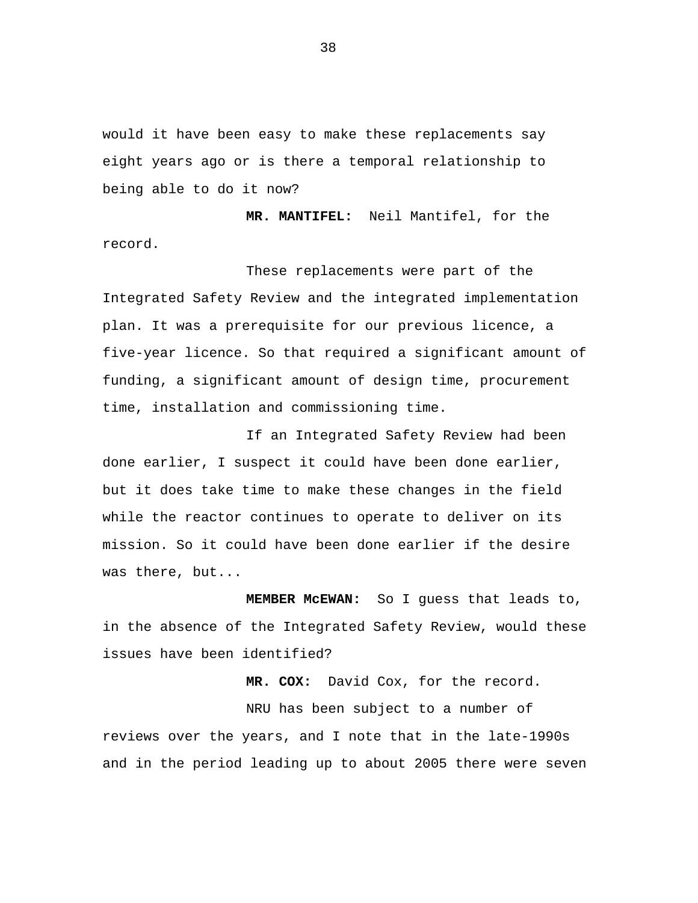would it have been easy to make these replacements say eight years ago or is there a temporal relationship to being able to do it now?

**MR. MANTIFEL:** Neil Mantifel, for the record.

These replacements were part of the Integrated Safety Review and the integrated implementation plan. It was a prerequisite for our previous licence, a five-year licence. So that required a significant amount of funding, a significant amount of design time, procurement time, installation and commissioning time.

If an Integrated Safety Review had been done earlier, I suspect it could have been done earlier, but it does take time to make these changes in the field while the reactor continues to operate to deliver on its mission. So it could have been done earlier if the desire was there, but...

**MEMBER McEWAN:** So I guess that leads to, in the absence of the Integrated Safety Review, would these issues have been identified?

**MR. COX:** David Cox, for the record.

NRU has been subject to a number of reviews over the years, and I note that in the late-1990s and in the period leading up to about 2005 there were seven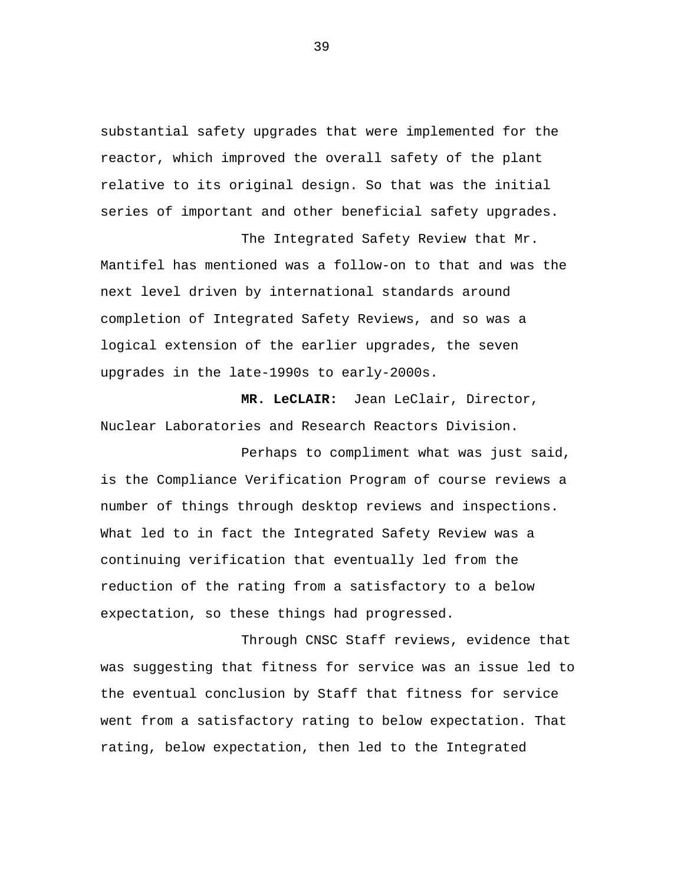substantial safety upgrades that were implemented for the reactor, which improved the overall safety of the plant relative to its original design. So that was the initial series of important and other beneficial safety upgrades.

The Integrated Safety Review that Mr. Mantifel has mentioned was a follow-on to that and was the next level driven by international standards around completion of Integrated Safety Reviews, and so was a logical extension of the earlier upgrades, the seven upgrades in the late-1990s to early-2000s.

**MR. LeCLAIR:** Jean LeClair, Director, Nuclear Laboratories and Research Reactors Division.

Perhaps to compliment what was just said, is the Compliance Verification Program of course reviews a number of things through desktop reviews and inspections. What led to in fact the Integrated Safety Review was a continuing verification that eventually led from the reduction of the rating from a satisfactory to a below expectation, so these things had progressed.

Through CNSC Staff reviews, evidence that was suggesting that fitness for service was an issue led to the eventual conclusion by Staff that fitness for service went from a satisfactory rating to below expectation. That rating, below expectation, then led to the Integrated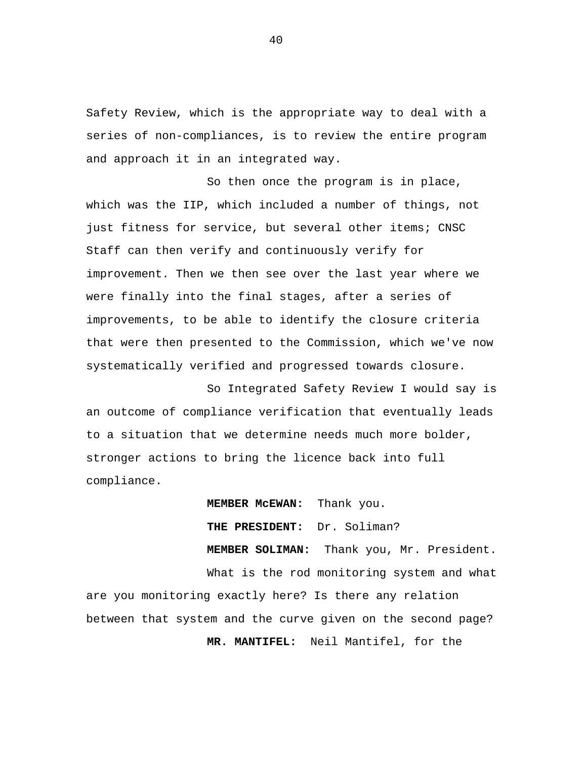Safety Review, which is the appropriate way to deal with a series of non-compliances, is to review the entire program and approach it in an integrated way.

So then once the program is in place, which was the IIP, which included a number of things, not just fitness for service, but several other items; CNSC Staff can then verify and continuously verify for improvement. Then we then see over the last year where we were finally into the final stages, after a series of improvements, to be able to identify the closure criteria that were then presented to the Commission, which we've now systematically verified and progressed towards closure.

So Integrated Safety Review I would say is an outcome of compliance verification that eventually leads to a situation that we determine needs much more bolder, stronger actions to bring the licence back into full compliance.

**MEMBER McEWAN:** Thank you.

**THE PRESIDENT:** Dr. Soliman?

**MEMBER SOLIMAN:** Thank you, Mr. President.

What is the rod monitoring system and what are you monitoring exactly here? Is there any relation between that system and the curve given on the second page?

**MR. MANTIFEL:** Neil Mantifel, for the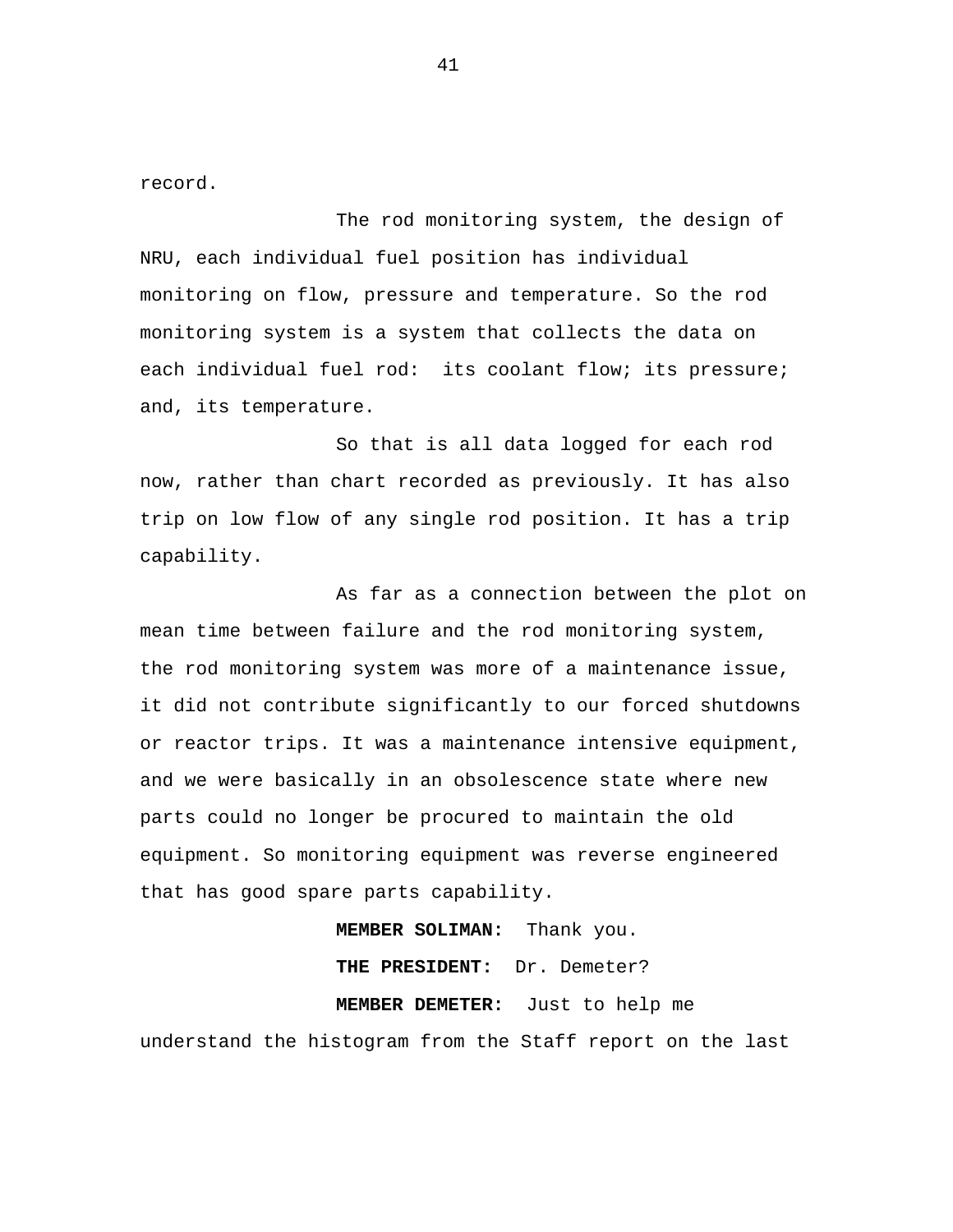record.

The rod monitoring system, the design of NRU, each individual fuel position has individual monitoring on flow, pressure and temperature. So the rod monitoring system is a system that collects the data on each individual fuel rod:  its coolant flow; its pressure; and, its temperature.

So that is all data logged for each rod now, rather than chart recorded as previously. It has also trip on low flow of any single rod position. It has a trip capability.

As far as a connection between the plot on mean time between failure and the rod monitoring system, the rod monitoring system was more of a maintenance issue, it did not contribute significantly to our forced shutdowns or reactor trips. It was a maintenance intensive equipment, and we were basically in an obsolescence state where new parts could no longer be procured to maintain the old equipment. So monitoring equipment was reverse engineered that has good spare parts capability.

**MEMBER SOLIMAN:**  Thank you.

**THE PRESIDENT:**  Dr. Demeter?

**MEMBER DEMETER:**  Just to help me understand the histogram from the Staff report on the last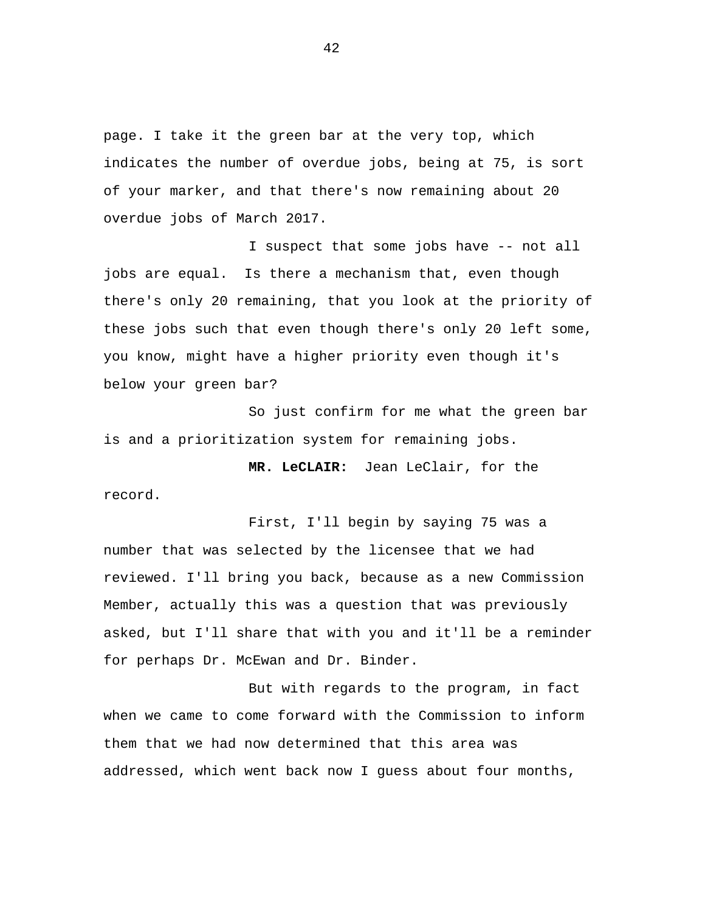page. I take it the green bar at the very top, which indicates the number of overdue jobs, being at 75, is sort of your marker, and that there's now remaining about 20 overdue jobs of March 2017.

I suspect that some jobs have -- not all jobs are equal. Is there a mechanism that, even though there's only 20 remaining, that you look at the priority of these jobs such that even though there's only 20 left some, you know, might have a higher priority even though it's below your green bar?

So just confirm for me what the green bar is and a prioritization system for remaining jobs.

**MR. LeCLAIR:** Jean LeClair, for the record.

First, I'll begin by saying 75 was a number that was selected by the licensee that we had reviewed. I'll bring you back, because as a new Commission Member, actually this was a question that was previously asked, but I'll share that with you and it'll be a reminder for perhaps Dr. McEwan and Dr. Binder.

But with regards to the program, in fact when we came to come forward with the Commission to inform them that we had now determined that this area was addressed, which went back now I guess about four months,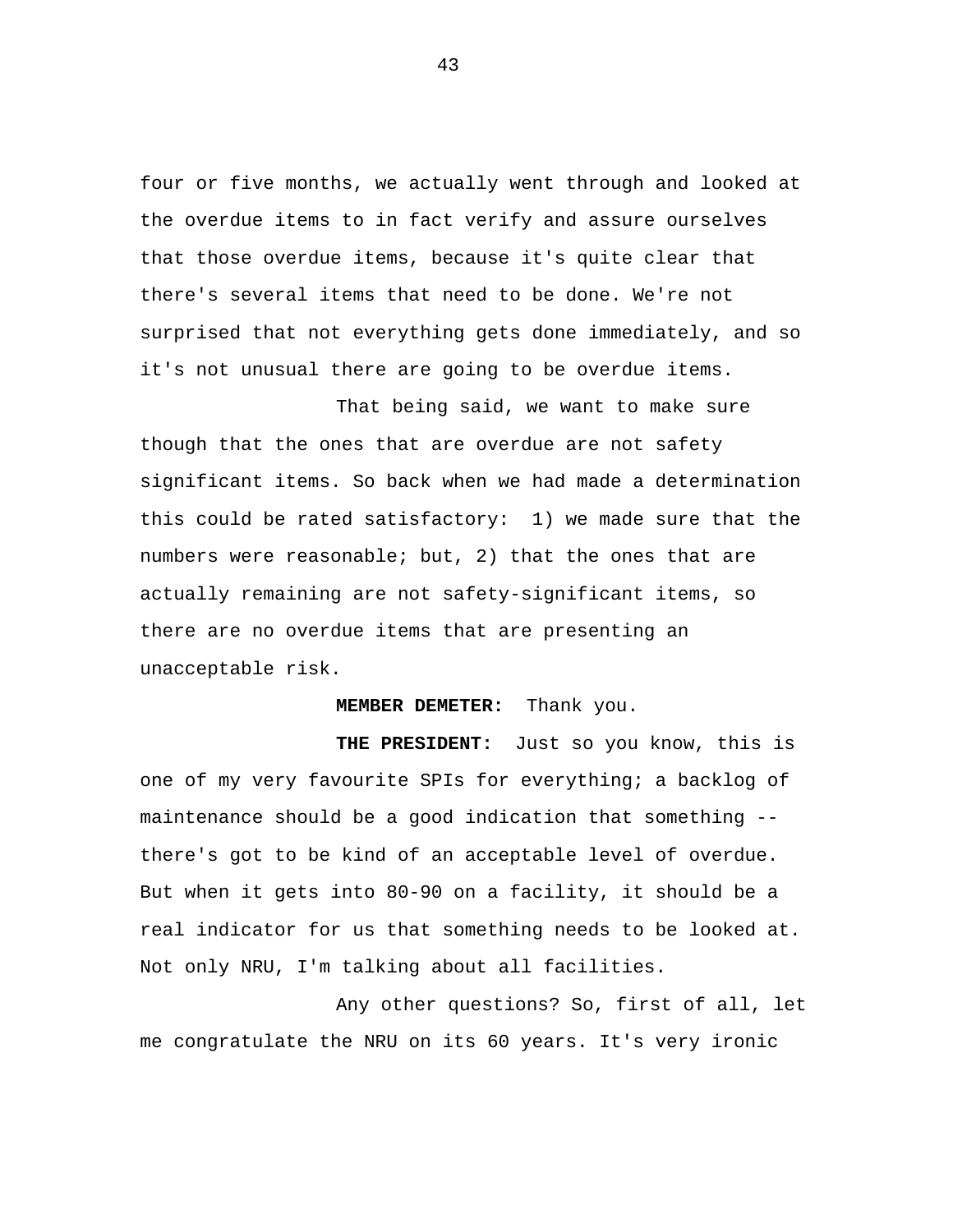four or five months, we actually went through and looked at the overdue items to in fact verify and assure ourselves that those overdue items, because it's quite clear that there's several items that need to be done. We're not surprised that not everything gets done immediately, and so it's not unusual there are going to be overdue items.

That being said, we want to make sure though that the ones that are overdue are not safety significant items. So back when we had made a determination this could be rated satisfactory: 1) we made sure that the numbers were reasonable; but, 2) that the ones that are actually remaining are not safety-significant items, so there are no overdue items that are presenting an unacceptable risk.

**MEMBER DEMETER:** Thank you.

**THE PRESIDENT:** Just so you know, this is one of my very favourite SPIs for everything; a backlog of maintenance should be a good indication that something -- there's got to be kind of an acceptable level of overdue. But when it gets into 80-90 on a facility, it should be a real indicator for us that something needs to be looked at. Not only NRU, I'm talking about all facilities.

Any other questions? So, first of all, let me congratulate the NRU on its 60 years. It's very ironic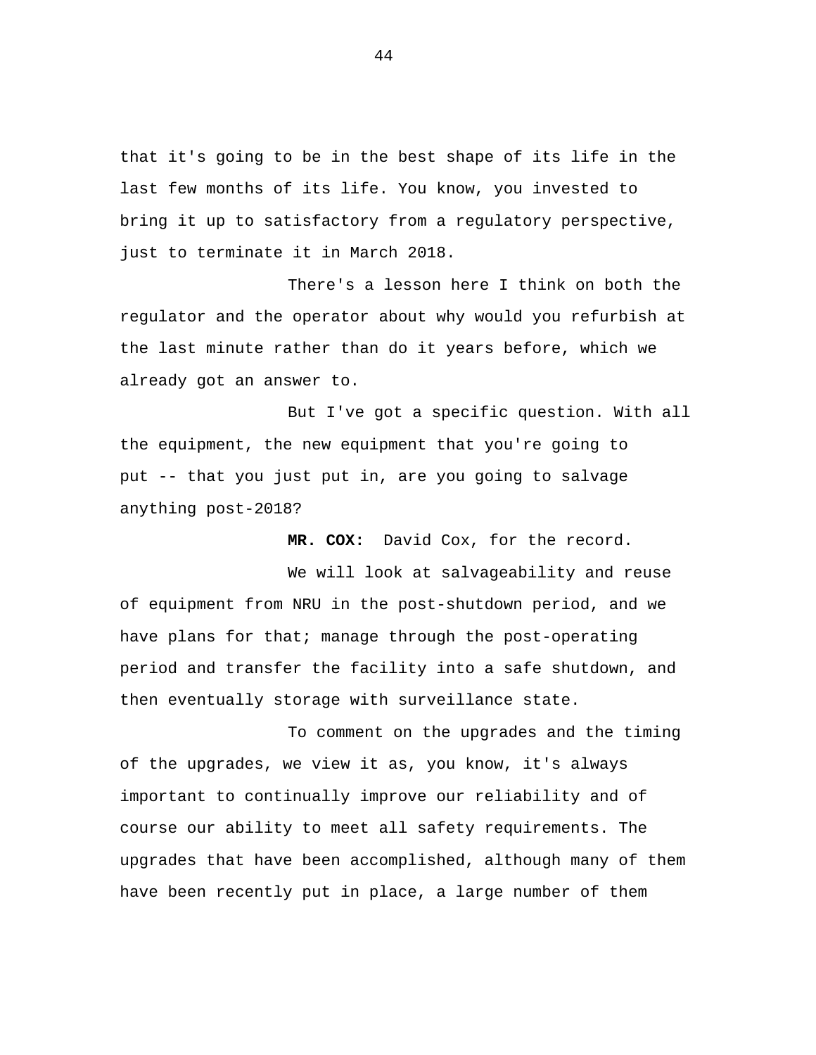that it's going to be in the best shape of its life in the last few months of its life. You know, you invested to bring it up to satisfactory from a regulatory perspective, just to terminate it in March 2018.

There's a lesson here I think on both the regulator and the operator about why would you refurbish at the last minute rather than do it years before, which we already got an answer to.

But I've got a specific question. With all the equipment, the new equipment that you're going to put -- that you just put in, are you going to salvage anything post-2018?

**MR. COX:** David Cox, for the record.

We will look at salvageability and reuse of equipment from NRU in the post-shutdown period, and we have plans for that; manage through the post-operating period and transfer the facility into a safe shutdown, and then eventually storage with surveillance state.

To comment on the upgrades and the timing of the upgrades, we view it as, you know, it's always important to continually improve our reliability and of course our ability to meet all safety requirements. The upgrades that have been accomplished, although many of them have been recently put in place, a large number of them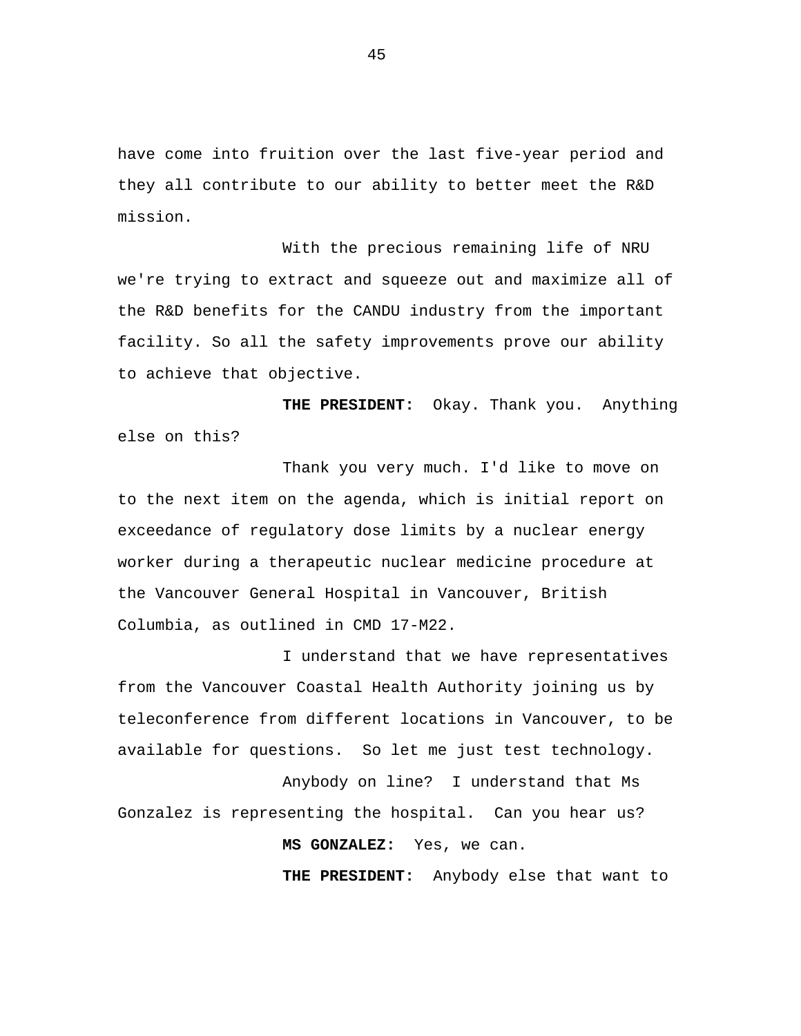have come into fruition over the last five-year period and they all contribute to our ability to better meet the R&D mission.

With the precious remaining life of NRU we're trying to extract and squeeze out and maximize all of the R&D benefits for the CANDU industry from the important facility. So all the safety improvements prove our ability to achieve that objective.

**THE PRESIDENT:** Okay. Thank you. Anything else on this?

Thank you very much. I'd like to move on to the next item on the agenda, which is initial report on exceedance of regulatory dose limits by a nuclear energy worker during a therapeutic nuclear medicine procedure at the Vancouver General Hospital in Vancouver, British Columbia, as outlined in CMD 17-M22.

I understand that we have representatives from the Vancouver Coastal Health Authority joining us by teleconference from different locations in Vancouver, to be available for questions. So let me just test technology.

Anybody on line? I understand that Ms Gonzalez is representing the hospital. Can you hear us?

**MS GONZALEZ:** Yes, we can.

**THE PRESIDENT:** Anybody else that want to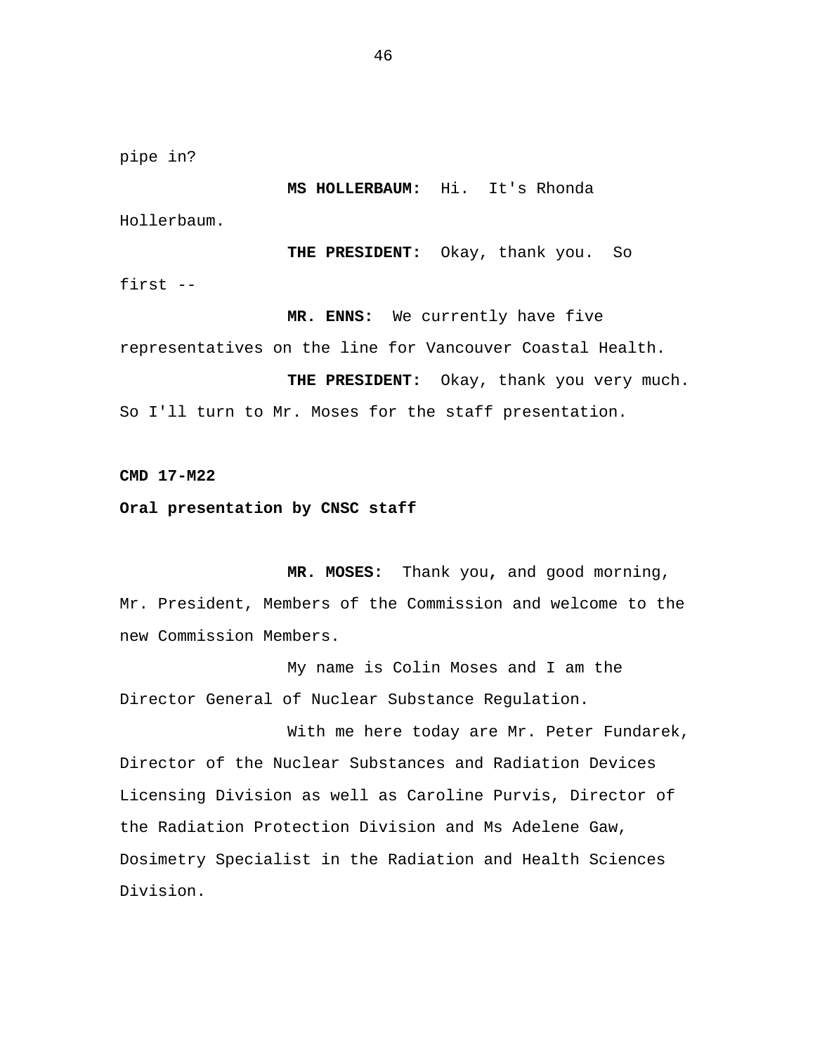pipe in?

**MS HOLLERBAUM:** Hi. It's Rhonda Hollerbaum.

**THE PRESIDENT:** Okay, thank you. So first --

**MR. ENNS:** We currently have five representatives on the line for Vancouver Coastal Health.

**THE PRESIDENT:** Okay, thank you very much. So I'll turn to Mr. Moses for the staff presentation.

**CMD 17-M22**

**Oral presentation by CNSC staff**

**MR. MOSES:** Thank you, and good morning, Mr. President, Members of the Commission and welcome to the new Commission Members.

My name is Colin Moses and I am the Director General of Nuclear Substance Regulation.

With me here today are Mr. Peter Fundarek, Director of the Nuclear Substances and Radiation Devices Licensing Division as well as Caroline Purvis, Director of the Radiation Protection Division and Ms Adelene Gaw, Dosimetry Specialist in the Radiation and Health Sciences Division.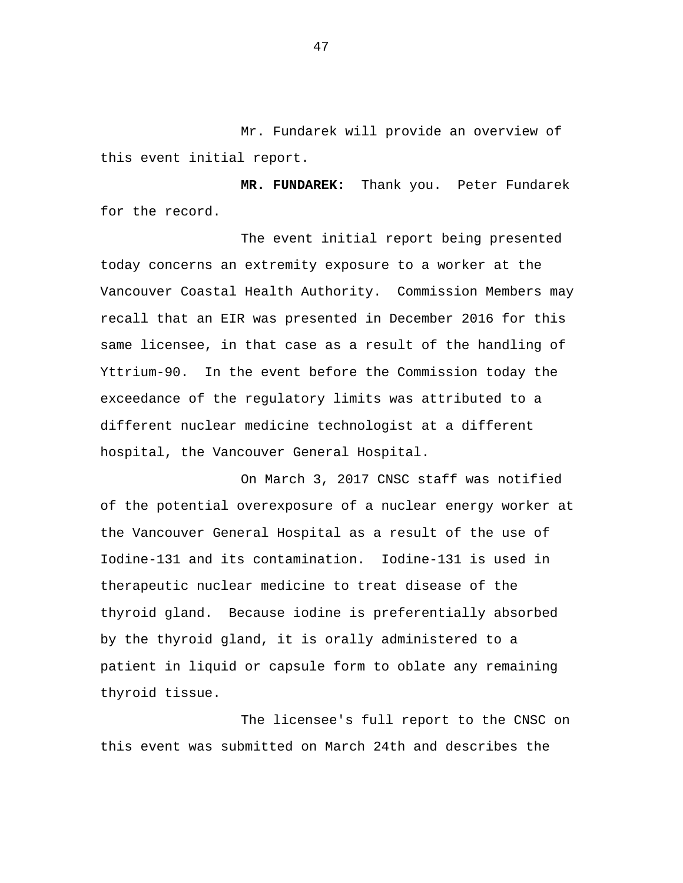Mr. Fundarek will provide an overview of this event initial report.

**MR. FUNDAREK:** Thank you. Peter Fundarek for the record.

The event initial report being presented today concerns an extremity exposure to a worker at the Vancouver Coastal Health Authority. Commission Members may recall that an EIR was presented in December 2016 for this same licensee, in that case as a result of the handling of Yttrium-90. In the event before the Commission today the exceedance of the regulatory limits was attributed to a different nuclear medicine technologist at a different hospital, the Vancouver General Hospital.

On March 3, 2017 CNSC staff was notified of the potential overexposure of a nuclear energy worker at the Vancouver General Hospital as a result of the use of Iodine-131 and its contamination. Iodine-131 is used in therapeutic nuclear medicine to treat disease of the thyroid gland. Because iodine is preferentially absorbed by the thyroid gland, it is orally administered to a patient in liquid or capsule form to oblate any remaining thyroid tissue.

The licensee's full report to the CNSC on this event was submitted on March 24th and describes the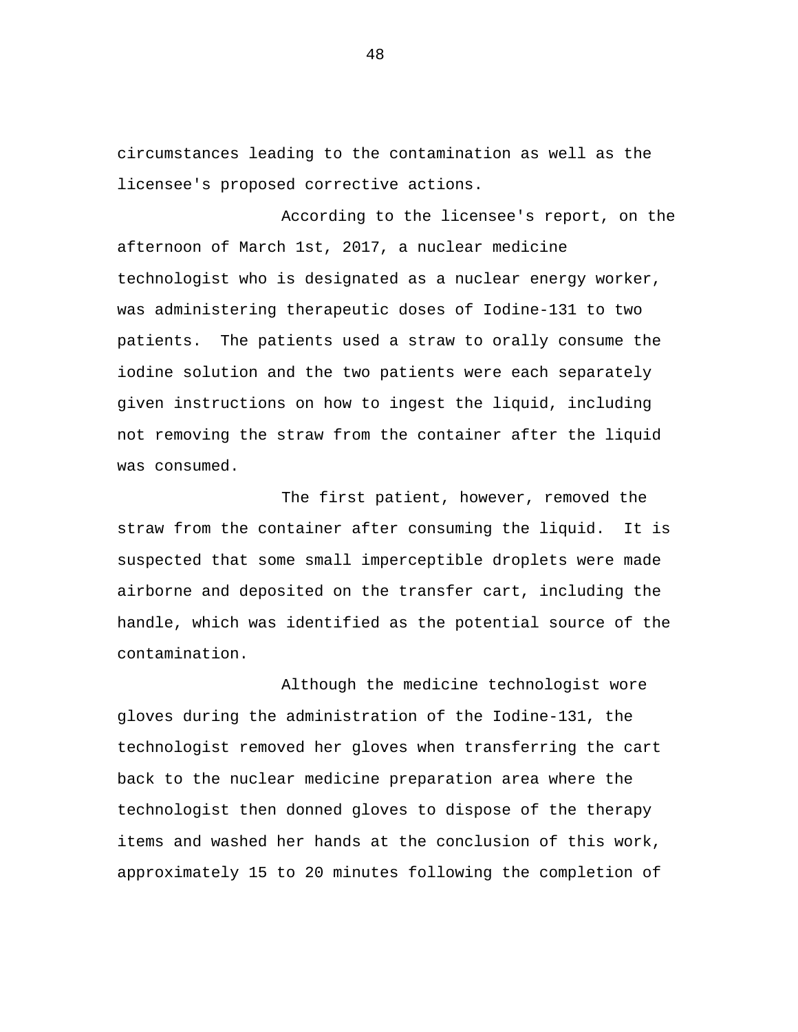circumstances leading to the contamination as well as the licensee's proposed corrective actions.

According to the licensee's report, on the afternoon of March 1st, 2017, a nuclear medicine technologist who is designated as a nuclear energy worker, was administering therapeutic doses of Iodine-131 to two patients.  The patients used a straw to orally consume the iodine solution and the two patients were each separately given instructions on how to ingest the liquid, including not removing the straw from the container after the liquid was consumed.

The first patient, however, removed the straw from the container after consuming the liquid.  It is suspected that some small imperceptible droplets were made airborne and deposited on the transfer cart, including the handle, which was identified as the potential source of the contamination.

Although the medicine technologist wore gloves during the administration of the Iodine-131, the technologist removed her gloves when transferring the cart back to the nuclear medicine preparation area where the technologist then donned gloves to dispose of the therapy items and washed her hands at the conclusion of this work, approximately 15 to 20 minutes following the completion of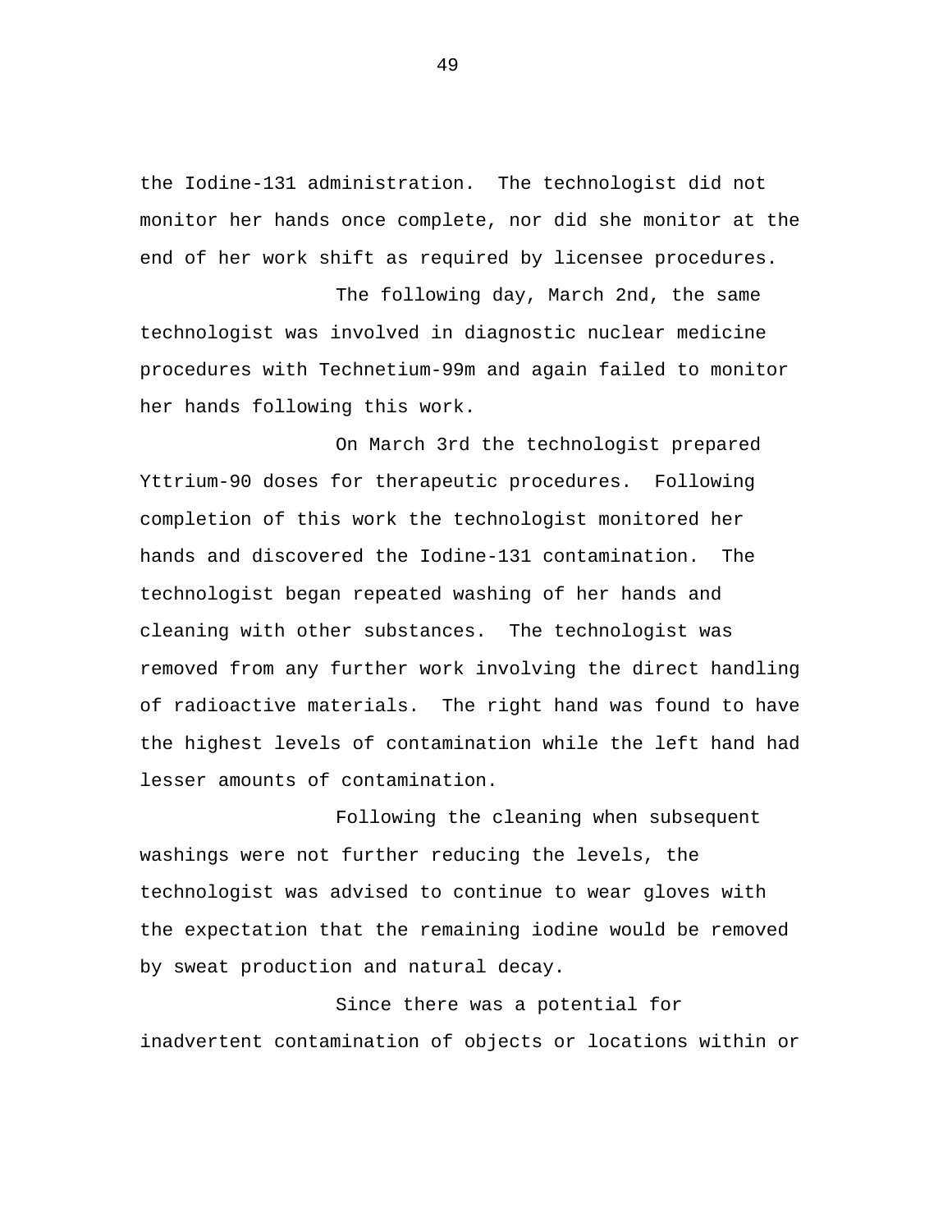the Iodine-131 administration. The technologist did not monitor her hands once complete, nor did she monitor at the end of her work shift as required by licensee procedures.

The following day, March 2nd, the same technologist was involved in diagnostic nuclear medicine procedures with Technetium-99m and again failed to monitor her hands following this work.

On March 3rd the technologist prepared Yttrium-90 doses for therapeutic procedures. Following completion of this work the technologist monitored her hands and discovered the Iodine-131 contamination. The technologist began repeated washing of her hands and cleaning with other substances. The technologist was removed from any further work involving the direct handling of radioactive materials. The right hand was found to have the highest levels of contamination while the left hand had lesser amounts of contamination.

Following the cleaning when subsequent washings were not further reducing the levels, the technologist was advised to continue to wear gloves with the expectation that the remaining iodine would be removed by sweat production and natural decay.

Since there was a potential for inadvertent contamination of objects or locations within or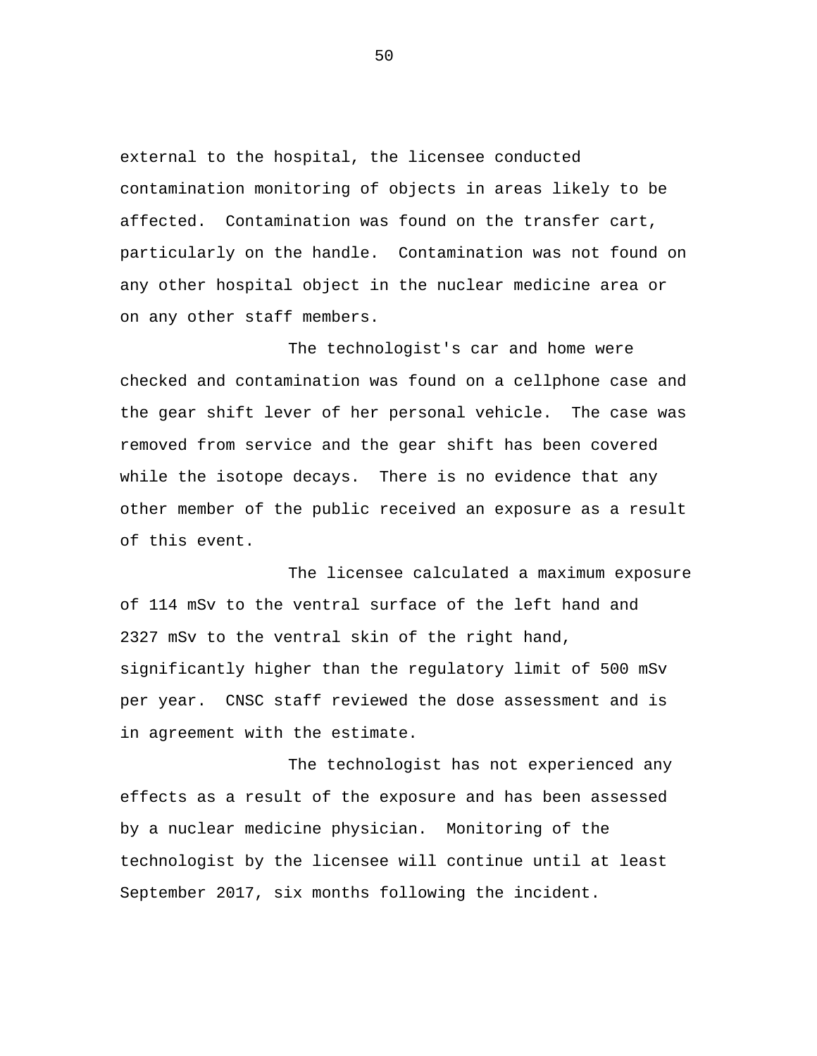external to the hospital, the licensee conducted contamination monitoring of objects in areas likely to be affected. Contamination was found on the transfer cart, particularly on the handle. Contamination was not found on any other hospital object in the nuclear medicine area or on any other staff members.

The technologist's car and home were checked and contamination was found on a cellphone case and the gear shift lever of her personal vehicle. The case was removed from service and the gear shift has been covered while the isotope decays. There is no evidence that any other member of the public received an exposure as a result of this event.

The licensee calculated a maximum exposure of 114 mSv to the ventral surface of the left hand and 2327 mSv to the ventral skin of the right hand, significantly higher than the regulatory limit of 500 mSv per year. CNSC staff reviewed the dose assessment and is in agreement with the estimate.

The technologist has not experienced any effects as a result of the exposure and has been assessed by a nuclear medicine physician. Monitoring of the technologist by the licensee will continue until at least September 2017, six months following the incident.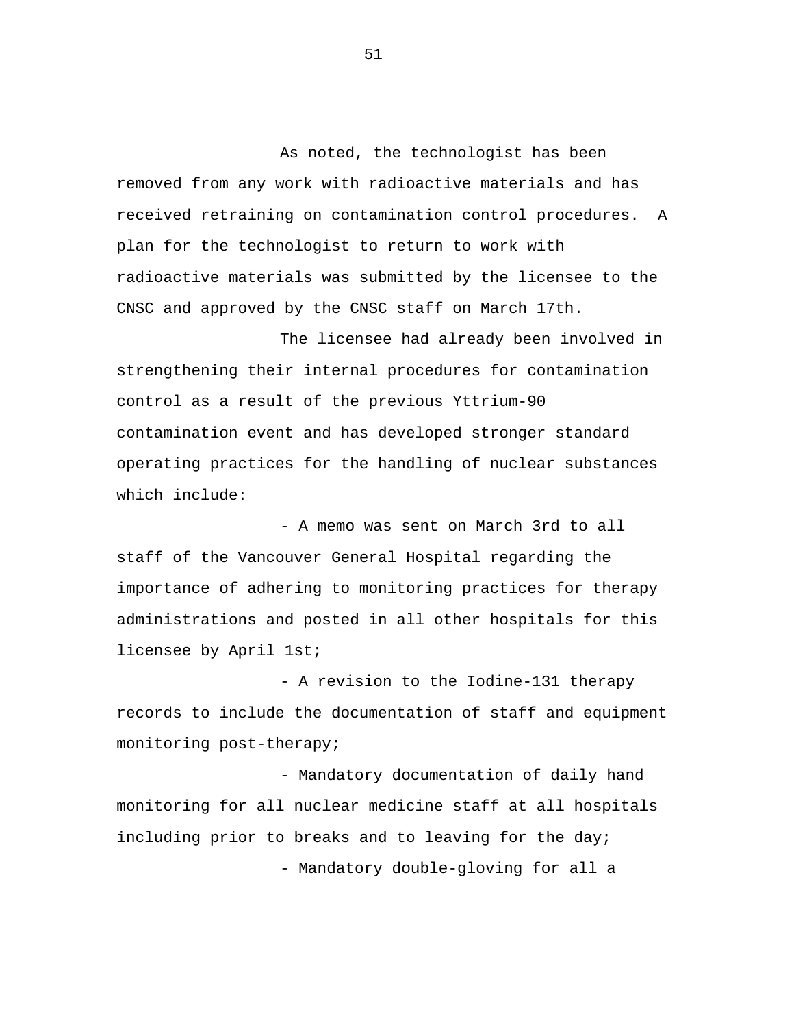As noted, the technologist has been removed from any work with radioactive materials and has received retraining on contamination control procedures. A plan for the technologist to return to work with radioactive materials was submitted by the licensee to the CNSC and approved by the CNSC staff on March 17th.

The licensee had already been involved in strengthening their internal procedures for contamination control as a result of the previous Yttrium-90 contamination event and has developed stronger standard operating practices for the handling of nuclear substances which include:

- A memo was sent on March 3rd to all staff of the Vancouver General Hospital regarding the importance of adhering to monitoring practices for therapy administrations and posted in all other hospitals for this licensee by April 1st;

- A revision to the Iodine-131 therapy records to include the documentation of staff and equipment monitoring post-therapy;

- Mandatory documentation of daily hand monitoring for all nuclear medicine staff at all hospitals including prior to breaks and to leaving for the day;

- Mandatory double-gloving for all a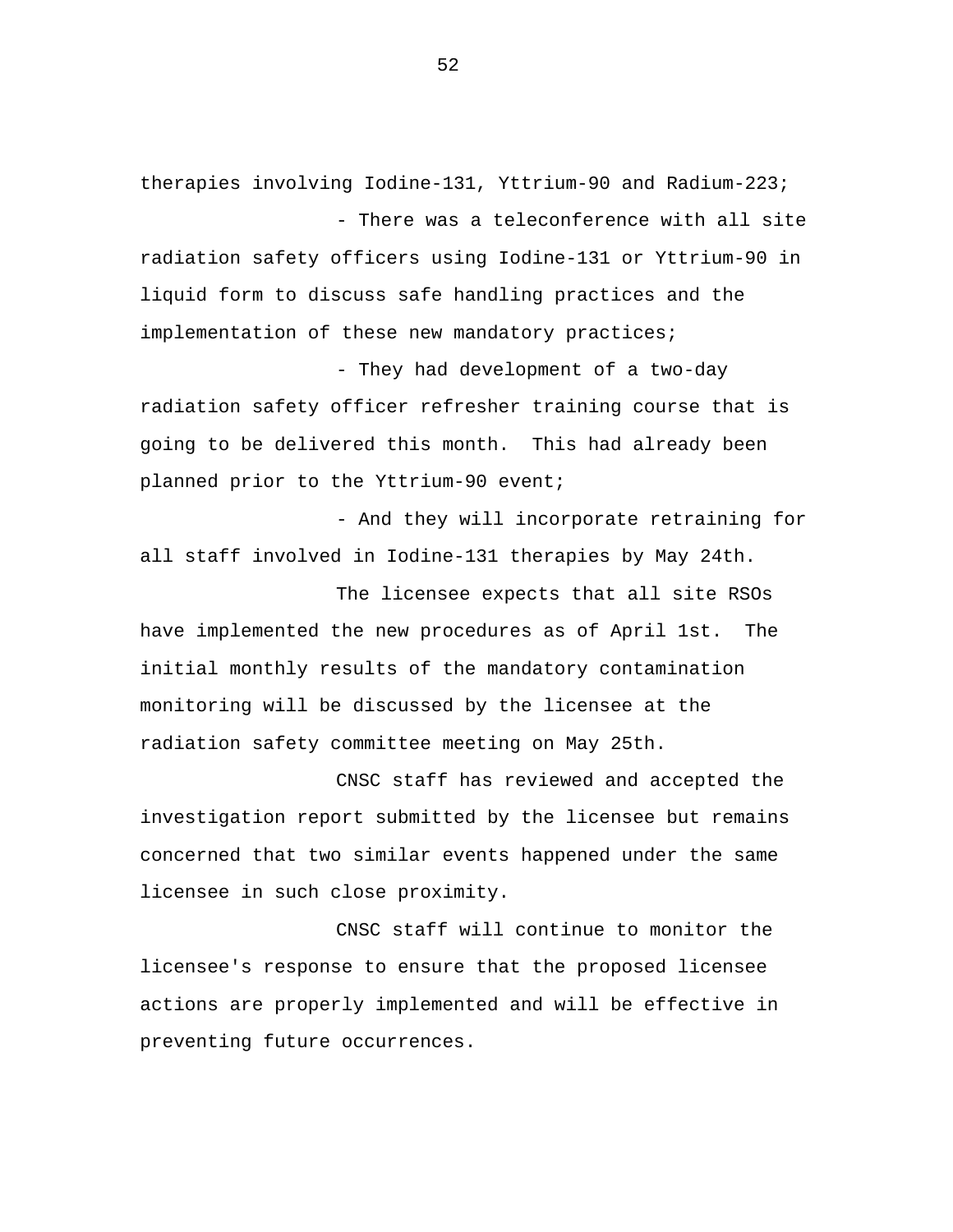therapies involving Iodine-131, Yttrium-90 and Radium-223;

- There was a teleconference with all site radiation safety officers using Iodine-131 or Yttrium-90 in liquid form to discuss safe handling practices and the implementation of these new mandatory practices;

- They had development of a two-day radiation safety officer refresher training course that is going to be delivered this month. This had already been planned prior to the Yttrium-90 event;

- And they will incorporate retraining for all staff involved in Iodine-131 therapies by May 24th.

The licensee expects that all site RSOs have implemented the new procedures as of April 1st. The initial monthly results of the mandatory contamination monitoring will be discussed by the licensee at the radiation safety committee meeting on May 25th.

CNSC staff has reviewed and accepted the investigation report submitted by the licensee but remains concerned that two similar events happened under the same licensee in such close proximity.

CNSC staff will continue to monitor the licensee's response to ensure that the proposed licensee actions are properly implemented and will be effective in preventing future occurrences.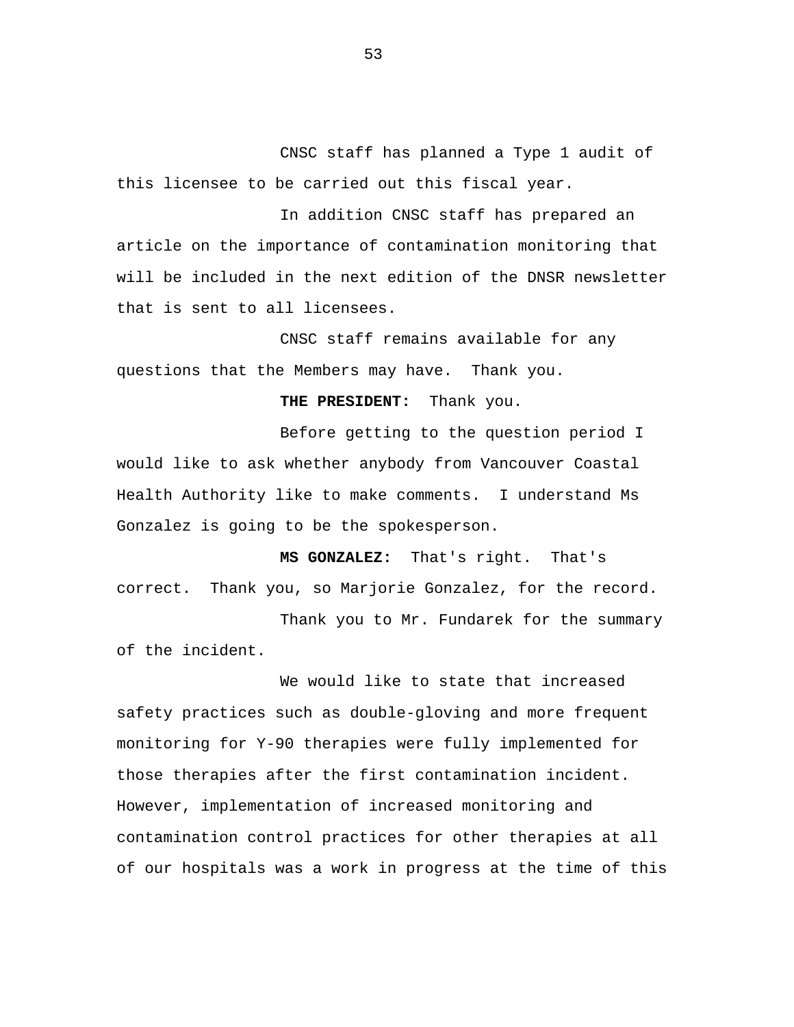CNSC staff has planned a Type 1 audit of this licensee to be carried out this fiscal year.

In addition CNSC staff has prepared an article on the importance of contamination monitoring that will be included in the next edition of the DNSR newsletter that is sent to all licensees.

CNSC staff remains available for any questions that the Members may have. Thank you.

**THE PRESIDENT:** Thank you.

Before getting to the question period I would like to ask whether anybody from Vancouver Coastal Health Authority like to make comments. I understand Ms Gonzalez is going to be the spokesperson.

**MS GONZALEZ:** That's right. That's correct. Thank you, so Marjorie Gonzalez, for the record.

Thank you to Mr. Fundarek for the summary of the incident.

We would like to state that increased safety practices such as double-gloving and more frequent monitoring for Y-90 therapies were fully implemented for those therapies after the first contamination incident. However, implementation of increased monitoring and contamination control practices for other therapies at all of our hospitals was a work in progress at the time of this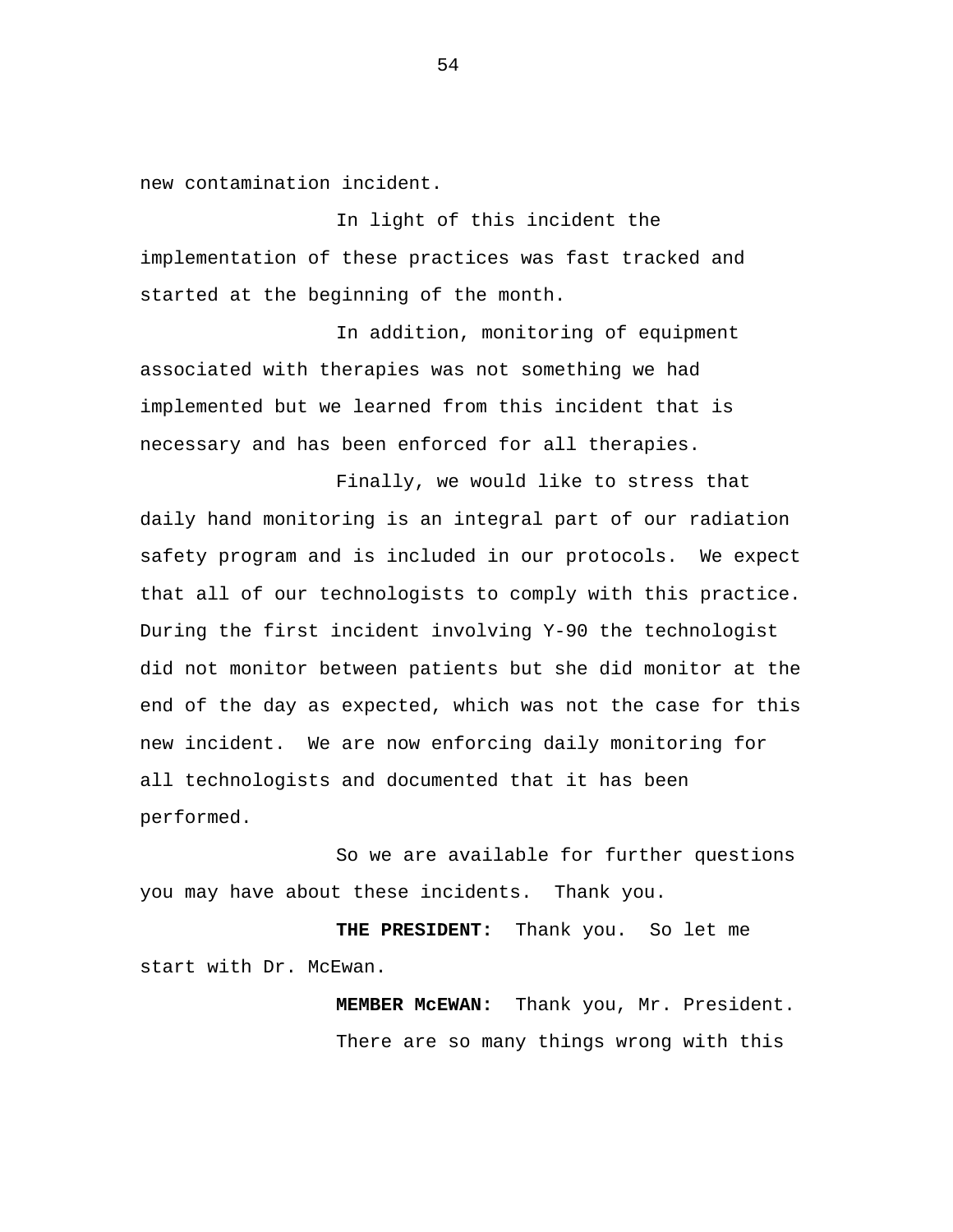new contamination incident.

In light of this incident the implementation of these practices was fast tracked and started at the beginning of the month.

In addition, monitoring of equipment associated with therapies was not something we had implemented but we learned from this incident that is necessary and has been enforced for all therapies.

Finally, we would like to stress that daily hand monitoring is an integral part of our radiation safety program and is included in our protocols. We expect that all of our technologists to comply with this practice. During the first incident involving Y-90 the technologist did not monitor between patients but she did monitor at the end of the day as expected, which was not the case for this new incident. We are now enforcing daily monitoring for all technologists and documented that it has been performed.

So we are available for further questions you may have about these incidents. Thank you.

**THE PRESIDENT:** Thank you. So let me start with Dr. McEwan.

**MEMBER McEWAN:** Thank you, Mr. President.

There are so many things wrong with this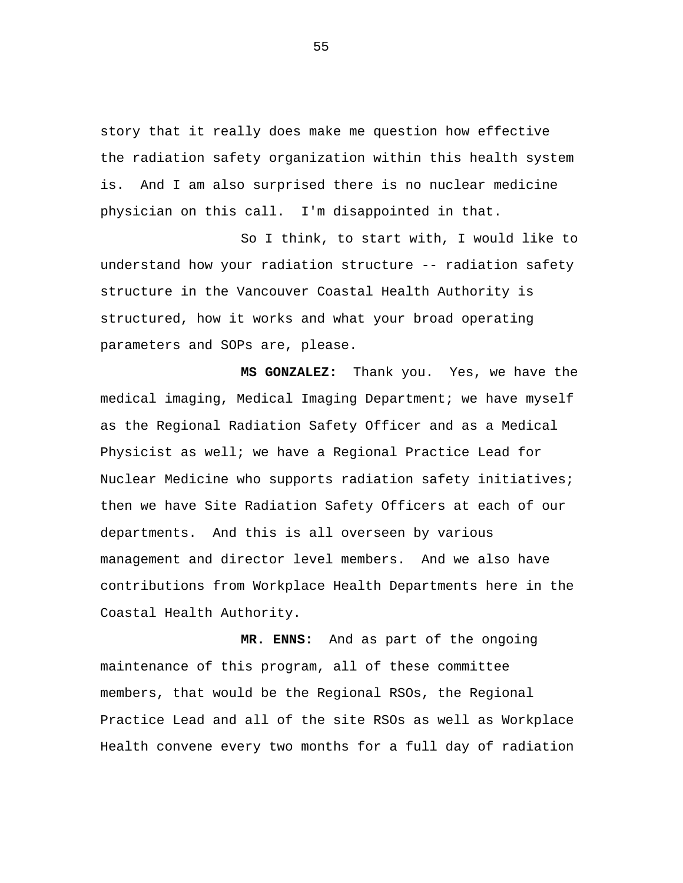story that it really does make me question how effective the radiation safety organization within this health system is. And I am also surprised there is no nuclear medicine physician on this call. I'm disappointed in that.

So I think, to start with, I would like to understand how your radiation structure -- radiation safety structure in the Vancouver Coastal Health Authority is structured, how it works and what your broad operating parameters and SOPs are, please.

**MS GONZALEZ:** Thank you. Yes, we have the medical imaging, Medical Imaging Department; we have myself as the Regional Radiation Safety Officer and as a Medical Physicist as well; we have a Regional Practice Lead for Nuclear Medicine who supports radiation safety initiatives; then we have Site Radiation Safety Officers at each of our departments. And this is all overseen by various management and director level members. And we also have contributions from Workplace Health Departments here in the Coastal Health Authority.

**MR. ENNS:** And as part of the ongoing maintenance of this program, all of these committee members, that would be the Regional RSOs, the Regional Practice Lead and all of the site RSOs as well as Workplace Health convene every two months for a full day of radiation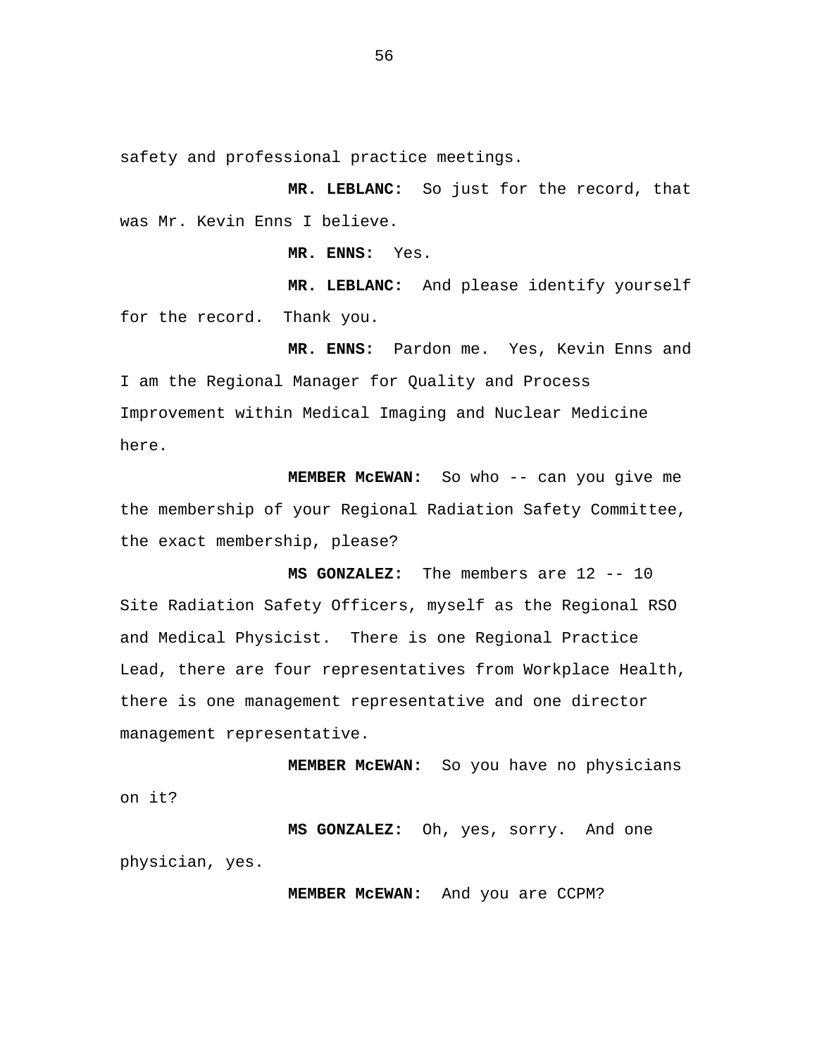safety and professional practice meetings.

**MR. LEBLANC:** So just for the record, that was Mr. Kevin Enns I believe.

**MR. ENNS:** Yes.

**MR. LEBLANC:** And please identify yourself for the record. Thank you.

**MR. ENNS:** Pardon me. Yes, Kevin Enns and I am the Regional Manager for Quality and Process Improvement within Medical Imaging and Nuclear Medicine here.

**MEMBER McEWAN:** So who -- can you give me the membership of your Regional Radiation Safety Committee, the exact membership, please?

**MS GONZALEZ:** The members are 12 -- 10 Site Radiation Safety Officers, myself as the Regional RSO and Medical Physicist. There is one Regional Practice Lead, there are four representatives from Workplace Health, there is one management representative and one director management representative.

**MEMBER McEWAN:** So you have no physicians on it?

**MS GONZALEZ:** Oh, yes, sorry. And one physician, yes.

**MEMBER McEWAN:** And you are CCPM?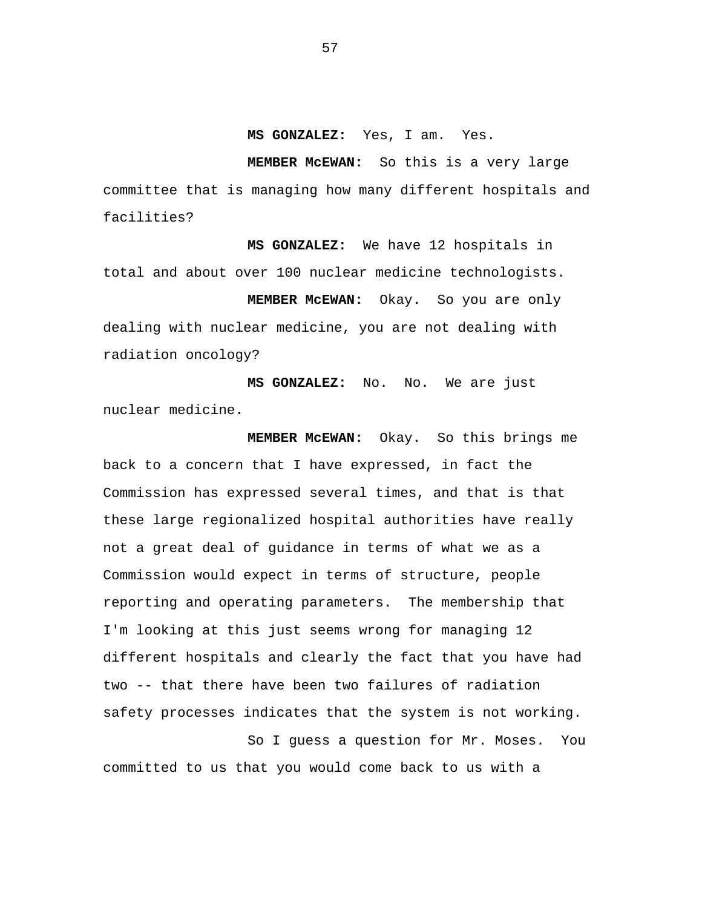**MS GONZALEZ:** Yes, I am. Yes.

**MEMBER McEWAN:** So this is a very large committee that is managing how many different hospitals and facilities?

**MS GONZALEZ:** We have 12 hospitals in total and about over 100 nuclear medicine technologists.

**MEMBER McEWAN:** Okay. So you are only dealing with nuclear medicine, you are not dealing with radiation oncology?

**MS GONZALEZ:** No. No. We are just nuclear medicine.

**MEMBER McEWAN:** Okay. So this brings me back to a concern that I have expressed, in fact the Commission has expressed several times, and that is that these large regionalized hospital authorities have really not a great deal of guidance in terms of what we as a Commission would expect in terms of structure, people reporting and operating parameters. The membership that I'm looking at this just seems wrong for managing 12 different hospitals and clearly the fact that you have had two -- that there have been two failures of radiation safety processes indicates that the system is not working.

So I guess a question for Mr. Moses. You committed to us that you would come back to us with a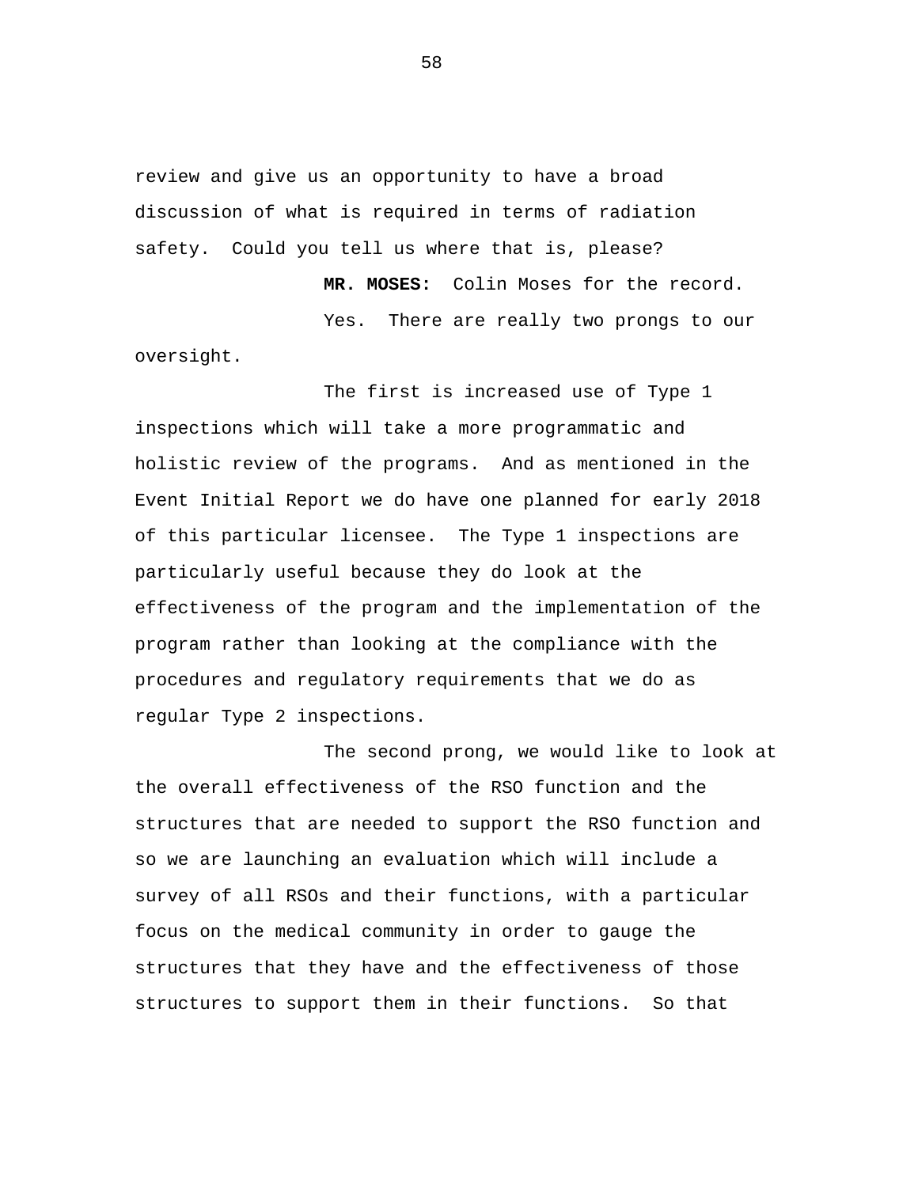review and give us an opportunity to have a broad discussion of what is required in terms of radiation safety. Could you tell us where that is, please?

**MR. MOSES:** Colin Moses for the record.

Yes. There are really two prongs to our oversight.

The first is increased use of Type 1 inspections which will take a more programmatic and holistic review of the programs. And as mentioned in the Event Initial Report we do have one planned for early 2018 of this particular licensee. The Type 1 inspections are particularly useful because they do look at the effectiveness of the program and the implementation of the program rather than looking at the compliance with the procedures and regulatory requirements that we do as regular Type 2 inspections.

The second prong, we would like to look at the overall effectiveness of the RSO function and the structures that are needed to support the RSO function and so we are launching an evaluation which will include a survey of all RSOs and their functions, with a particular focus on the medical community in order to gauge the structures that they have and the effectiveness of those structures to support them in their functions. So that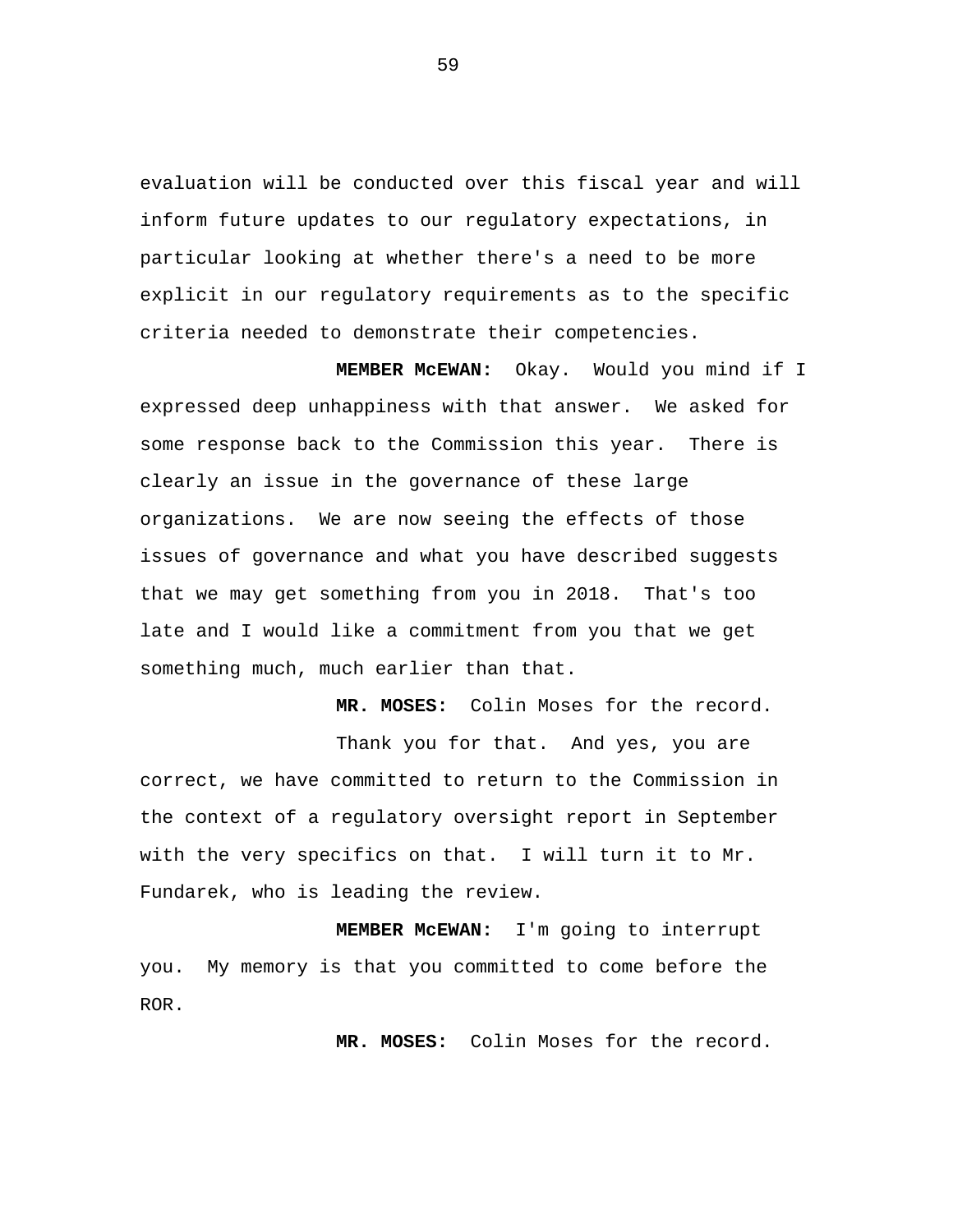evaluation will be conducted over this fiscal year and will inform future updates to our regulatory expectations, in particular looking at whether there's a need to be more explicit in our regulatory requirements as to the specific criteria needed to demonstrate their competencies.

**MEMBER McEWAN:** Okay. Would you mind if I expressed deep unhappiness with that answer. We asked for some response back to the Commission this year. There is clearly an issue in the governance of these large organizations. We are now seeing the effects of those issues of governance and what you have described suggests that we may get something from you in 2018. That's too late and I would like a commitment from you that we get something much, much earlier than that.

**MR. MOSES:** Colin Moses for the record.

Thank you for that. And yes, you are correct, we have committed to return to the Commission in the context of a regulatory oversight report in September with the very specifics on that. I will turn it to Mr. Fundarek, who is leading the review.

**MEMBER McEWAN:** I'm going to interrupt you. My memory is that you committed to come before the ROR.

**MR. MOSES:** Colin Moses for the record.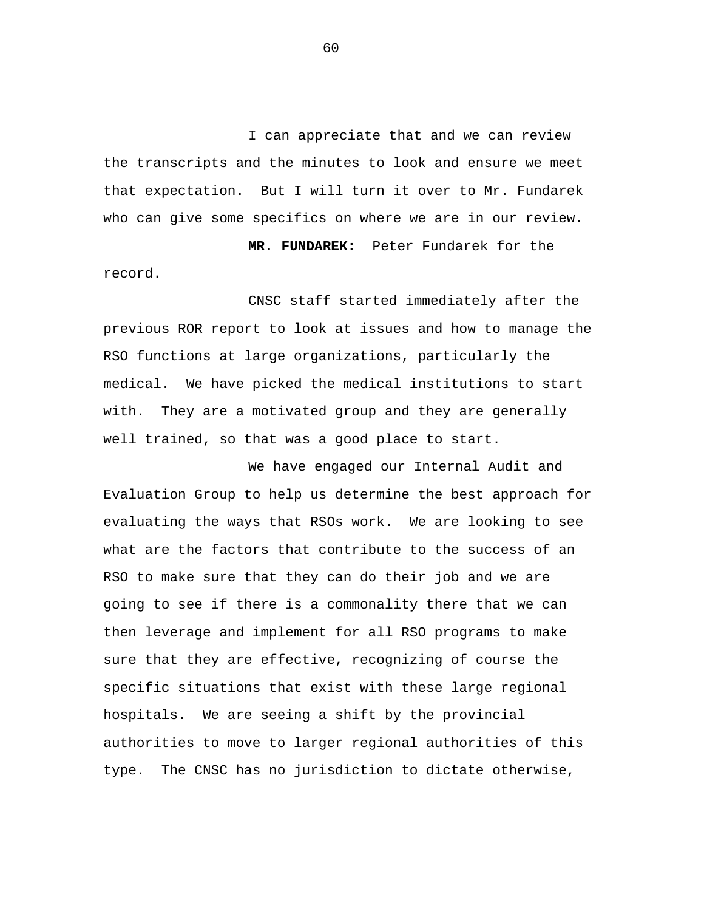I can appreciate that and we can review the transcripts and the minutes to look and ensure we meet that expectation. But I will turn it over to Mr. Fundarek who can give some specifics on where we are in our review.

**MR. FUNDAREK:** Peter Fundarek for the record.

CNSC staff started immediately after the previous ROR report to look at issues and how to manage the RSO functions at large organizations, particularly the medical. We have picked the medical institutions to start with. They are a motivated group and they are generally well trained, so that was a good place to start.

We have engaged our Internal Audit and Evaluation Group to help us determine the best approach for evaluating the ways that RSOs work. We are looking to see what are the factors that contribute to the success of an RSO to make sure that they can do their job and we are going to see if there is a commonality there that we can then leverage and implement for all RSO programs to make sure that they are effective, recognizing of course the specific situations that exist with these large regional hospitals. We are seeing a shift by the provincial authorities to move to larger regional authorities of this type. The CNSC has no jurisdiction to dictate otherwise,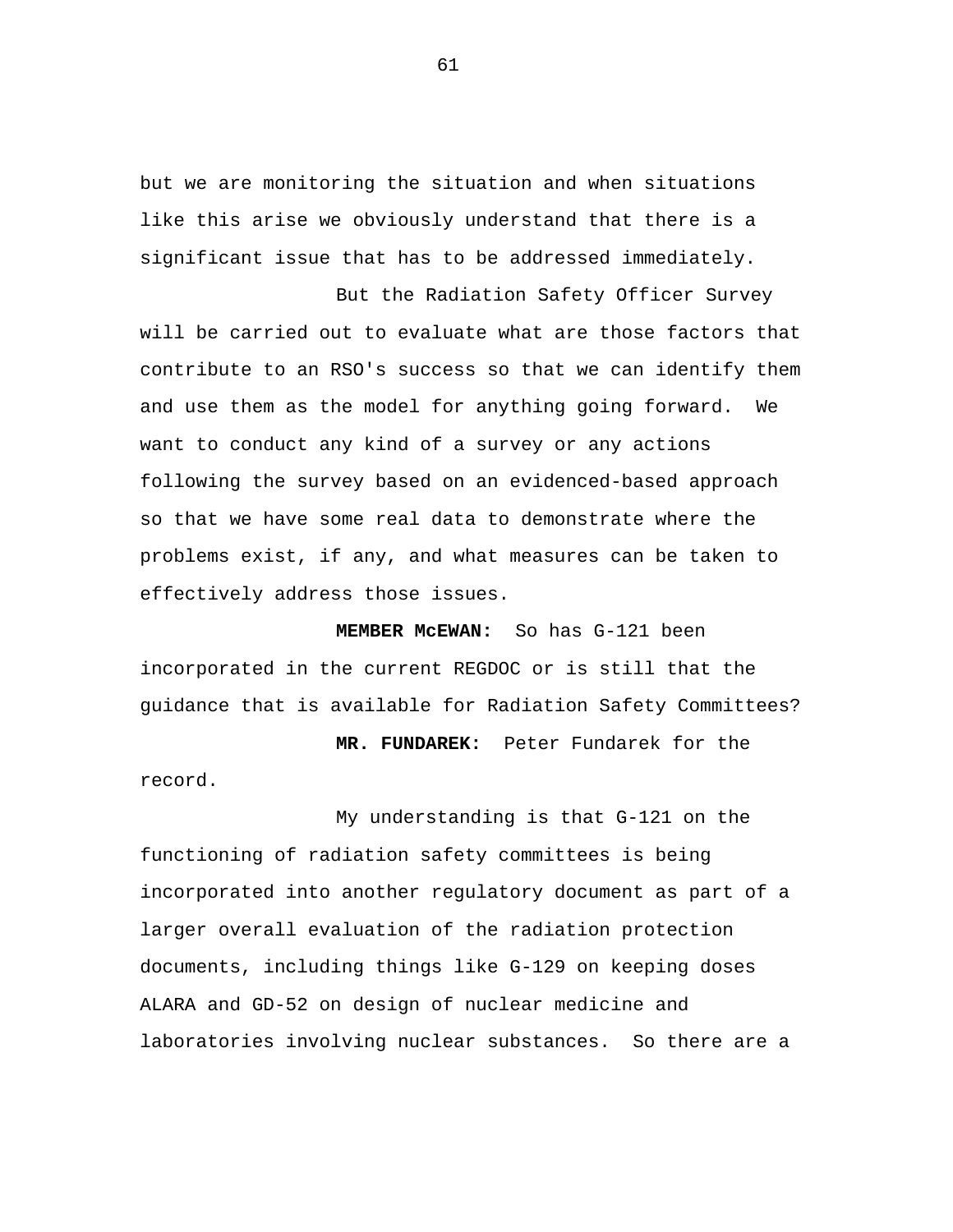but we are monitoring the situation and when situations like this arise we obviously understand that there is a significant issue that has to be addressed immediately.

But the Radiation Safety Officer Survey will be carried out to evaluate what are those factors that contribute to an RSO's success so that we can identify them and use them as the model for anything going forward. We want to conduct any kind of a survey or any actions following the survey based on an evidenced-based approach so that we have some real data to demonstrate where the problems exist, if any, and what measures can be taken to effectively address those issues.

**MEMBER McEWAN:** So has G-121 been incorporated in the current REGDOC or is still that the guidance that is available for Radiation Safety Committees?

**MR. FUNDAREK:** Peter Fundarek for the record.

My understanding is that G-121 on the functioning of radiation safety committees is being incorporated into another regulatory document as part of a larger overall evaluation of the radiation protection documents, including things like G-129 on keeping doses ALARA and GD-52 on design of nuclear medicine and laboratories involving nuclear substances. So there are a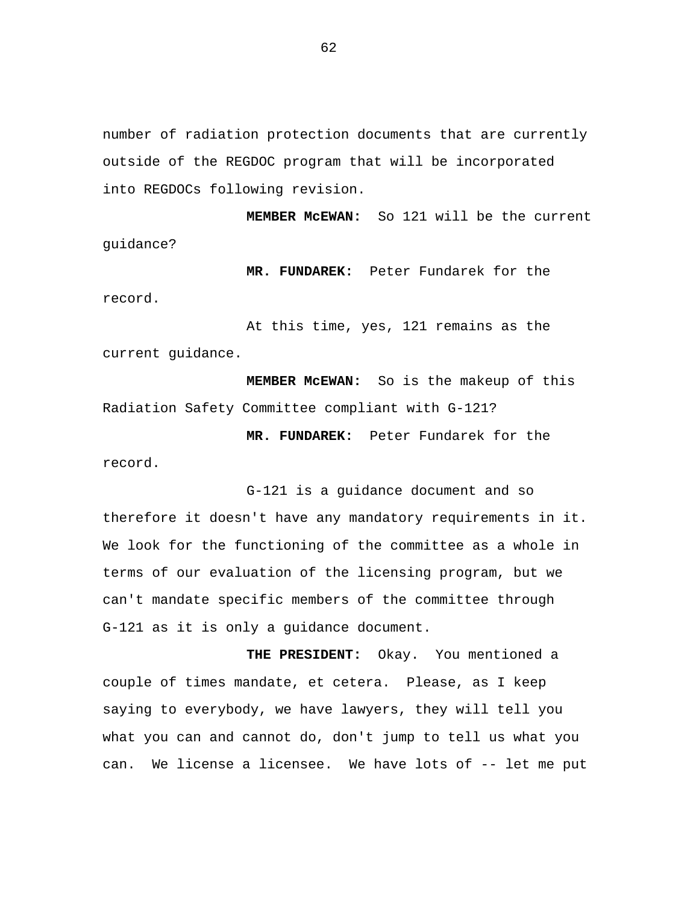number of radiation protection documents that are currently outside of the REGDOC program that will be incorporated into REGDOCs following revision.

**MEMBER McEWAN:** So 121 will be the current guidance?

**MR. FUNDAREK:** Peter Fundarek for the record.

At this time, yes, 121 remains as the current guidance.

**MEMBER McEWAN:** So is the makeup of this Radiation Safety Committee compliant with G-121?

**MR. FUNDAREK:** Peter Fundarek for the record.

G-121 is a guidance document and so therefore it doesn't have any mandatory requirements in it. We look for the functioning of the committee as a whole in terms of our evaluation of the licensing program, but we can't mandate specific members of the committee through G-121 as it is only a guidance document.

**THE PRESIDENT:** Okay. You mentioned a couple of times mandate, et cetera. Please, as I keep saying to everybody, we have lawyers, they will tell you what you can and cannot do, don't jump to tell us what you can. We license a licensee. We have lots of -- let me put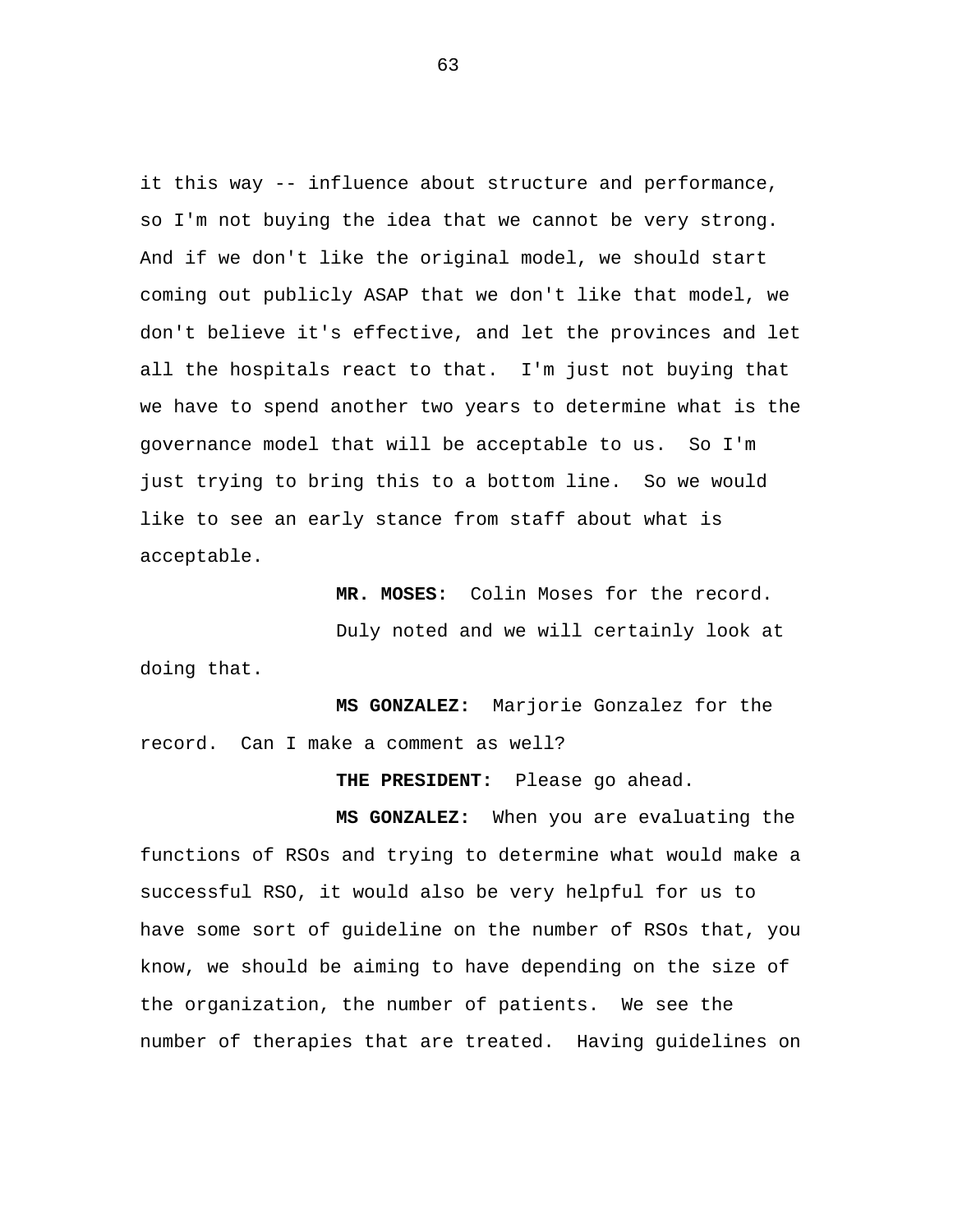it this way -- influence about structure and performance, so I'm not buying the idea that we cannot be very strong. And if we don't like the original model, we should start coming out publicly ASAP that we don't like that model, we don't believe it's effective, and let the provinces and let all the hospitals react to that. I'm just not buying that we have to spend another two years to determine what is the governance model that will be acceptable to us. So I'm just trying to bring this to a bottom line. So we would like to see an early stance from staff about what is acceptable.

**MR. MOSES:** Colin Moses for the record.

Duly noted and we will certainly look at doing that.

**MS GONZALEZ:** Marjorie Gonzalez for the record. Can I make a comment as well?

**THE PRESIDENT:** Please go ahead.

**MS GONZALEZ:** When you are evaluating the functions of RSOs and trying to determine what would make a successful RSO, it would also be very helpful for us to have some sort of guideline on the number of RSOs that, you know, we should be aiming to have depending on the size of the organization, the number of patients. We see the number of therapies that are treated. Having guidelines on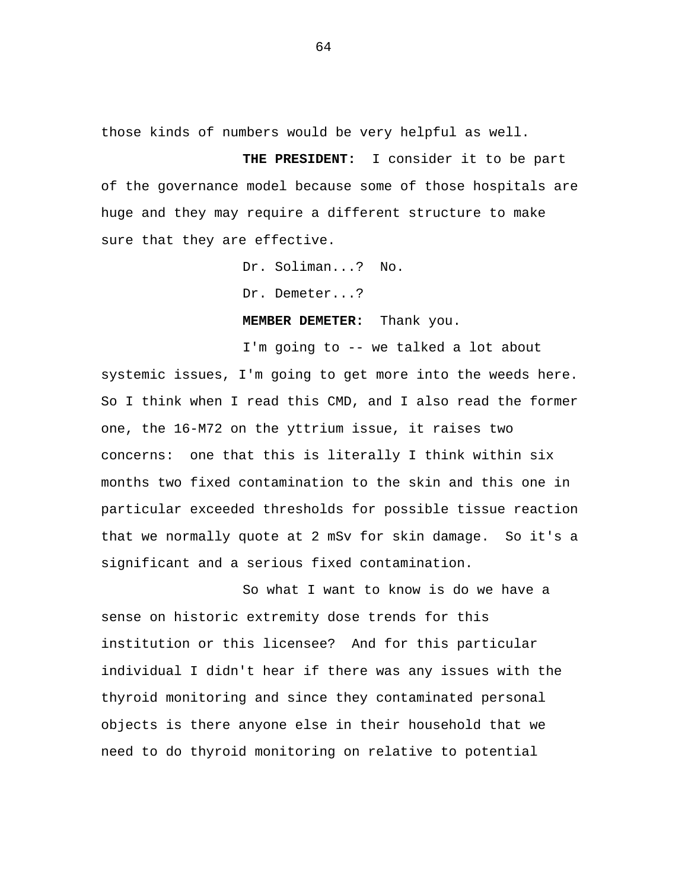those kinds of numbers would be very helpful as well.

**THE PRESIDENT:** I consider it to be part of the governance model because some of those hospitals are huge and they may require a different structure to make sure that they are effective.

Dr. Soliman...? No.

Dr. Demeter...?

**MEMBER DEMETER:** Thank you.

I'm going to -- we talked a lot about systemic issues, I'm going to get more into the weeds here. So I think when I read this CMD, and I also read the former one, the 16-M72 on the yttrium issue, it raises two concerns: one that this is literally I think within six months two fixed contamination to the skin and this one in particular exceeded thresholds for possible tissue reaction that we normally quote at 2 mSv for skin damage. So it's a significant and a serious fixed contamination.

So what I want to know is do we have a sense on historic extremity dose trends for this institution or this licensee? And for this particular individual I didn't hear if there was any issues with the thyroid monitoring and since they contaminated personal objects is there anyone else in their household that we need to do thyroid monitoring on relative to potential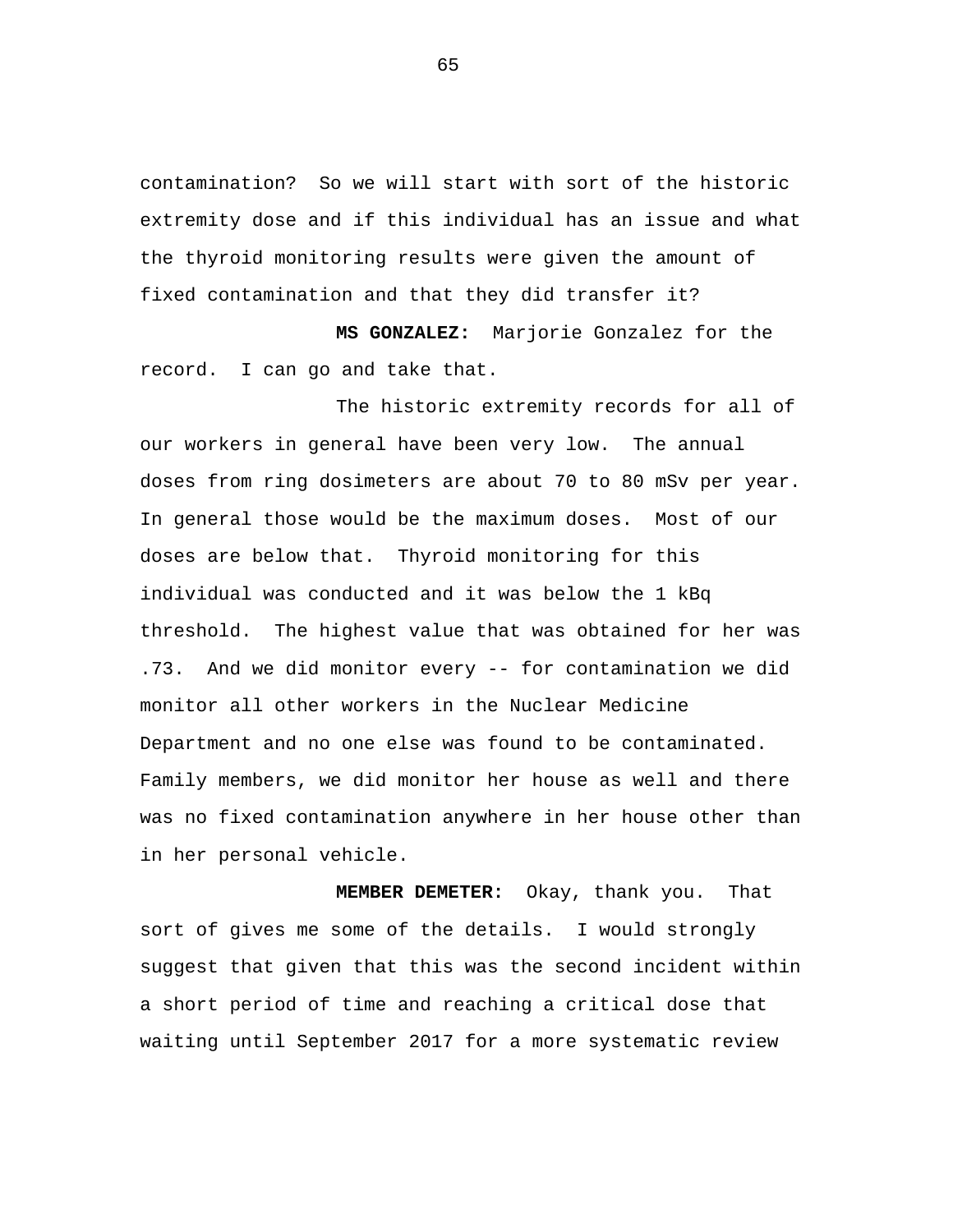contamination? So we will start with sort of the historic extremity dose and if this individual has an issue and what the thyroid monitoring results were given the amount of fixed contamination and that they did transfer it?

**MS GONZALEZ:** Marjorie Gonzalez for the record. I can go and take that.

The historic extremity records for all of our workers in general have been very low. The annual doses from ring dosimeters are about 70 to 80 mSv per year. In general those would be the maximum doses. Most of our doses are below that. Thyroid monitoring for this individual was conducted and it was below the 1 kBq threshold. The highest value that was obtained for her was .73. And we did monitor every -- for contamination we did monitor all other workers in the Nuclear Medicine Department and no one else was found to be contaminated. Family members, we did monitor her house as well and there was no fixed contamination anywhere in her house other than in her personal vehicle.

**MEMBER DEMETER:** Okay, thank you. That sort of gives me some of the details. I would strongly suggest that given that this was the second incident within a short period of time and reaching a critical dose that waiting until September 2017 for a more systematic review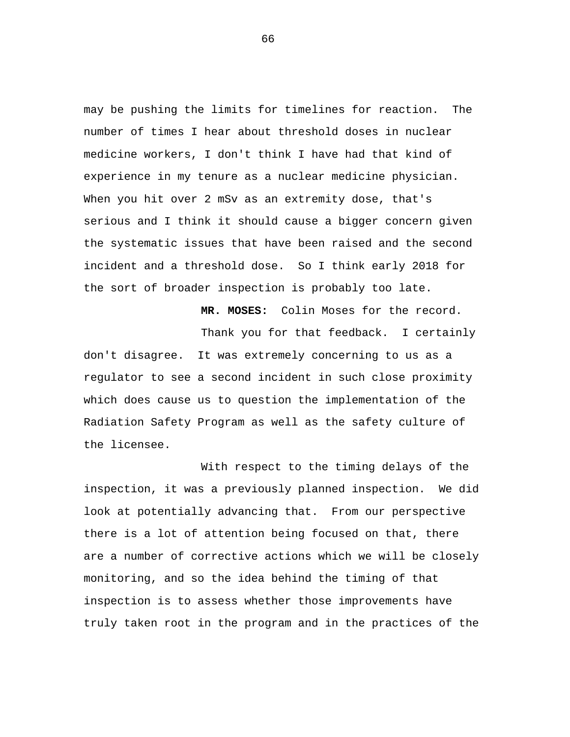may be pushing the limits for timelines for reaction. The number of times I hear about threshold doses in nuclear medicine workers, I don't think I have had that kind of experience in my tenure as a nuclear medicine physician. When you hit over 2 mSv as an extremity dose, that's serious and I think it should cause a bigger concern given the systematic issues that have been raised and the second incident and a threshold dose. So I think early 2018 for the sort of broader inspection is probably too late.

**MR. MOSES:** Colin Moses for the record.

Thank you for that feedback. I certainly don't disagree. It was extremely concerning to us as a regulator to see a second incident in such close proximity which does cause us to question the implementation of the Radiation Safety Program as well as the safety culture of the licensee.

With respect to the timing delays of the inspection, it was a previously planned inspection. We did look at potentially advancing that. From our perspective there is a lot of attention being focused on that, there are a number of corrective actions which we will be closely monitoring, and so the idea behind the timing of that inspection is to assess whether those improvements have truly taken root in the program and in the practices of the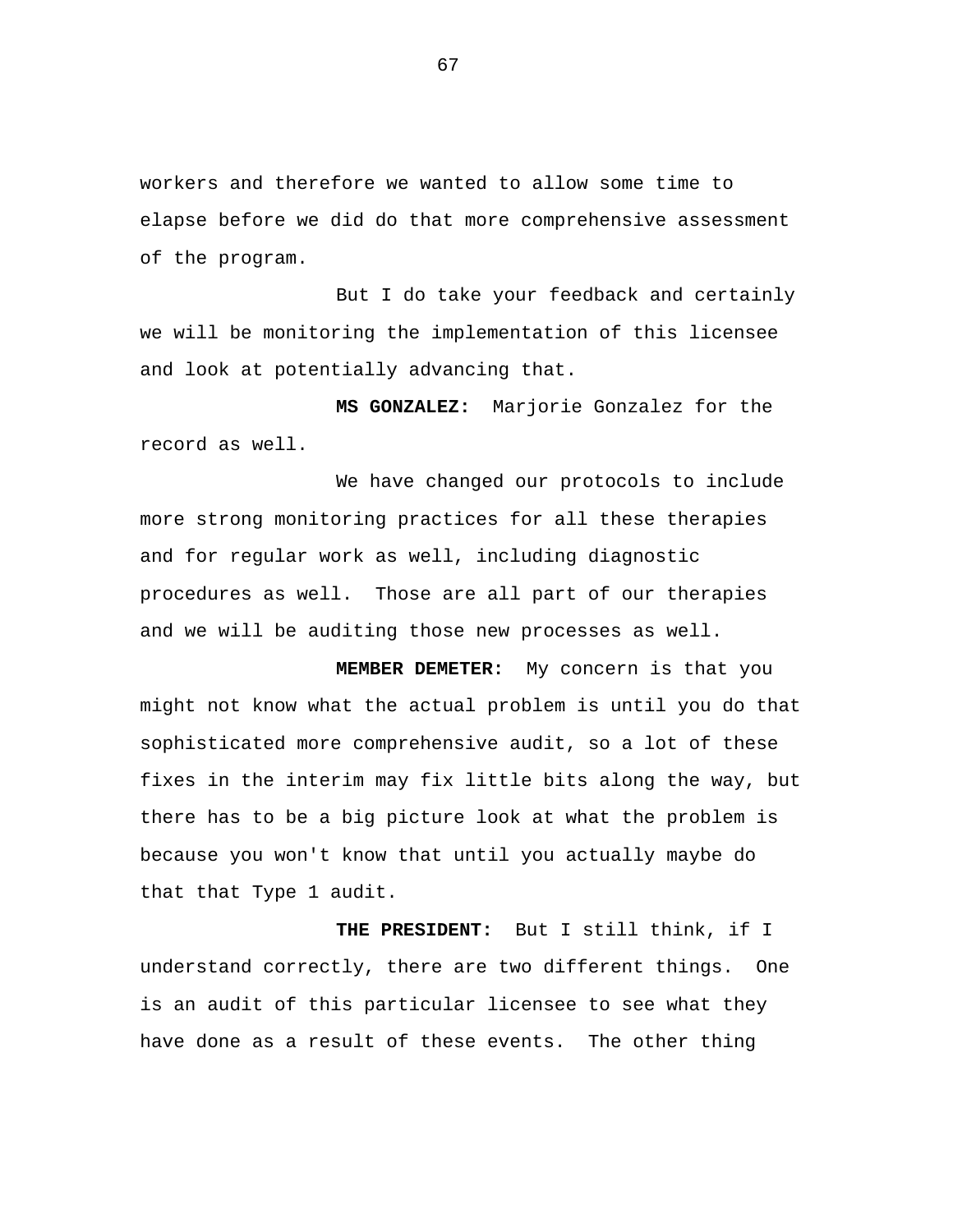workers and therefore we wanted to allow some time to elapse before we did do that more comprehensive assessment of the program.

But I do take your feedback and certainly we will be monitoring the implementation of this licensee and look at potentially advancing that.

**MS GONZALEZ:** Marjorie Gonzalez for the record as well.

We have changed our protocols to include more strong monitoring practices for all these therapies and for regular work as well, including diagnostic procedures as well. Those are all part of our therapies and we will be auditing those new processes as well.

**MEMBER DEMETER:** My concern is that you might not know what the actual problem is until you do that sophisticated more comprehensive audit, so a lot of these fixes in the interim may fix little bits along the way, but there has to be a big picture look at what the problem is because you won't know that until you actually maybe do that that Type 1 audit.

**THE PRESIDENT:** But I still think, if I understand correctly, there are two different things. One is an audit of this particular licensee to see what they have done as a result of these events. The other thing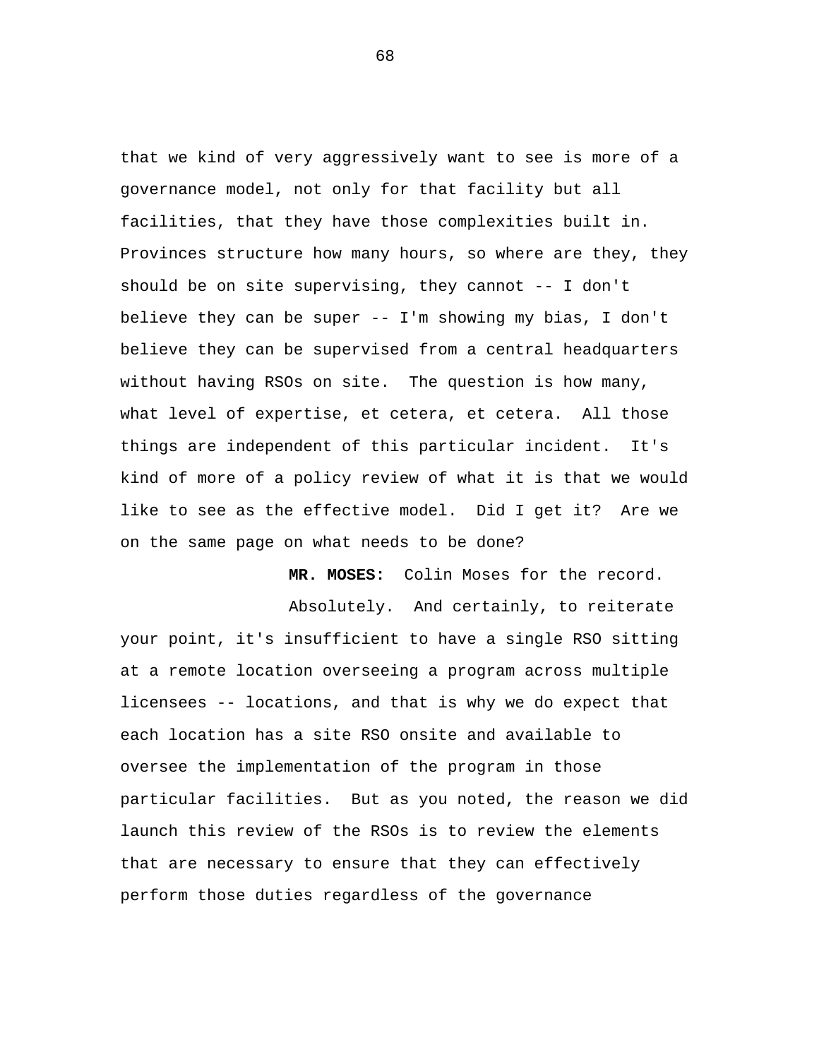that we kind of very aggressively want to see is more of a governance model, not only for that facility but all facilities, that they have those complexities built in. Provinces structure how many hours, so where are they, they should be on site supervising, they cannot -- I don't believe they can be super -- I'm showing my bias, I don't believe they can be supervised from a central headquarters without having RSOs on site. The question is how many, what level of expertise, et cetera, et cetera. All those things are independent of this particular incident. It's kind of more of a policy review of what it is that we would like to see as the effective model. Did I get it? Are we on the same page on what needs to be done?

**MR. MOSES:** Colin Moses for the record.

Absolutely. And certainly, to reiterate your point, it's insufficient to have a single RSO sitting at a remote location overseeing a program across multiple licensees -- locations, and that is why we do expect that each location has a site RSO onsite and available to oversee the implementation of the program in those particular facilities. But as you noted, the reason we did launch this review of the RSOs is to review the elements that are necessary to ensure that they can effectively perform those duties regardless of the governance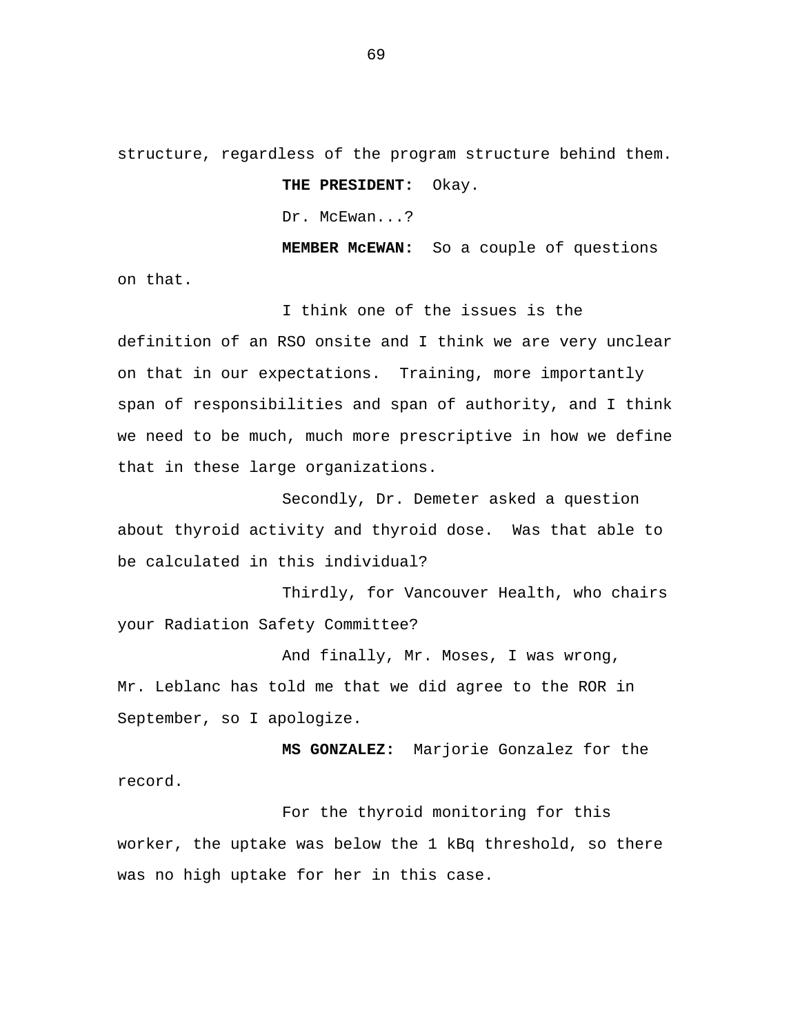structure, regardless of the program structure behind them.

**THE PRESIDENT:** Okay.

Dr. McEwan...?

**MEMBER McEWAN:** So a couple of questions on that.

I think one of the issues is the definition of an RSO onsite and I think we are very unclear on that in our expectations. Training, more importantly span of responsibilities and span of authority, and I think we need to be much, much more prescriptive in how we define that in these large organizations.

Secondly, Dr. Demeter asked a question about thyroid activity and thyroid dose. Was that able to be calculated in this individual?

Thirdly, for Vancouver Health, who chairs your Radiation Safety Committee?

And finally, Mr. Moses, I was wrong, Mr. Leblanc has told me that we did agree to the ROR in September, so I apologize.

**MS GONZALEZ:** Marjorie Gonzalez for the record.

For the thyroid monitoring for this worker, the uptake was below the 1 kBq threshold, so there was no high uptake for her in this case.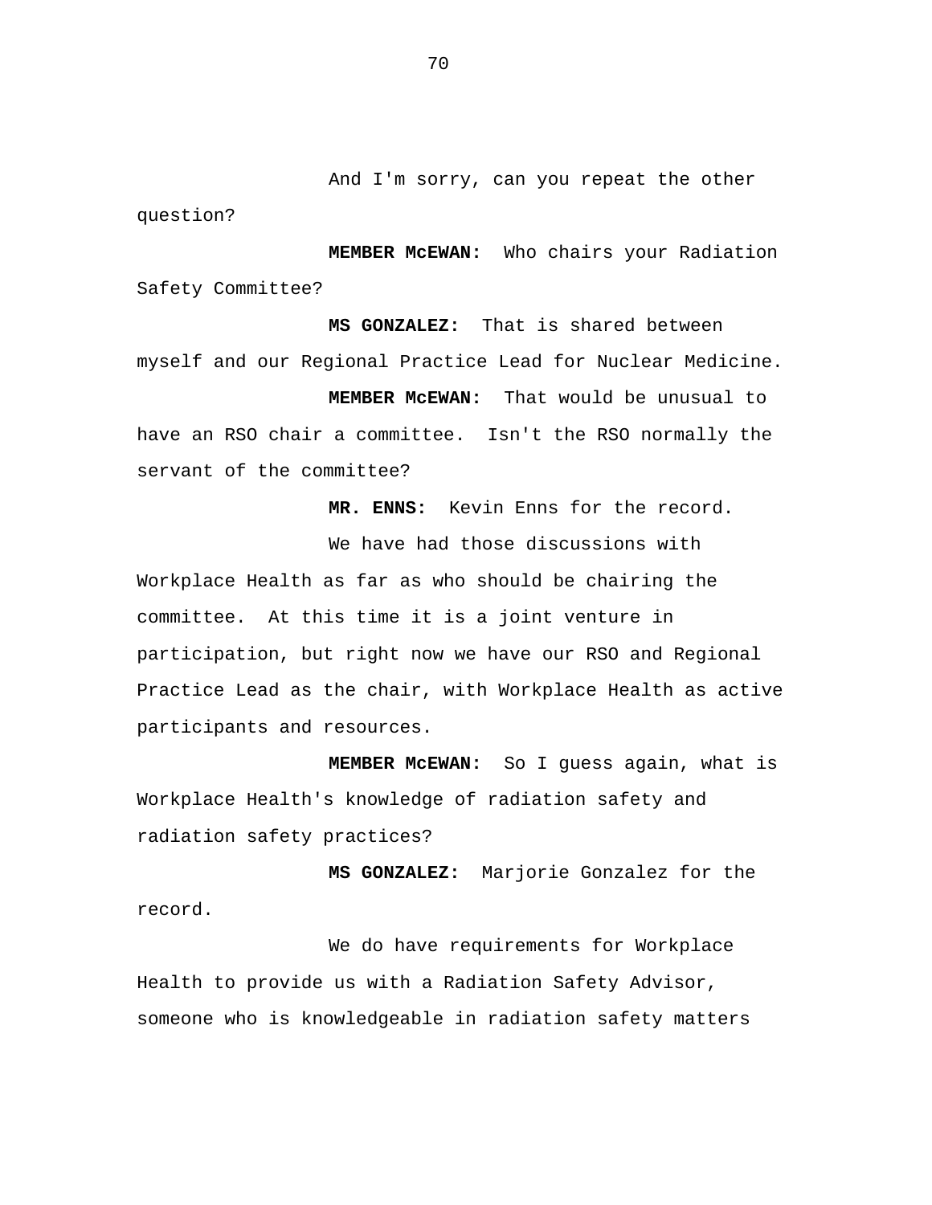And I'm sorry, can you repeat the other question?

**MEMBER McEWAN:** Who chairs your Radiation Safety Committee?

**MS GONZALEZ:** That is shared between myself and our Regional Practice Lead for Nuclear Medicine.

**MEMBER McEWAN:** That would be unusual to have an RSO chair a committee. Isn't the RSO normally the servant of the committee?

**MR. ENNS:** Kevin Enns for the record.

We have had those discussions with Workplace Health as far as who should be chairing the committee. At this time it is a joint venture in participation, but right now we have our RSO and Regional Practice Lead as the chair, with Workplace Health as active participants and resources.

**MEMBER McEWAN:** So I guess again, what is Workplace Health's knowledge of radiation safety and radiation safety practices?

**MS GONZALEZ:** Marjorie Gonzalez for the record.

We do have requirements for Workplace Health to provide us with a Radiation Safety Advisor, someone who is knowledgeable in radiation safety matters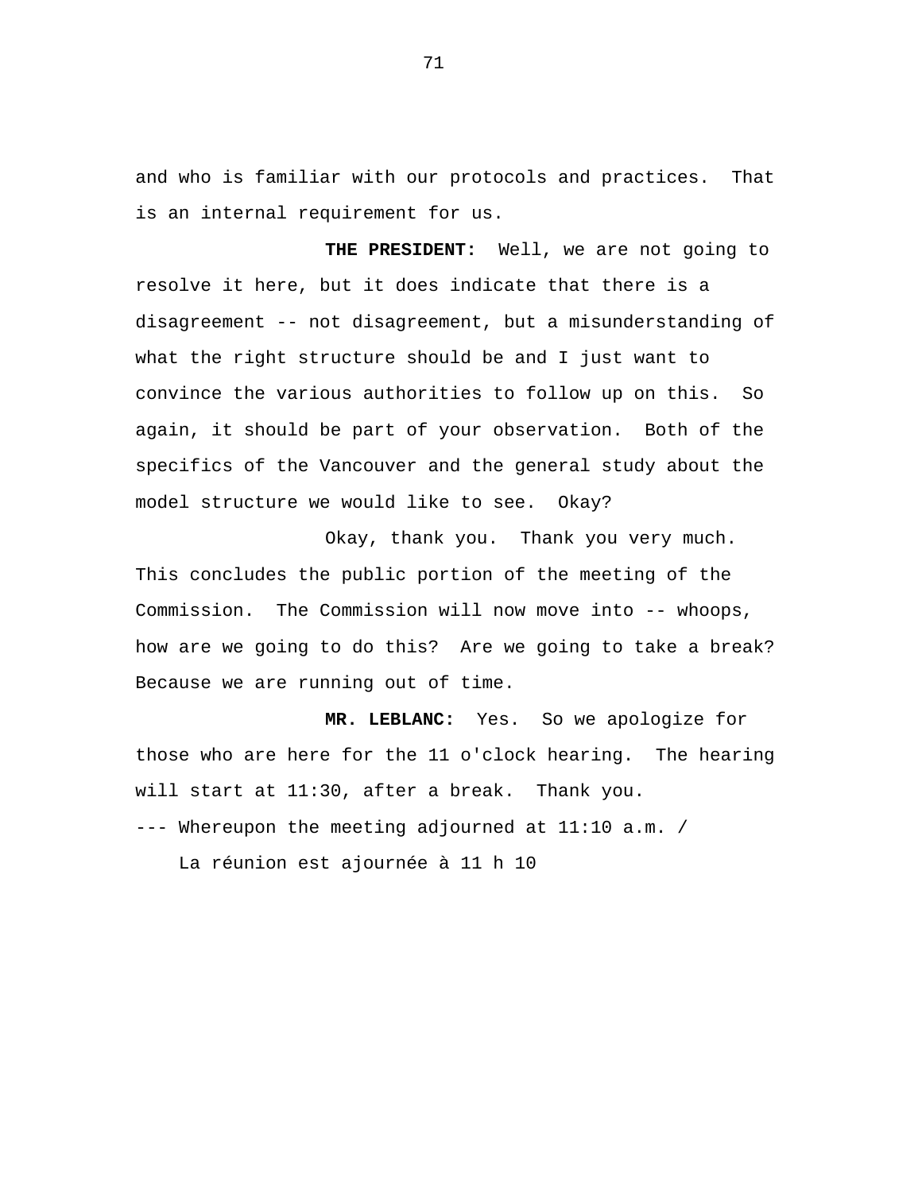and who is familiar with our protocols and practices. That is an internal requirement for us.

**THE PRESIDENT:** Well, we are not going to resolve it here, but it does indicate that there is a disagreement -- not disagreement, but a misunderstanding of what the right structure should be and I just want to convince the various authorities to follow up on this. So again, it should be part of your observation. Both of the specifics of the Vancouver and the general study about the model structure we would like to see. Okay?

Okay, thank you. Thank you very much. This concludes the public portion of the meeting of the Commission. The Commission will now move into -- whoops, how are we going to do this? Are we going to take a break? Because we are running out of time.

**MR. LEBLANC:** Yes. So we apologize for those who are here for the 11 o'clock hearing. The hearing will start at 11:30, after a break. Thank you.

--- Whereupon the meeting adjourned at 11:10 a.m. /

La réunion est ajournée à 11 h 10